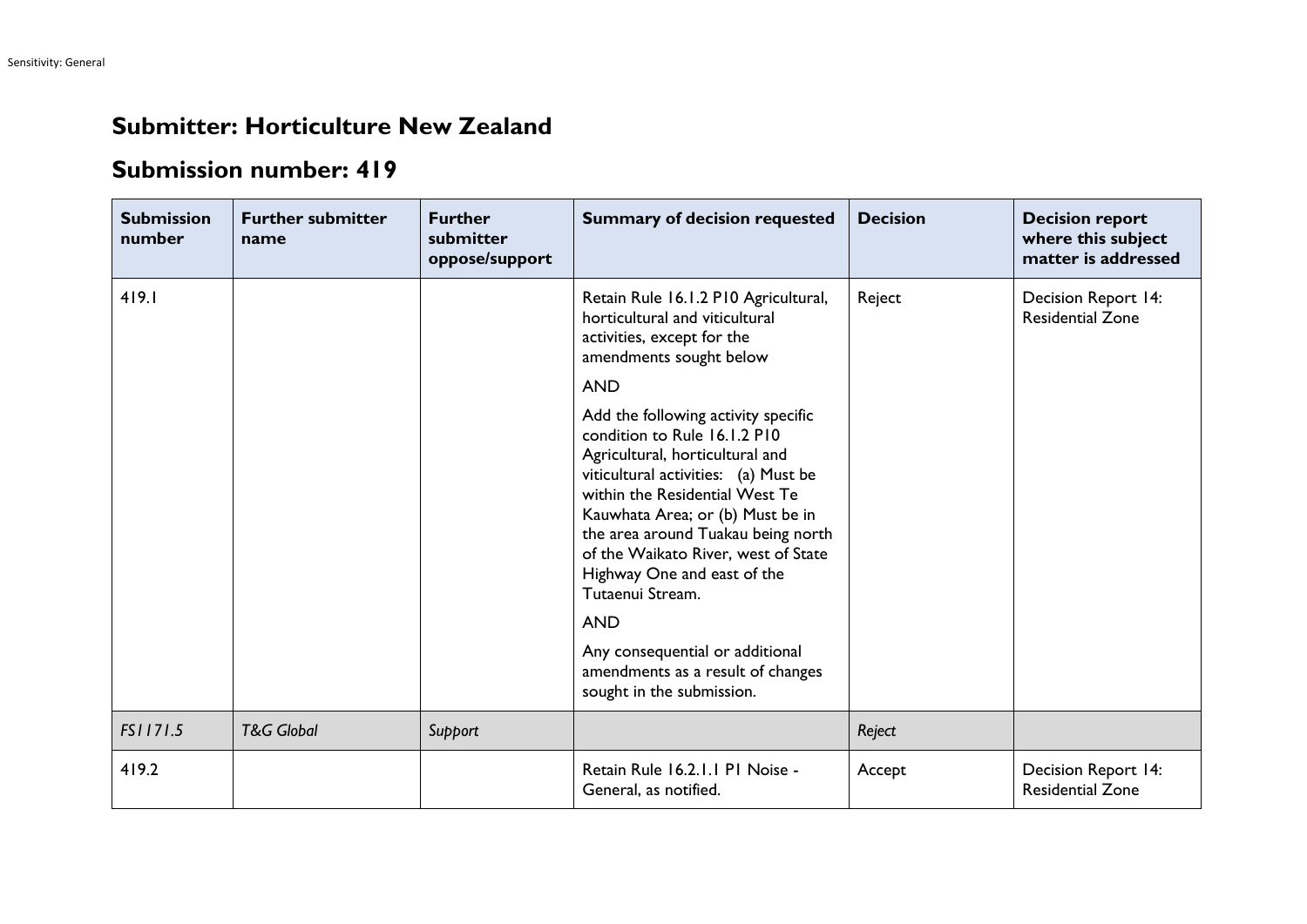# Submitter: Horticulture New Zealand

## Submission number: 419

| Submission number | Further submitter name | Further submitter oppose/support | Summary of decision requested | Decision | Decision report where this subject matter is addressed |
|---|---|---|---|---|---|
| 419.1 | | | Retain Rule 16.1.2 P10 Agricultural, horticultural and viticultural activities, except for the amendments sought below<br><br>AND<br><br>Add the following activity specific condition to Rule 16.1.2 P10 Agricultural, horticultural and viticultural activities: (a) Must be within the Residential West Te Kauwhata Area; or (b) Must be in the area around Tuakau being north of the Waikato River, west of State Highway One and east of the Tutaenui Stream.<br><br>AND<br><br>Any consequential or additional amendments as a result of changes sought in the submission. | Reject | Decision Report 14: Residential Zone |
| *FS1171.5* | *T&G Global* | *Support* | | *Reject* | |
| 419.2 | | | Retain Rule 16.2.1.1 P1 Noise - General, as notified. | Accept | Decision Report 14: Residential Zone |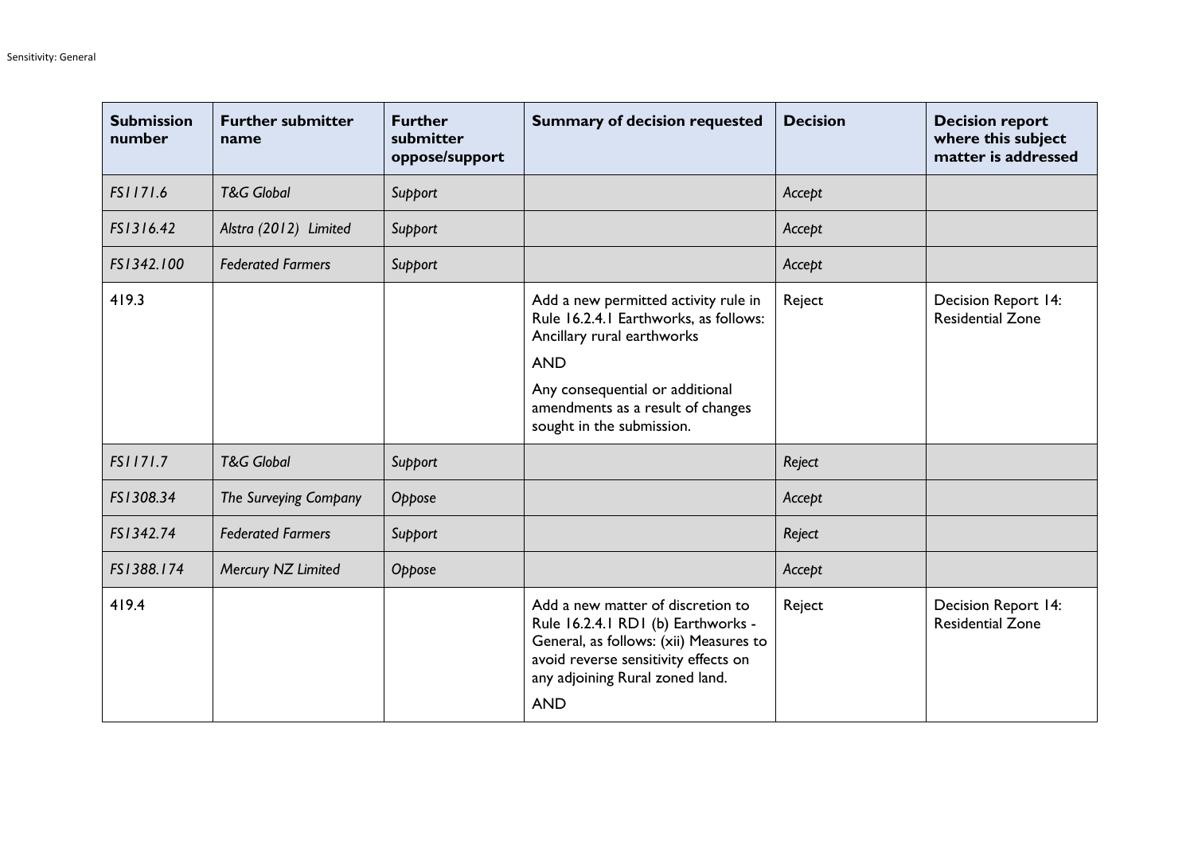| Submission number | Further submitter name | Further submitter oppose/support | Summary of decision requested | Decision | Decision report where this subject matter is addressed |
|---|---|---|---|---|---|
| *FS1171.6* | *T&G Global* | *Support* | | *Accept* | |
| *FS1316.42* | *Alstra (2012) Limited* | *Support* | | *Accept* | |
| *FS1342.100* | *Federated Farmers* | *Support* | | *Accept* | |
| 419.3 | | | Add a new permitted activity rule in Rule 16.2.4.1 Earthworks, as follows: Ancillary rural earthworks<br><br>AND<br><br>Any consequential or additional amendments as a result of changes sought in the submission. | Reject | Decision Report 14: Residential Zone |
| *FS1171.7* | *T&G Global* | *Support* | | *Reject* | |
| *FS1308.34* | *The Surveying Company* | *Oppose* | | *Accept* | |
| *FS1342.74* | *Federated Farmers* | *Support* | | *Reject* | |
| *FS1388.174* | *Mercury NZ Limited* | *Oppose* | | *Accept* | |
| 419.4 | | | Add a new matter of discretion to Rule 16.2.4.1 RD1 (b) Earthworks - General, as follows: (xii) Measures to avoid reverse sensitivity effects on any adjoining Rural zoned land.<br><br>AND | Reject | Decision Report 14: Residential Zone |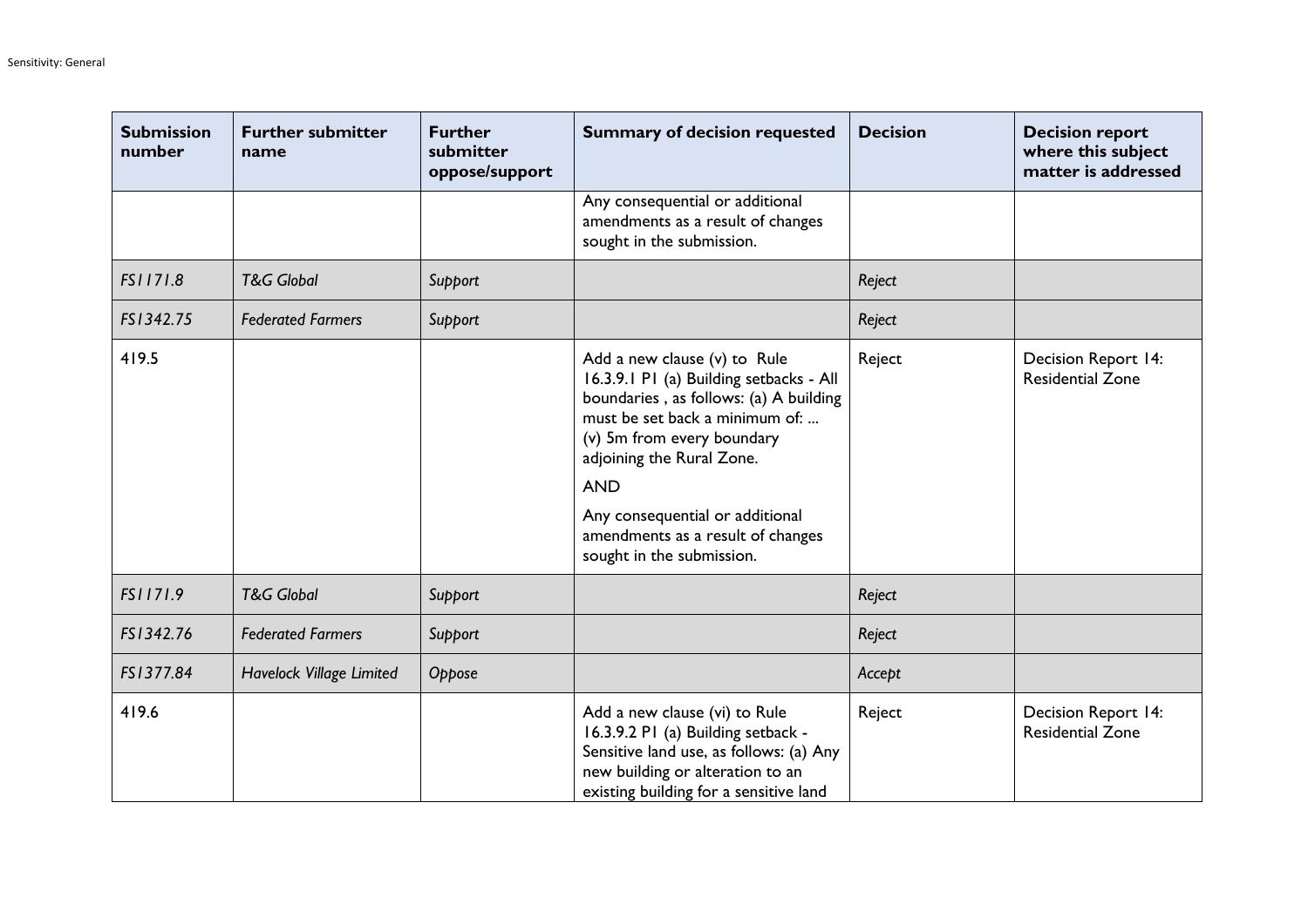| Submission number | Further submitter name | Further submitter oppose/support | Summary of decision requested | Decision | Decision report where this subject matter is addressed |
| --- | --- | --- | --- | --- | --- |
| | | | Any consequential or additional amendments as a result of changes sought in the submission. | | |
| *FS1171.8* | *T&G Global* | *Support* | | *Reject* | |
| *FS1342.75* | *Federated Farmers* | *Support* | | *Reject* | |
| 419.5 | | | Add a new clause (v) to Rule 16.3.9.1 P1 (a) Building setbacks - All boundaries , as follows: (a) A building must be set back a minimum of: ... (v) 5m from every boundary adjoining the Rural Zone. AND Any consequential or additional amendments as a result of changes sought in the submission. | Reject | Decision Report 14: Residential Zone |
| *FS1171.9* | *T&G Global* | *Support* | | *Reject* | |
| *FS1342.76* | *Federated Farmers* | *Support* | | *Reject* | |
| *FS1377.84* | *Havelock Village Limited* | *Oppose* | | *Accept* | |
| 419.6 | | | Add a new clause (vi) to Rule 16.3.9.2 P1 (a) Building setback - Sensitive land use, as follows: (a) Any new building or alteration to an existing building for a sensitive land | Reject | Decision Report 14: Residential Zone |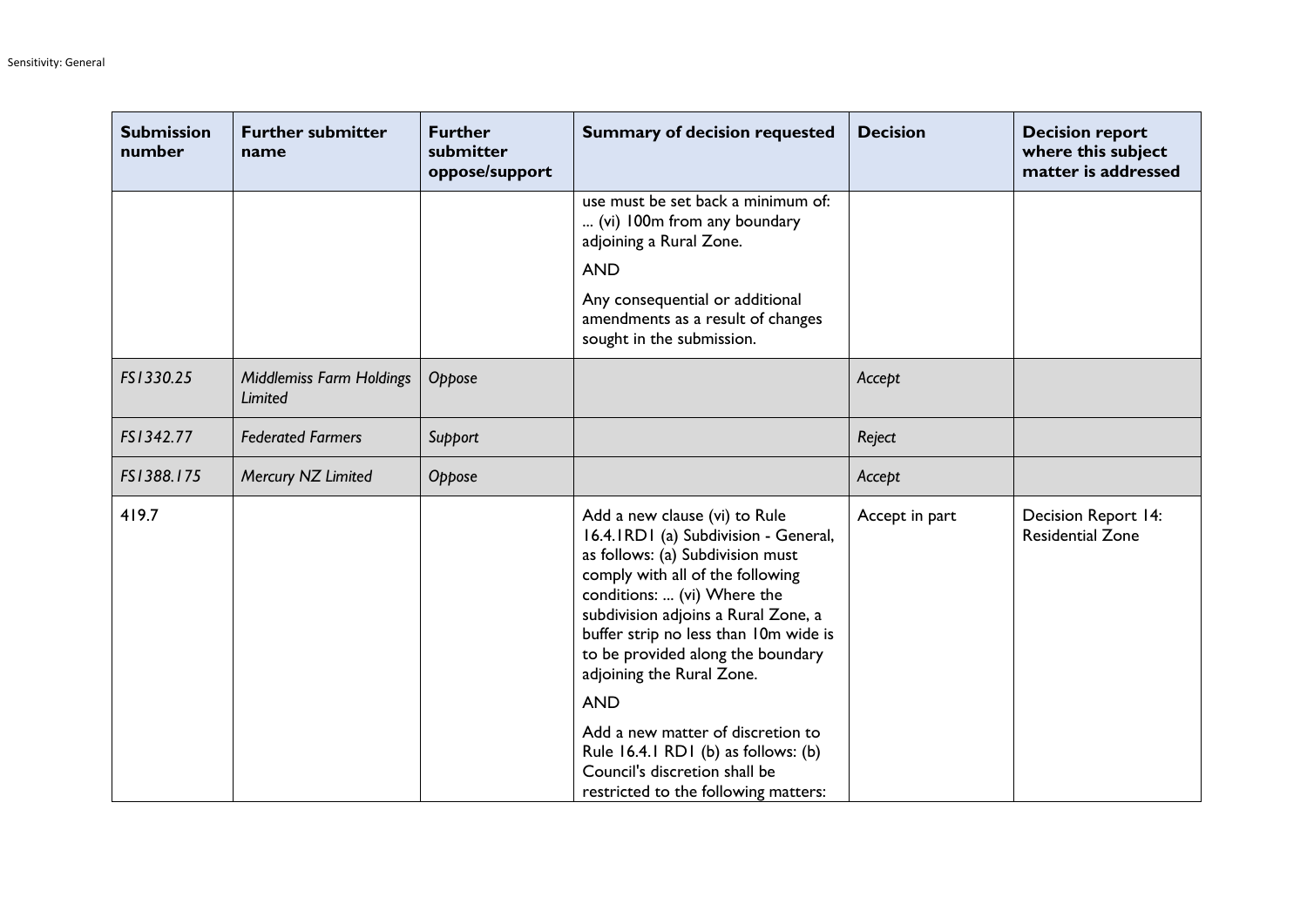| Submission number | Further submitter name | Further submitter oppose/support | Summary of decision requested | Decision | Decision report where this subject matter is addressed |
|---|---|---|---|---|---|
| | | | use must be set back a minimum of: ... (vi) 100m from any boundary adjoining a Rural Zone.<br><br>AND<br><br>Any consequential or additional amendments as a result of changes sought in the submission. | | |
| *FS1330.25* | *Middlemiss Farm Holdings Limited* | *Oppose* | | *Accept* | |
| *FS1342.77* | *Federated Farmers* | *Support* | | *Reject* | |
| *FS1388.175* | *Mercury NZ Limited* | *Oppose* | | *Accept* | |
| 419.7 | | | Add a new clause (vi) to Rule 16.4.1RD1 (a) Subdivision - General, as follows: (a) Subdivision must comply with all of the following conditions: ... (vi) Where the subdivision adjoins a Rural Zone, a buffer strip no less than 10m wide is to be provided along the boundary adjoining the Rural Zone.<br><br>AND<br><br>Add a new matter of discretion to Rule 16.4.1 RD1 (b) as follows: (b) Council's discretion shall be restricted to the following matters: | Accept in part | Decision Report 14: Residential Zone |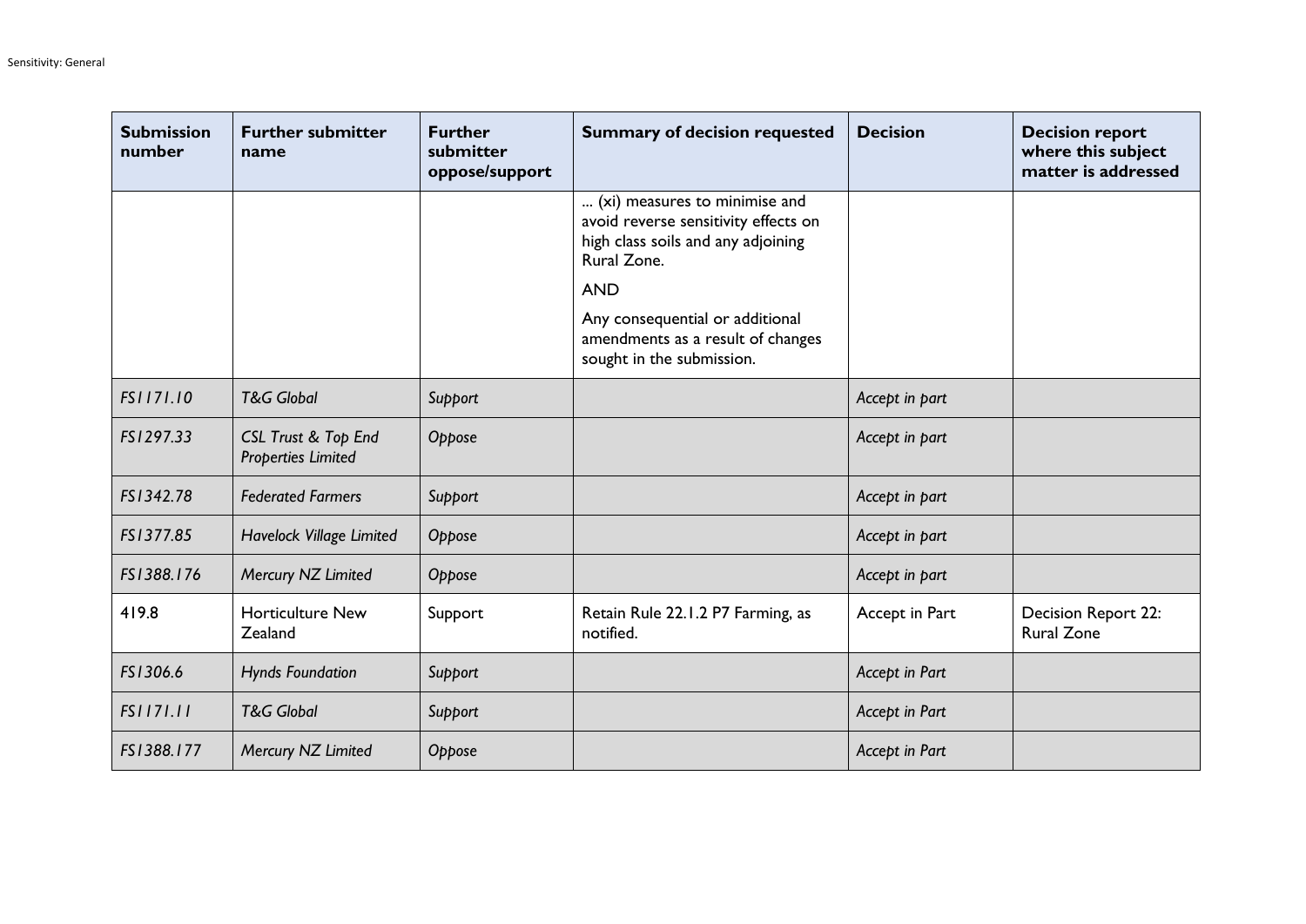| Submission number | Further submitter name | Further submitter oppose/support | Summary of decision requested | Decision | Decision report where this subject matter is addressed |
|---|---|---|---|---|---|
| | | | ... (xi) measures to minimise and avoid reverse sensitivity effects on high class soils and any adjoining Rural Zone.<br><br>AND<br><br>Any consequential or additional amendments as a result of changes sought in the submission. | | |
| *FS1171.10* | *T&G Global* | *Support* | | *Accept in part* | |
| *FS1297.33* | *CSL Trust & Top End Properties Limited* | *Oppose* | | *Accept in part* | |
| *FS1342.78* | *Federated Farmers* | *Support* | | *Accept in part* | |
| *FS1377.85* | *Havelock Village Limited* | *Oppose* | | *Accept in part* | |
| *FS1388.176* | *Mercury NZ Limited* | *Oppose* | | *Accept in part* | |
| 419.8 | Horticulture New Zealand | Support | Retain Rule 22.1.2 P7 Farming, as notified. | Accept in Part | Decision Report 22: Rural Zone |
| *FS1306.6* | *Hynds Foundation* | *Support* | | *Accept in Part* | |
| *FS1171.11* | *T&G Global* | *Support* | | *Accept in Part* | |
| *FS1388.177* | *Mercury NZ Limited* | *Oppose* | | *Accept in Part* | |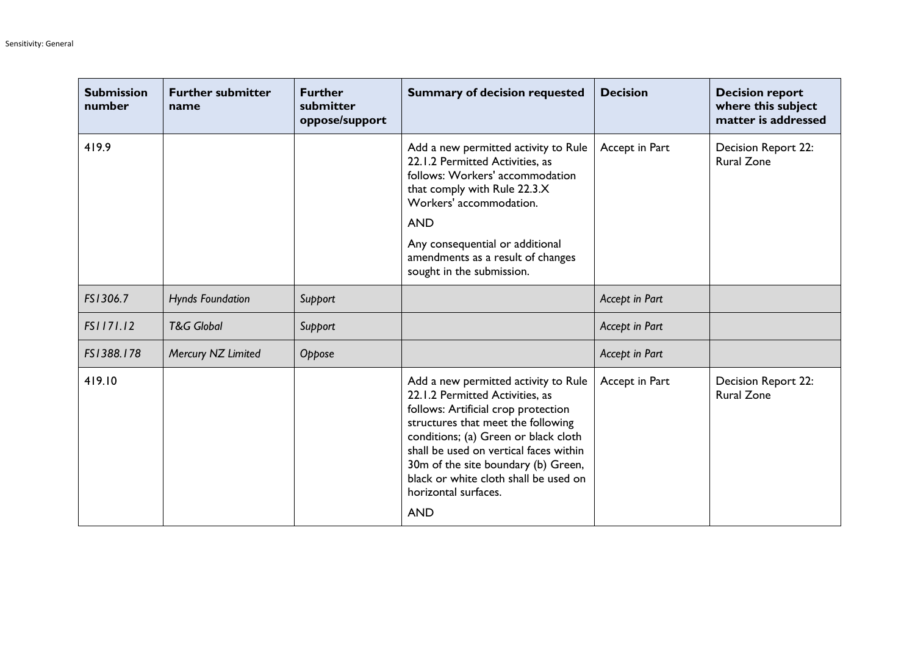| Submission number | Further submitter name | Further submitter oppose/support | Summary of decision requested | Decision | Decision report where this subject matter is addressed |
|---|---|---|---|---|---|
| 419.9 | | | Add a new permitted activity to Rule 22.1.2 Permitted Activities, as follows: Workers' accommodation that comply with Rule 22.3.X Workers' accommodation.<br><br>AND<br><br>Any consequential or additional amendments as a result of changes sought in the submission. | Accept in Part | Decision Report 22: Rural Zone |
| *FS1306.7* | *Hynds Foundation* | *Support* | | *Accept in Part* | |
| *FS1171.12* | *T&G Global* | *Support* | | *Accept in Part* | |
| *FS1388.178* | *Mercury NZ Limited* | *Oppose* | | *Accept in Part* | |
| 419.10 | | | Add a new permitted activity to Rule 22.1.2 Permitted Activities, as follows: Artificial crop protection structures that meet the following conditions; (a) Green or black cloth shall be used on vertical faces within 30m of the site boundary (b) Green, black or white cloth shall be used on horizontal surfaces.<br><br>AND | Accept in Part | Decision Report 22: Rural Zone |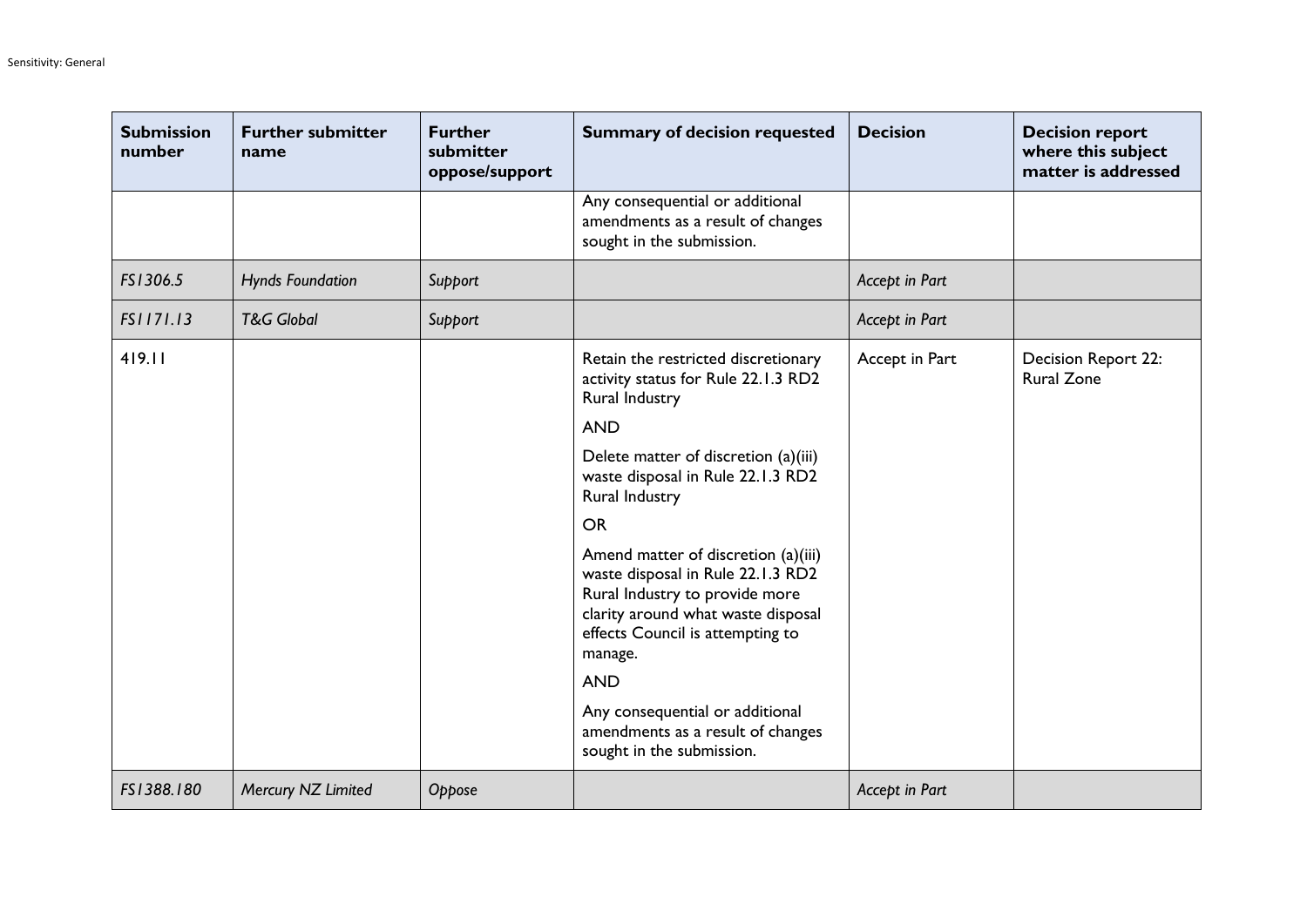| Submission number | Further submitter name | Further submitter oppose/support | Summary of decision requested | Decision | Decision report where this subject matter is addressed |
|---|---|---|---|---|---|
| | | | Any consequential or additional amendments as a result of changes sought in the submission. | | |
| *FS1306.5* | *Hynds Foundation* | *Support* | | *Accept in Part* | |
| *FS1171.13* | *T&G Global* | *Support* | | *Accept in Part* | |
| 419.11 | | | Retain the restricted discretionary activity status for Rule 22.1.3 RD2 Rural Industry<br><br>AND<br><br>Delete matter of discretion (a)(iii) waste disposal in Rule 22.1.3 RD2 Rural Industry<br><br>OR<br><br>Amend matter of discretion (a)(iii) waste disposal in Rule 22.1.3 RD2 Rural Industry to provide more clarity around what waste disposal effects Council is attempting to manage.<br><br>AND<br><br>Any consequential or additional amendments as a result of changes sought in the submission. | Accept in Part | Decision Report 22: Rural Zone |
| *FS1388.180* | *Mercury NZ Limited* | *Oppose* | | *Accept in Part* | |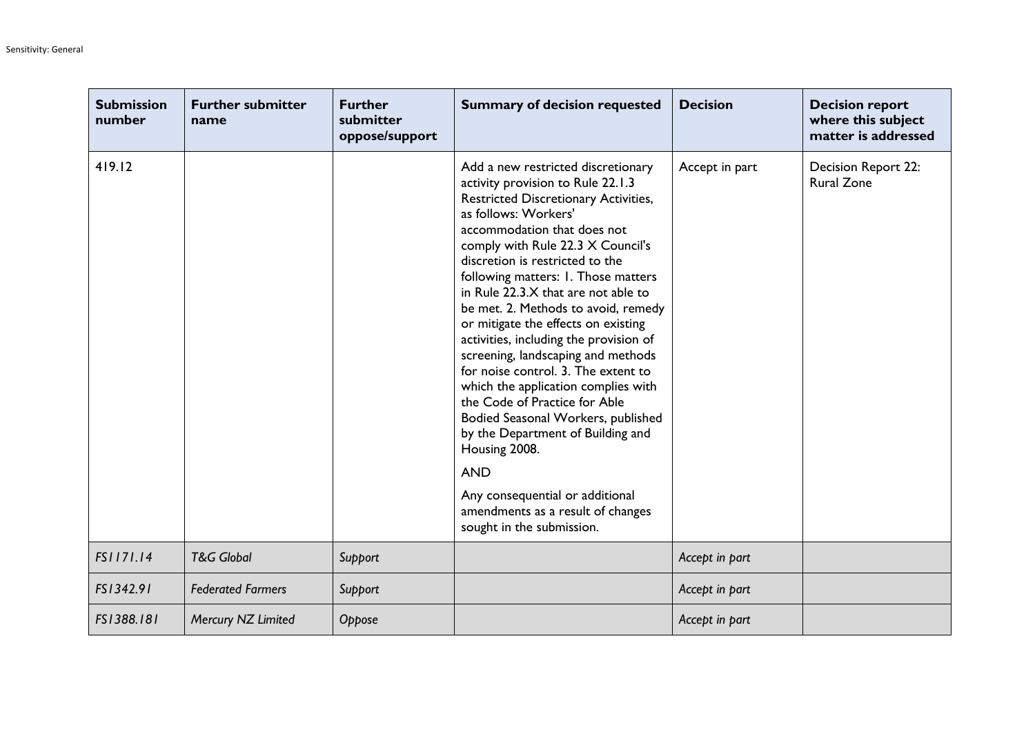| Submission number | Further submitter name | Further submitter oppose/support | Summary of decision requested | Decision | Decision report where this subject matter is addressed |
|---|---|---|---|---|---|
| 419.12 | | | Add a new restricted discretionary activity provision to Rule 22.1.3 Restricted Discretionary Activities, as follows: Workers' accommodation that does not comply with Rule 22.3 X Council's discretion is restricted to the following matters: 1. Those matters in Rule 22.3.X that are not able to be met. 2. Methods to avoid, remedy or mitigate the effects on existing activities, including the provision of screening, landscaping and methods for noise control. 3. The extent to which the application complies with the Code of Practice for Able Bodied Seasonal Workers, published by the Department of Building and Housing 2008.<br><br>AND<br><br>Any consequential or additional amendments as a result of changes sought in the submission. | Accept in part | Decision Report 22: Rural Zone |
| *FS1171.14* | *T&G Global* | *Support* | | *Accept in part* | |
| *FS1342.91* | *Federated Farmers* | *Support* | | *Accept in part* | |
| *FS1388.181* | *Mercury NZ Limited* | *Oppose* | | *Accept in part* | |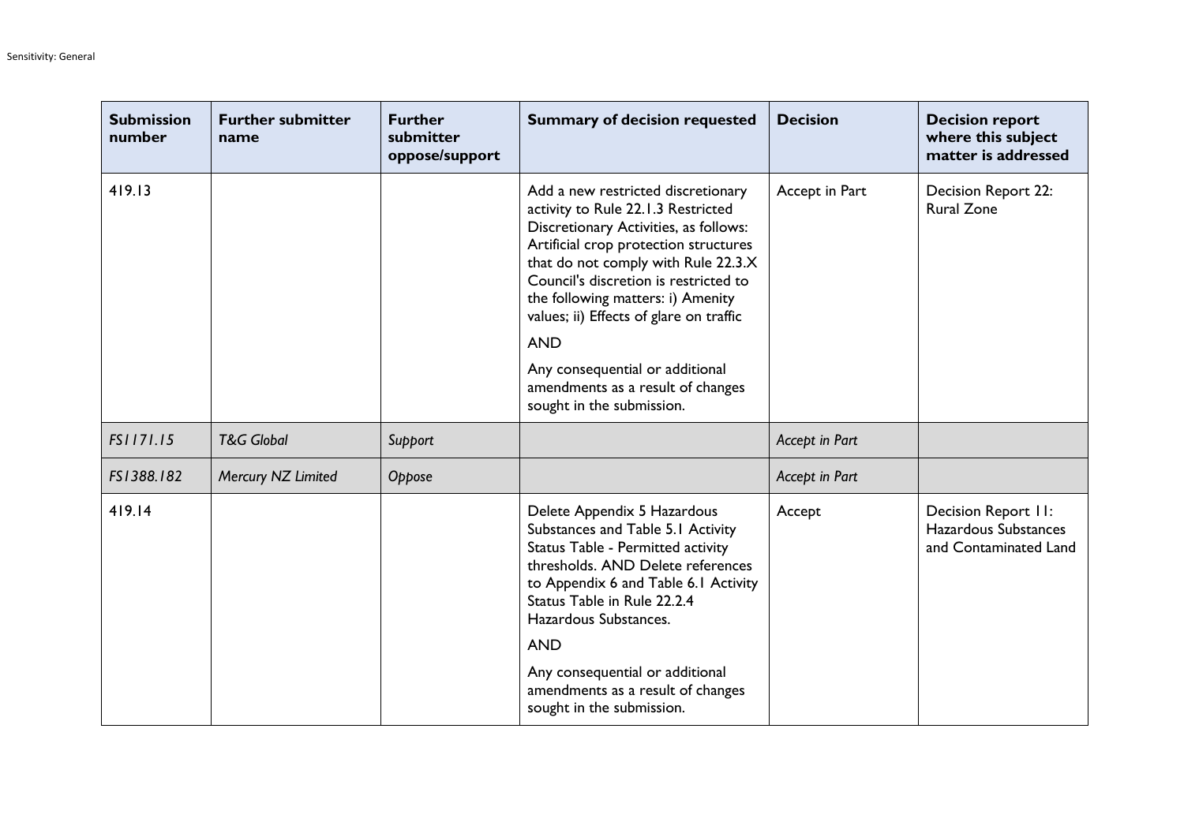| Submission number | Further submitter name | Further submitter oppose/support | Summary of decision requested | Decision | Decision report where this subject matter is addressed |
|---|---|---|---|---|---|
| 419.13 | | | Add a new restricted discretionary activity to Rule 22.1.3 Restricted Discretionary Activities, as follows: Artificial crop protection structures that do not comply with Rule 22.3.X Council's discretion is restricted to the following matters: i) Amenity values; ii) Effects of glare on traffic<br><br>AND<br><br>Any consequential or additional amendments as a result of changes sought in the submission. | Accept in Part | Decision Report 22: Rural Zone |
| *FS1171.15* | *T&G Global* | *Support* | | *Accept in Part* | |
| *FS1388.182* | *Mercury NZ Limited* | *Oppose* | | *Accept in Part* | |
| 419.14 | | | Delete Appendix 5 Hazardous Substances and Table 5.1 Activity Status Table - Permitted activity thresholds. AND Delete references to Appendix 6 and Table 6.1 Activity Status Table in Rule 22.2.4 Hazardous Substances.<br><br>AND<br><br>Any consequential or additional amendments as a result of changes sought in the submission. | Accept | Decision Report 11: Hazardous Substances and Contaminated Land |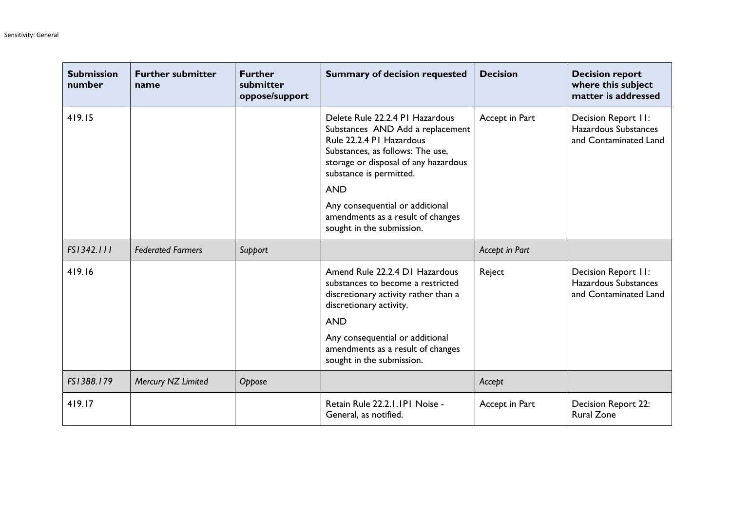| Submission number | Further submitter name | Further submitter oppose/support | Summary of decision requested | Decision | Decision report where this subject matter is addressed |
|---|---|---|---|---|---|
| 419.15 | | | Delete Rule 22.2.4 P1 Hazardous Substances AND Add a replacement Rule 22.2.4 P1 Hazardous Substances, as follows: The use, storage or disposal of any hazardous substance is permitted.<br><br>AND<br><br>Any consequential or additional amendments as a result of changes sought in the submission. | Accept in Part | Decision Report 11: Hazardous Substances and Contaminated Land |
| *FS1342.111* | *Federated Farmers* | *Support* | | *Accept in Part* | |
| 419.16 | | | Amend Rule 22.2.4 D1 Hazardous substances to become a restricted discretionary activity rather than a discretionary activity.<br><br>AND<br><br>Any consequential or additional amendments as a result of changes sought in the submission. | Reject | Decision Report 11: Hazardous Substances and Contaminated Land |
| *FS1388.179* | *Mercury NZ Limited* | *Oppose* | | *Accept* | |
| 419.17 | | | Retain Rule 22.2.1.1P1 Noise - General, as notified. | Accept in Part | Decision Report 22: Rural Zone |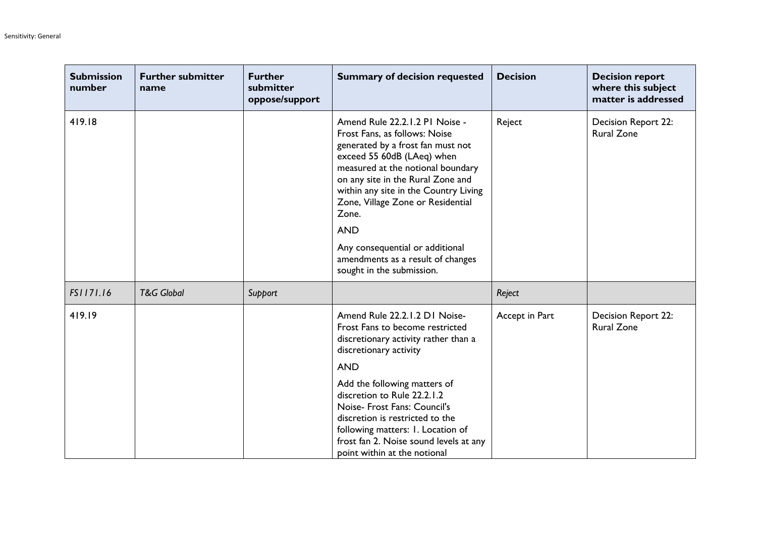| Submission number | Further submitter name | Further submitter oppose/support | Summary of decision requested | Decision | Decision report where this subject matter is addressed |
|---|---|---|---|---|---|
| 419.18 | | | Amend Rule 22.2.1.2 P1 Noise - Frost Fans, as follows: Noise generated by a frost fan must not exceed 55 60dB (LAeq) when measured at the notional boundary on any site in the Rural Zone and within any site in the Country Living Zone, Village Zone or Residential Zone. AND Any consequential or additional amendments as a result of changes sought in the submission. | Reject | Decision Report 22: Rural Zone |
| *FS1171.16* | *T&G Global* | *Support* | | *Reject* | |
| 419.19 | | | Amend Rule 22.2.1.2 D1 Noise- Frost Fans to become restricted discretionary activity rather than a discretionary activity AND Add the following matters of discretion to Rule 22.2.1.2 Noise- Frost Fans: Council's discretion is restricted to the following matters: 1. Location of frost fan 2. Noise sound levels at any point within at the notional | Accept in Part | Decision Report 22: Rural Zone |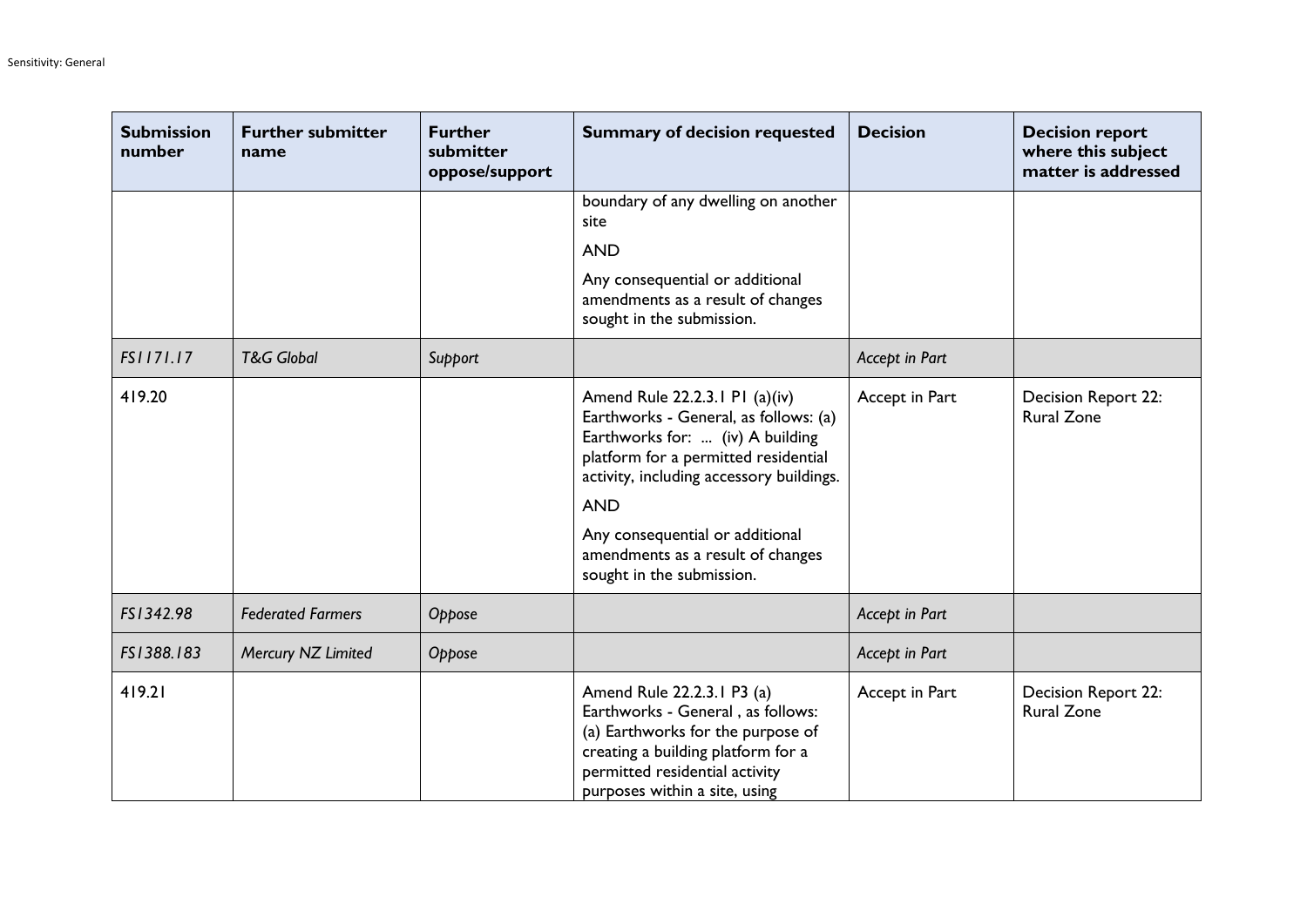| Submission number | Further submitter name | Further submitter oppose/support | Summary of decision requested | Decision | Decision report where this subject matter is addressed |
|---|---|---|---|---|---|
| | | | boundary of any dwelling on another site<br><br>AND<br><br>Any consequential or additional amendments as a result of changes sought in the submission. | | |
| *FS1171.17* | *T&G Global* | *Support* | | *Accept in Part* | |
| 419.20 | | | Amend Rule 22.2.3.1 P1 (a)(iv) Earthworks - General, as follows: (a) Earthworks for: ... (iv) A building platform for a permitted residential activity, including accessory buildings.<br><br>AND<br><br>Any consequential or additional amendments as a result of changes sought in the submission. | Accept in Part | Decision Report 22: Rural Zone |
| *FS1342.98* | *Federated Farmers* | *Oppose* | | *Accept in Part* | |
| *FS1388.183* | *Mercury NZ Limited* | *Oppose* | | *Accept in Part* | |
| 419.21 | | | Amend Rule 22.2.3.1 P3 (a) Earthworks - General , as follows: (a) Earthworks for the purpose of creating a building platform for a permitted residential activity purposes within a site, using | Accept in Part | Decision Report 22: Rural Zone |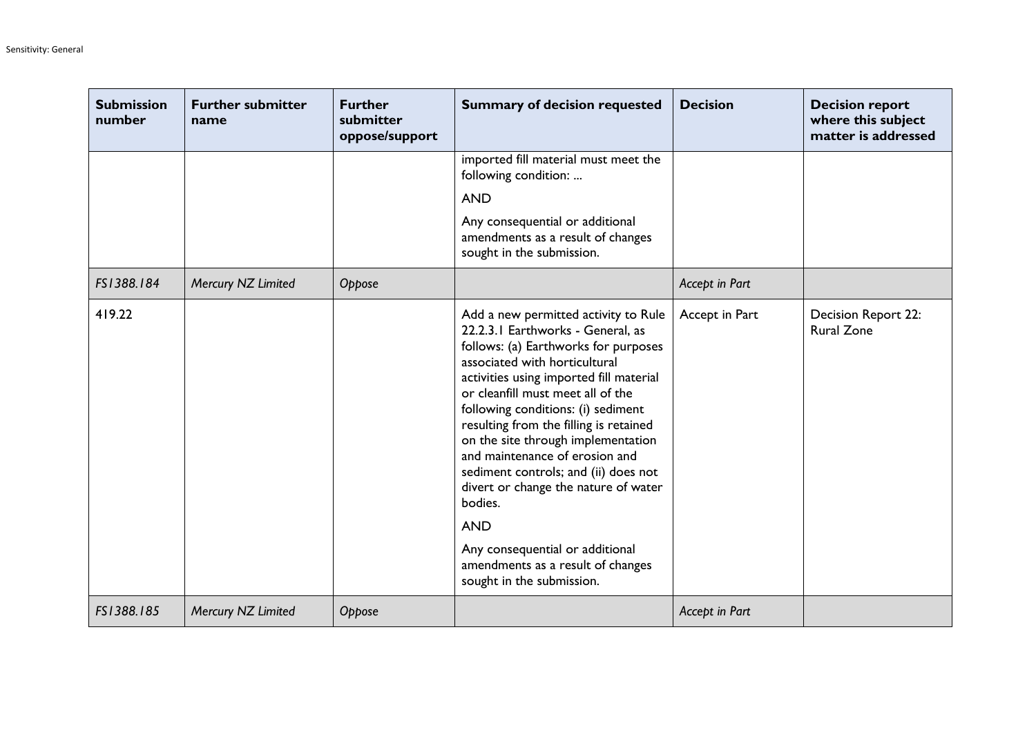| Submission number | Further submitter name | Further submitter oppose/support | Summary of decision requested | Decision | Decision report where this subject matter is addressed |
|---|---|---|---|---|---|
| | | | imported fill material must meet the following condition: ... <br><br> AND <br><br> Any consequential or additional amendments as a result of changes sought in the submission. | | |
| *FS1388.184* | *Mercury NZ Limited* | *Oppose* | | *Accept in Part* | |
| 419.22 | | | Add a new permitted activity to Rule 22.2.3.1 Earthworks - General, as follows: (a) Earthworks for purposes associated with horticultural activities using imported fill material or cleanfill must meet all of the following conditions: (i) sediment resulting from the filling is retained on the site through implementation and maintenance of erosion and sediment controls; and (ii) does not divert or change the nature of water bodies. <br><br> AND <br><br> Any consequential or additional amendments as a result of changes sought in the submission. | Accept in Part | Decision Report 22: Rural Zone |
| *FS1388.185* | *Mercury NZ Limited* | *Oppose* | | *Accept in Part* | |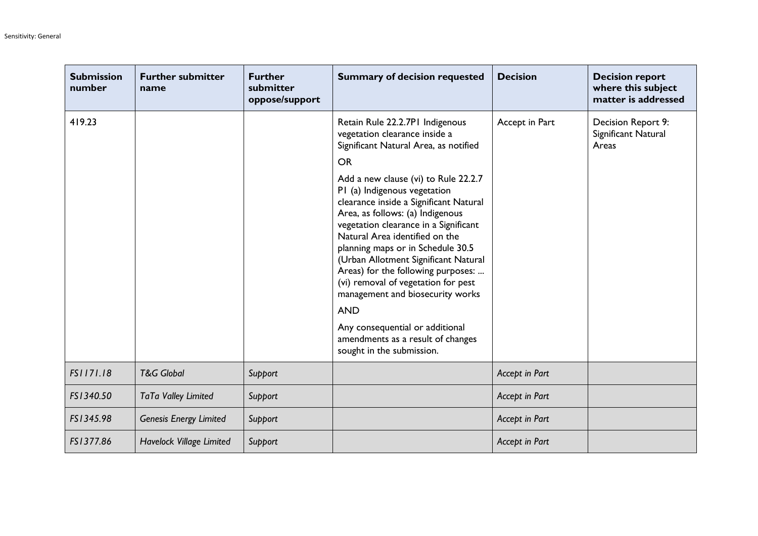| Submission number | Further submitter name | Further submitter oppose/support | Summary of decision requested | Decision | Decision report where this subject matter is addressed |
|---|---|---|---|---|---|
| 419.23 | | | Retain Rule 22.2.7P1 Indigenous vegetation clearance inside a Significant Natural Area, as notified<br><br>OR<br><br>Add a new clause (vi) to Rule 22.2.7 P1 (a) Indigenous vegetation clearance inside a Significant Natural Area, as follows: (a) Indigenous vegetation clearance in a Significant Natural Area identified on the planning maps or in Schedule 30.5 (Urban Allotment Significant Natural Areas) for the following purposes: ... (vi) removal of vegetation for pest management and biosecurity works<br><br>AND<br><br>Any consequential or additional amendments as a result of changes sought in the submission. | Accept in Part | Decision Report 9: Significant Natural Areas |
| *FS1171.18* | *T&G Global* | *Support* | | *Accept in Part* | |
| *FS1340.50* | *TaTa Valley Limited* | *Support* | | *Accept in Part* | |
| *FS1345.98* | *Genesis Energy Limited* | *Support* | | *Accept in Part* | |
| *FS1377.86* | *Havelock Village Limited* | *Support* | | *Accept in Part* | |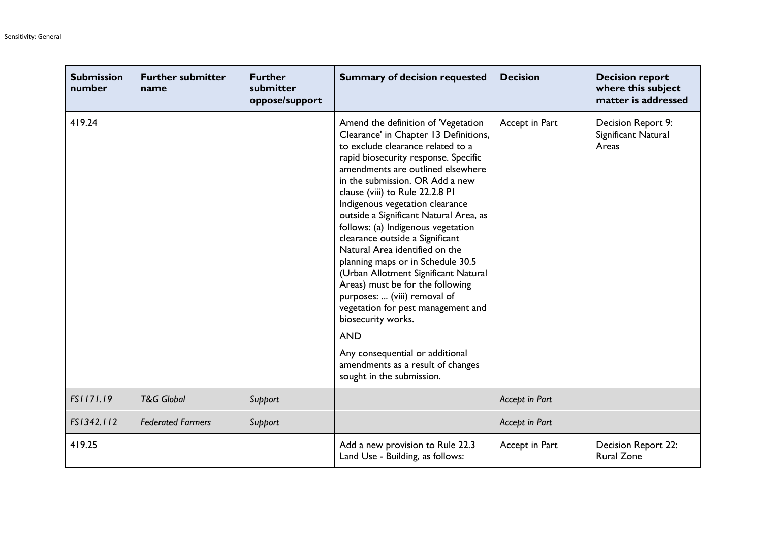| Submission number | Further submitter name | Further submitter oppose/support | Summary of decision requested | Decision | Decision report where this subject matter is addressed |
|---|---|---|---|---|---|
| 419.24 | | | Amend the definition of 'Vegetation Clearance' in Chapter 13 Definitions, to exclude clearance related to a rapid biosecurity response. Specific amendments are outlined elsewhere in the submission. OR Add a new clause (viii) to Rule 22.2.8 P1 Indigenous vegetation clearance outside a Significant Natural Area, as follows: (a) Indigenous vegetation clearance outside a Significant Natural Area identified on the planning maps or in Schedule 30.5 (Urban Allotment Significant Natural Areas) must be for the following purposes: ... (viii) removal of vegetation for pest management and biosecurity works. <br><br> AND <br><br> Any consequential or additional amendments as a result of changes sought in the submission. | Accept in Part | Decision Report 9: Significant Natural Areas |
| *FS1171.19* | *T&G Global* | *Support* | | *Accept in Part* | |
| *FS1342.112* | *Federated Farmers* | *Support* | | *Accept in Part* | |
| 419.25 | | | Add a new provision to Rule 22.3 Land Use - Building, as follows: | Accept in Part | Decision Report 22: Rural Zone |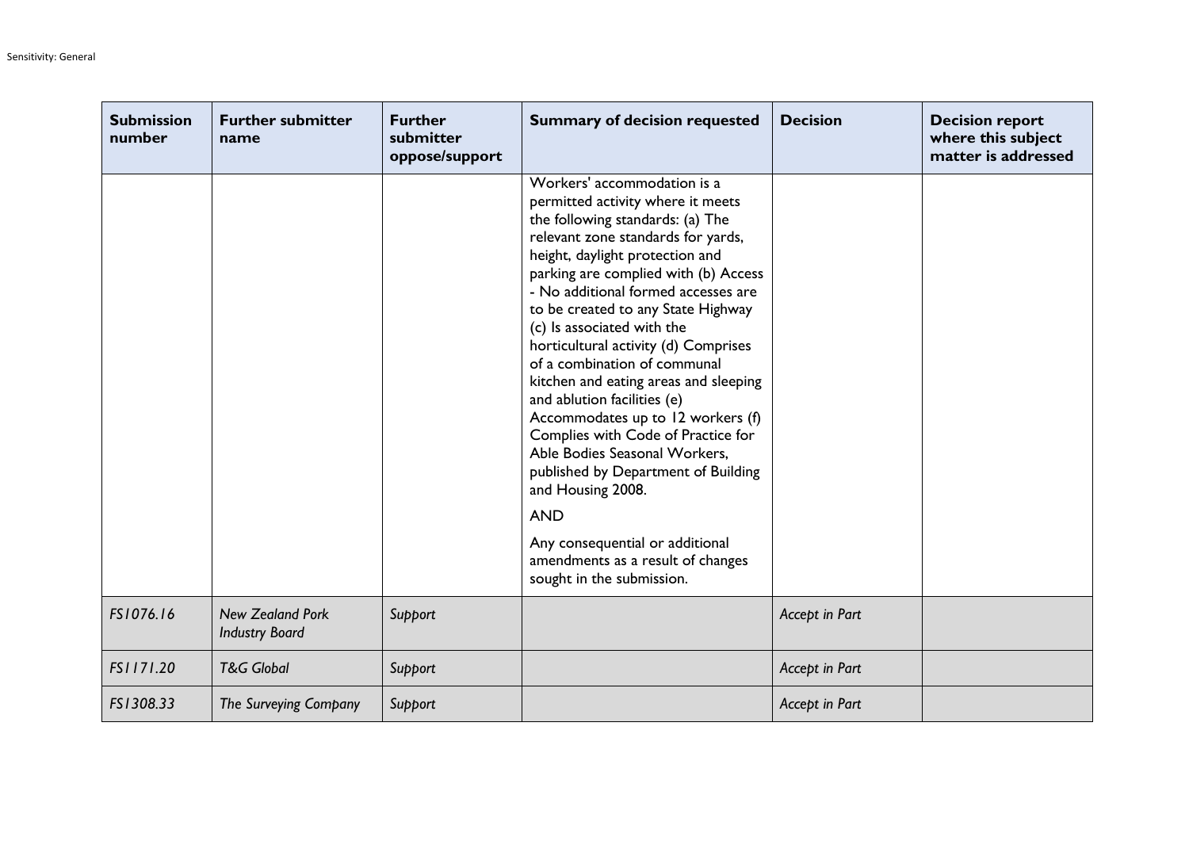| Submission number | Further submitter name | Further submitter oppose/support | Summary of decision requested | Decision | Decision report where this subject matter is addressed |
|---|---|---|---|---|---|
| | | | Workers' accommodation is a permitted activity where it meets the following standards: (a) The relevant zone standards for yards, height, daylight protection and parking are complied with (b) Access - No additional formed accesses are to be created to any State Highway (c) Is associated with the horticultural activity (d) Comprises of a combination of communal kitchen and eating areas and sleeping and ablution facilities (e) Accommodates up to 12 workers (f) Complies with Code of Practice for Able Bodies Seasonal Workers, published by Department of Building and Housing 2008. <br><br> AND <br><br> Any consequential or additional amendments as a result of changes sought in the submission. | | |
| *FS1076.16* | *New Zealand Pork Industry Board* | *Support* | | *Accept in Part* | |
| *FS1171.20* | *T&G Global* | *Support* | | *Accept in Part* | |
| *FS1308.33* | *The Surveying Company* | *Support* | | *Accept in Part* | |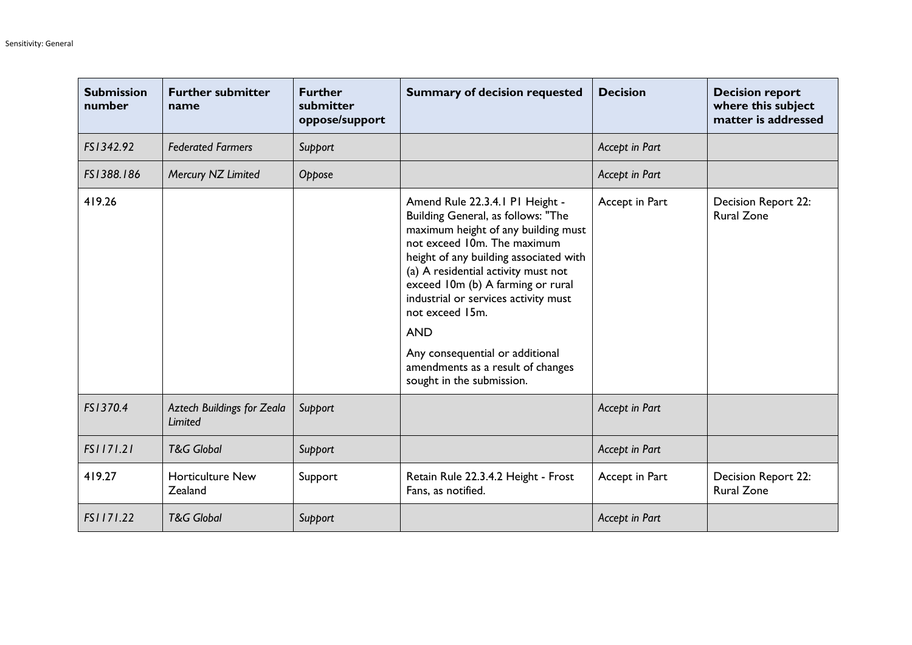| Submission number | Further submitter name | Further submitter oppose/support | Summary of decision requested | Decision | Decision report where this subject matter is addressed |
|---|---|---|---|---|---|
| *FS1342.92* | *Federated Farmers* | *Support* | | *Accept in Part* | |
| *FS1388.186* | *Mercury NZ Limited* | *Oppose* | | *Accept in Part* | |
| 419.26 | | | Amend Rule 22.3.4.1 P1 Height - Building General, as follows: "The maximum height of any building must not exceed 10m. The maximum height of any building associated with (a) A residential activity must not exceed 10m (b) A farming or rural industrial or services activity must not exceed 15m.<br><br>AND<br><br>Any consequential or additional amendments as a result of changes sought in the submission. | Accept in Part | Decision Report 22: Rural Zone |
| *FS1370.4* | *Aztech Buildings for Zeala Limited* | *Support* | | *Accept in Part* | |
| *FS1171.21* | *T&G Global* | *Support* | | *Accept in Part* | |
| 419.27 | Horticulture New Zealand | Support | Retain Rule 22.3.4.2 Height - Frost Fans, as notified. | Accept in Part | Decision Report 22: Rural Zone |
| *FS1171.22* | *T&G Global* | *Support* | | *Accept in Part* | |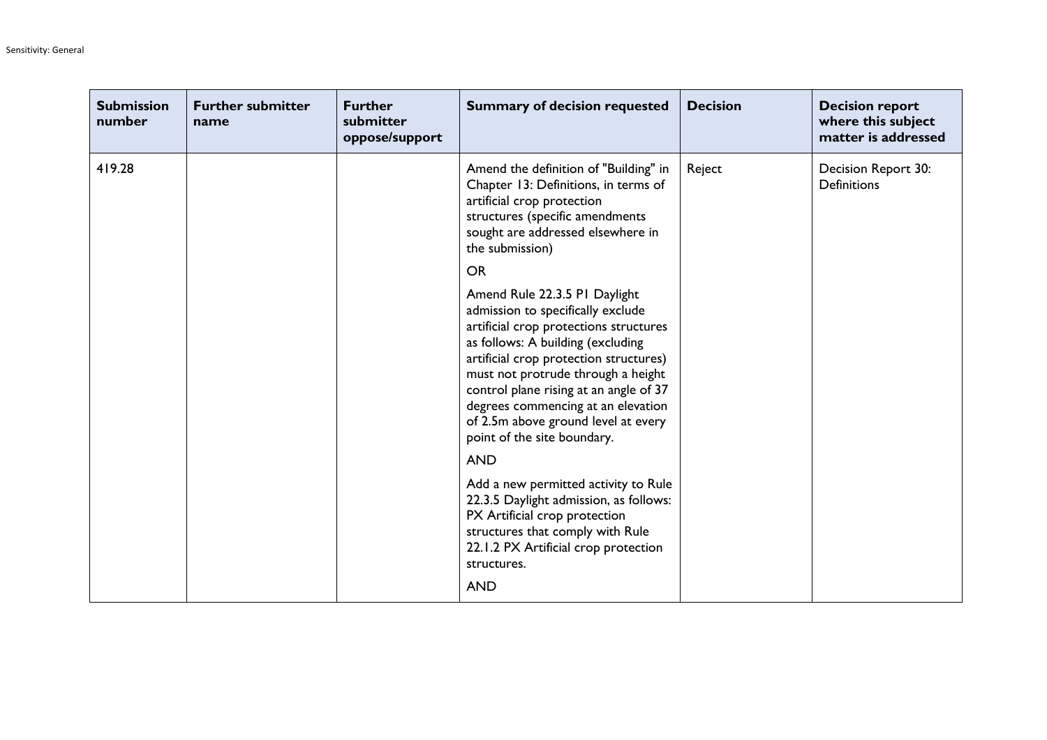| Submission number | Further submitter name | Further submitter oppose/support | Summary of decision requested | Decision | Decision report where this subject matter is addressed |
|---|---|---|---|---|---|
| 419.28 | | | Amend the definition of "Building" in Chapter 13: Definitions, in terms of artificial crop protection structures (specific amendments sought are addressed elsewhere in the submission)<br><br>OR<br><br>Amend Rule 22.3.5 P1 Daylight admission to specifically exclude artificial crop protections structures as follows: A building (excluding artificial crop protection structures) must not protrude through a height control plane rising at an angle of 37 degrees commencing at an elevation of 2.5m above ground level at every point of the site boundary.<br><br>AND<br><br>Add a new permitted activity to Rule 22.3.5 Daylight admission, as follows: PX Artificial crop protection structures that comply with Rule 22.1.2 PX Artificial crop protection structures.<br><br>AND | Reject | Decision Report 30: Definitions |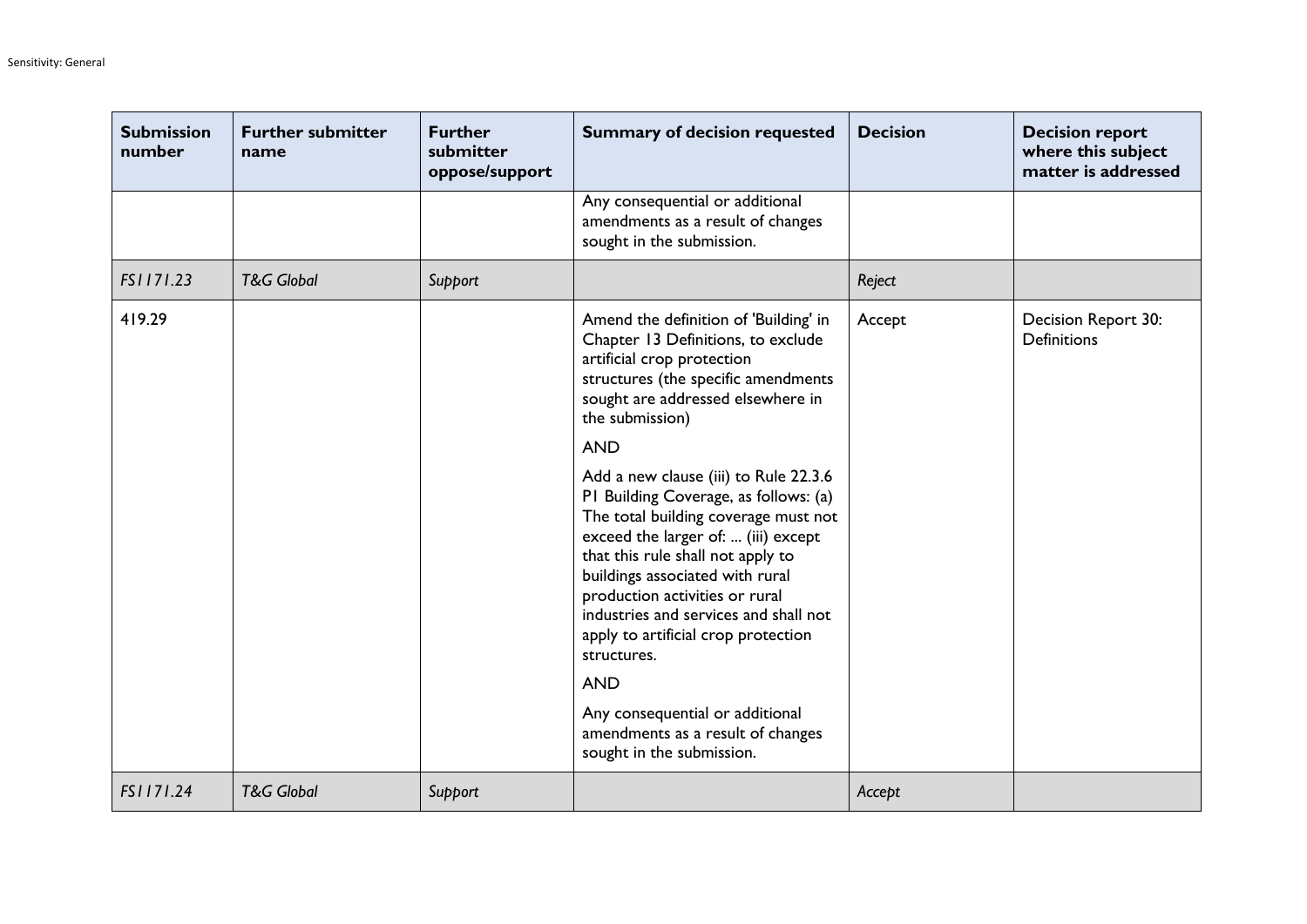| Submission number | Further submitter name | Further submitter oppose/support | Summary of decision requested | Decision | Decision report where this subject matter is addressed |
|---|---|---|---|---|---|
| | | | Any consequential or additional amendments as a result of changes sought in the submission. | | |
| *FS1171.23* | *T&G Global* | *Support* | | *Reject* | |
| 419.29 | | | Amend the definition of 'Building' in Chapter 13 Definitions, to exclude artificial crop protection structures (the specific amendments sought are addressed elsewhere in the submission)<br><br>AND<br><br>Add a new clause (iii) to Rule 22.3.6 P1 Building Coverage, as follows: (a) The total building coverage must not exceed the larger of: ... (iii) except that this rule shall not apply to buildings associated with rural production activities or rural industries and services and shall not apply to artificial crop protection structures.<br><br>AND<br><br>Any consequential or additional amendments as a result of changes sought in the submission. | Accept | Decision Report 30: Definitions |
| *FS1171.24* | *T&G Global* | *Support* | | *Accept* | |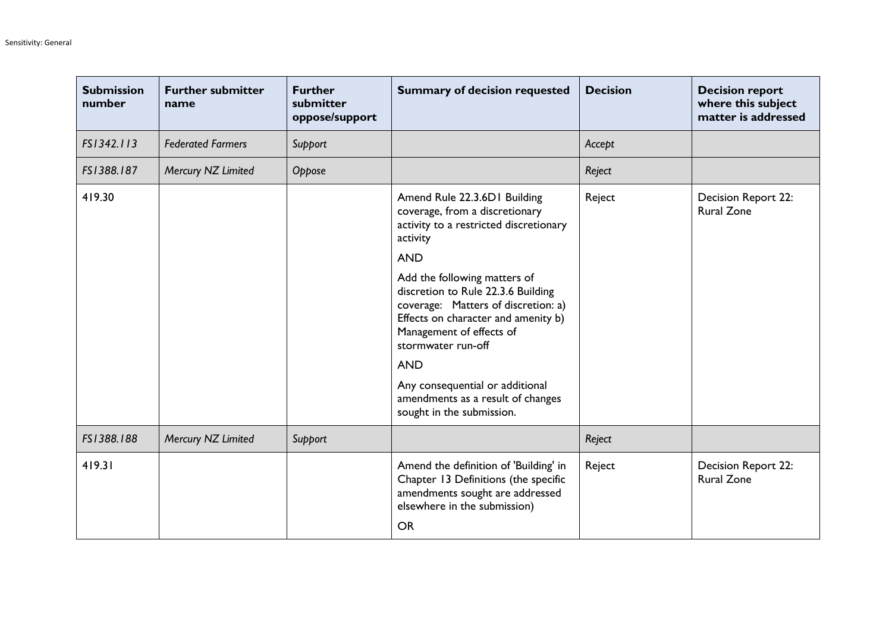| Submission number | Further submitter name | Further submitter oppose/support | Summary of decision requested | Decision | Decision report where this subject matter is addressed |
|---|---|---|---|---|---|
| *FS1342.113* | *Federated Farmers* | *Support* | | *Accept* | |
| *FS1388.187* | *Mercury NZ Limited* | *Oppose* | | *Reject* | |
| 419.30 | | | Amend Rule 22.3.6D1 Building coverage, from a discretionary activity to a restricted discretionary activity<br><br>AND<br><br>Add the following matters of discretion to Rule 22.3.6 Building coverage: Matters of discretion: a) Effects on character and amenity b) Management of effects of stormwater run-off<br><br>AND<br><br>Any consequential or additional amendments as a result of changes sought in the submission. | Reject | Decision Report 22: Rural Zone |
| *FS1388.188* | *Mercury NZ Limited* | *Support* | | *Reject* | |
| 419.31 | | | Amend the definition of 'Building' in Chapter 13 Definitions (the specific amendments sought are addressed elsewhere in the submission)<br><br>OR | Reject | Decision Report 22: Rural Zone |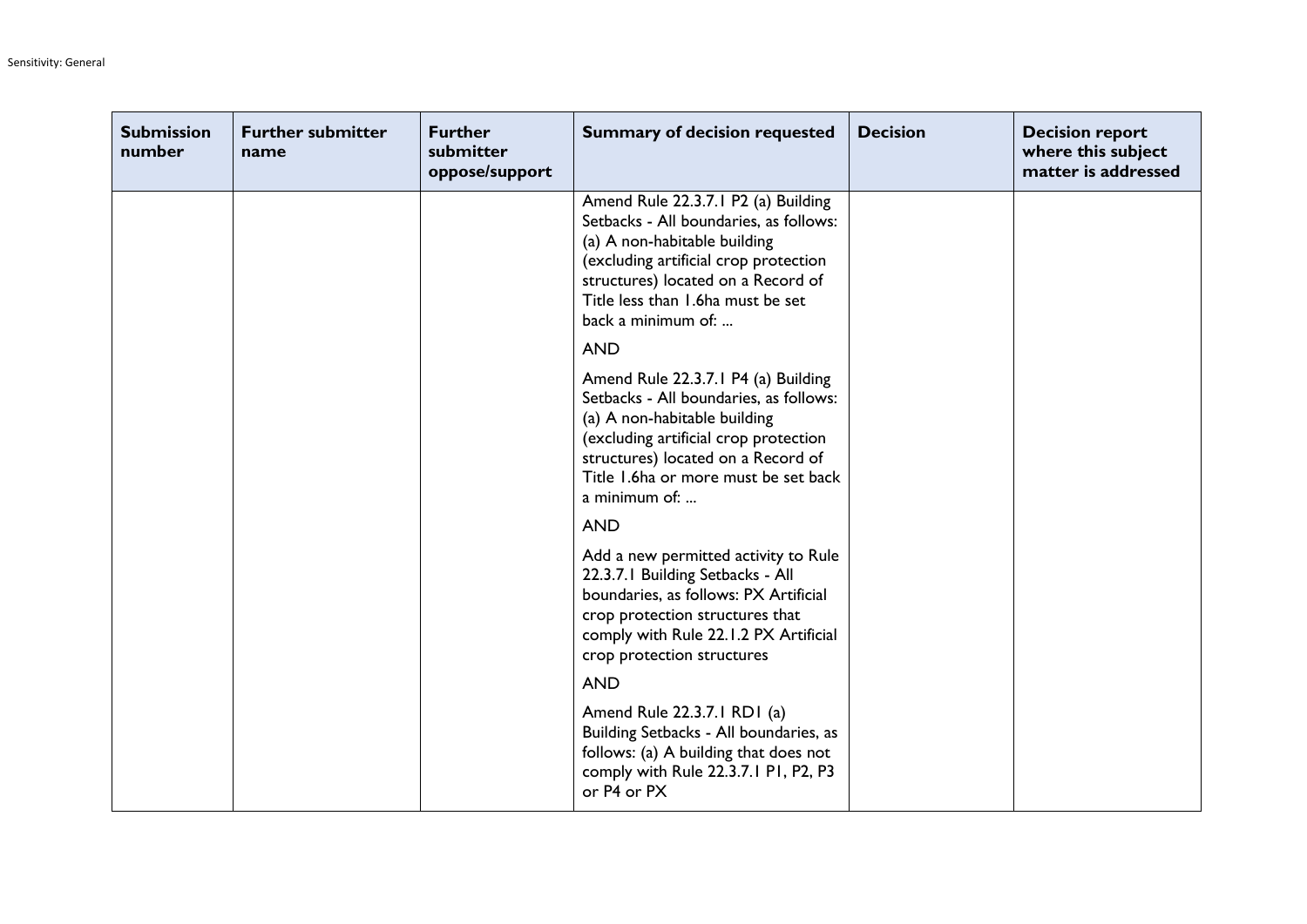| Submission number | Further submitter name | Further submitter oppose/support | Summary of decision requested | Decision | Decision report where this subject matter is addressed |
|---|---|---|---|---|---|
| | | | Amend Rule 22.3.7.1 P2 (a) Building Setbacks - All boundaries, as follows: (a) A non-habitable building (excluding artificial crop protection structures) located on a Record of Title less than 1.6ha must be set back a minimum of: ...<br><br>AND<br><br>Amend Rule 22.3.7.1 P4 (a) Building Setbacks - All boundaries, as follows: (a) A non-habitable building (excluding artificial crop protection structures) located on a Record of Title 1.6ha or more must be set back a minimum of: ...<br><br>AND<br><br>Add a new permitted activity to Rule 22.3.7.1 Building Setbacks - All boundaries, as follows: PX Artificial crop protection structures that comply with Rule 22.1.2 PX Artificial crop protection structures<br><br>AND<br><br>Amend Rule 22.3.7.1 RD1 (a) Building Setbacks - All boundaries, as follows: (a) A building that does not comply with Rule 22.3.7.1 P1, P2, P3 or P4 or PX | | |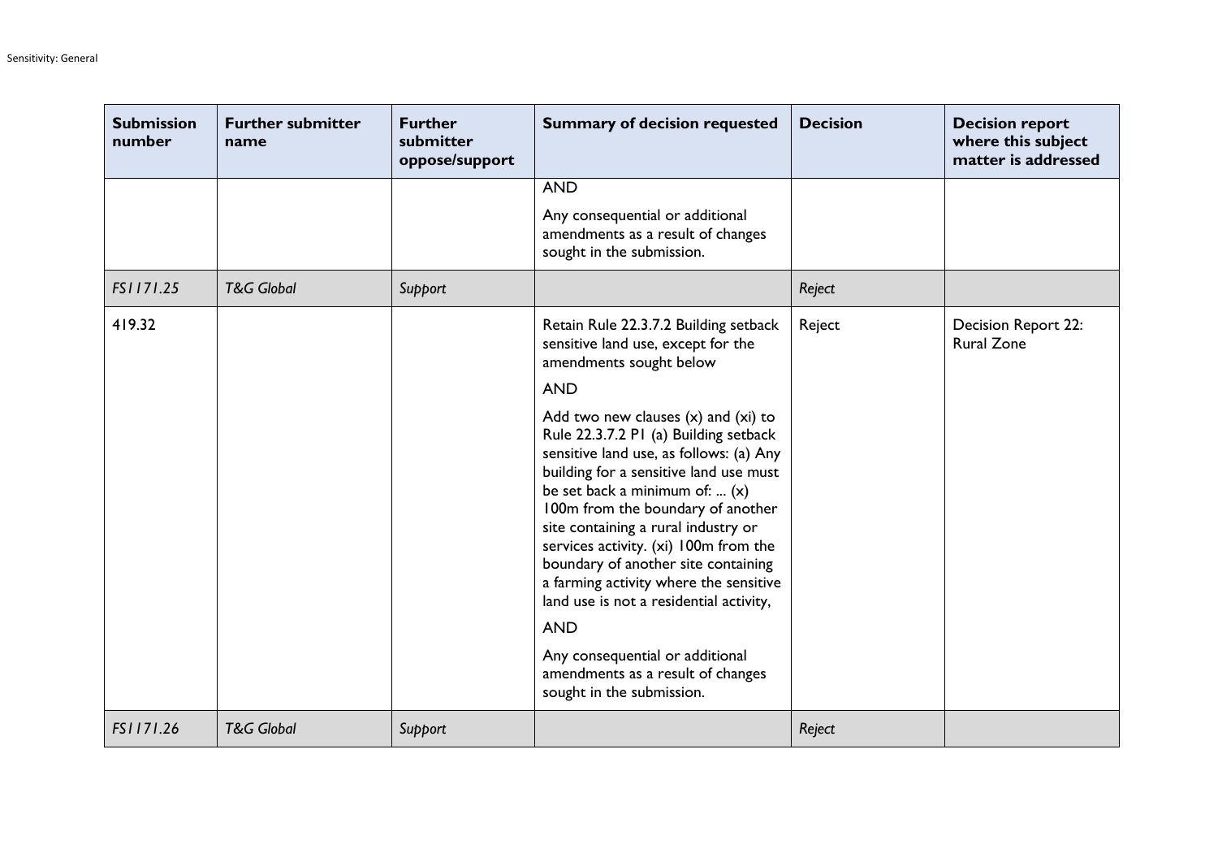| Submission number | Further submitter name | Further submitter oppose/support | Summary of decision requested | Decision | Decision report where this subject matter is addressed |
|---|---|---|---|---|---|
| | | | AND<br><br>Any consequential or additional amendments as a result of changes sought in the submission. | | |
| *FS1171.25* | *T&G Global* | *Support* | | *Reject* | |
| 419.32 | | | Retain Rule 22.3.7.2 Building setback sensitive land use, except for the amendments sought below<br><br>AND<br><br>Add two new clauses (x) and (xi) to Rule 22.3.7.2 P1 (a) Building setback sensitive land use, as follows: (a) Any building for a sensitive land use must be set back a minimum of: ... (x) 100m from the boundary of another site containing a rural industry or services activity. (xi) 100m from the boundary of another site containing a farming activity where the sensitive land use is not a residential activity,<br><br>AND<br><br>Any consequential or additional amendments as a result of changes sought in the submission. | Reject | Decision Report 22: Rural Zone |
| *FS1171.26* | *T&G Global* | *Support* | | *Reject* | |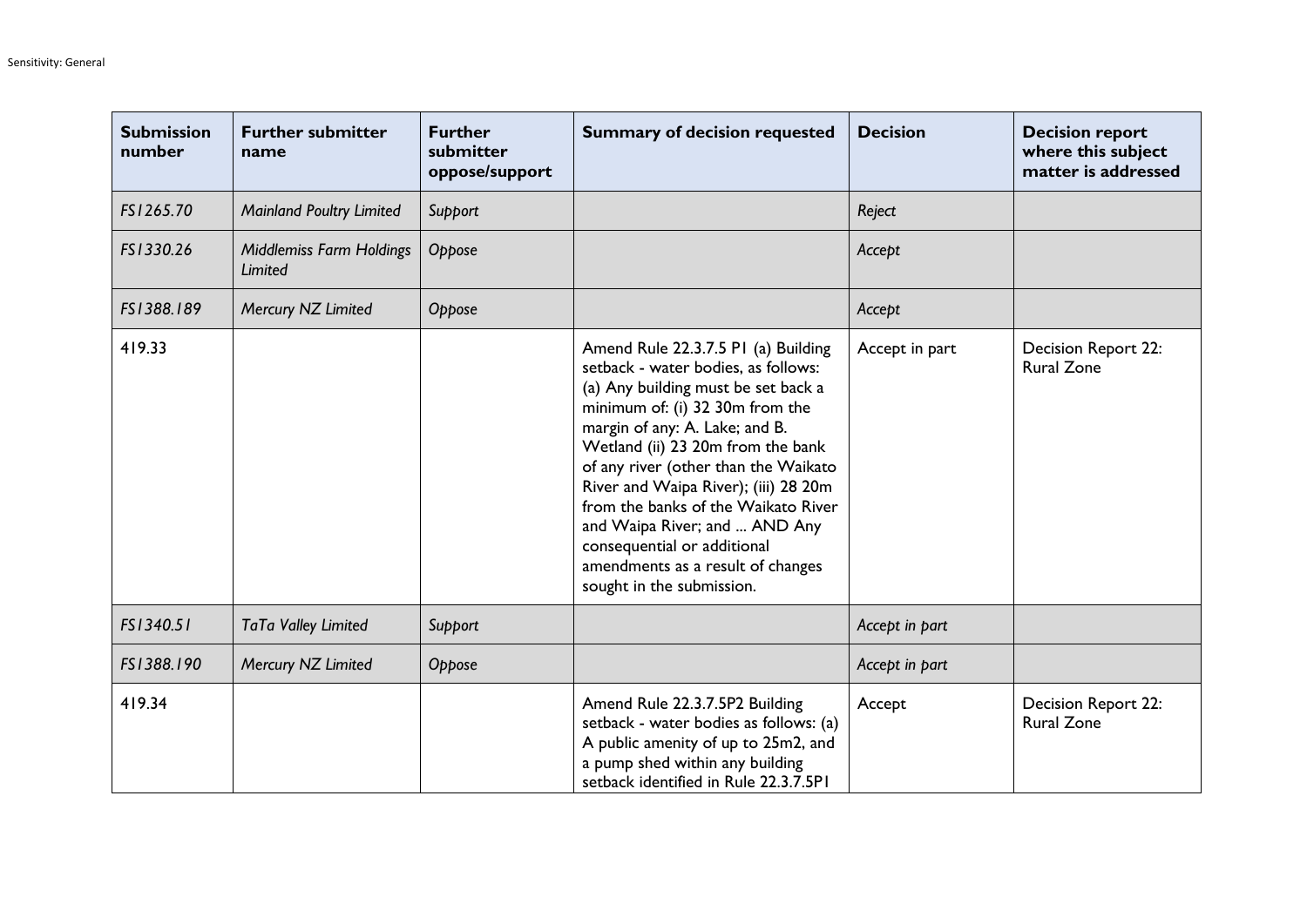| Submission number | Further submitter name | Further submitter oppose/support | Summary of decision requested | Decision | Decision report where this subject matter is addressed |
|---|---|---|---|---|---|
| *FS1265.70* | *Mainland Poultry Limited* | *Support* | | *Reject* | |
| *FS1330.26* | *Middlemiss Farm Holdings Limited* | *Oppose* | | *Accept* | |
| *FS1388.189* | *Mercury NZ Limited* | *Oppose* | | *Accept* | |
| 419.33 | | | Amend Rule 22.3.7.5 P1 (a) Building setback - water bodies, as follows: (a) Any building must be set back a minimum of: (i) 32 30m from the margin of any: A. Lake; and B. Wetland (ii) 23 20m from the bank of any river (other than the Waikato River and Waipa River); (iii) 28 20m from the banks of the Waikato River and Waipa River; and ... AND Any consequential or additional amendments as a result of changes sought in the submission. | Accept in part | Decision Report 22: Rural Zone |
| *FS1340.51* | *TaTa Valley Limited* | *Support* | | *Accept in part* | |
| *FS1388.190* | *Mercury NZ Limited* | *Oppose* | | *Accept in part* | |
| 419.34 | | | Amend Rule 22.3.7.5P2 Building setback - water bodies as follows: (a) A public amenity of up to 25m2, and a pump shed within any building setback identified in Rule 22.3.7.5P1 | Accept | Decision Report 22: Rural Zone |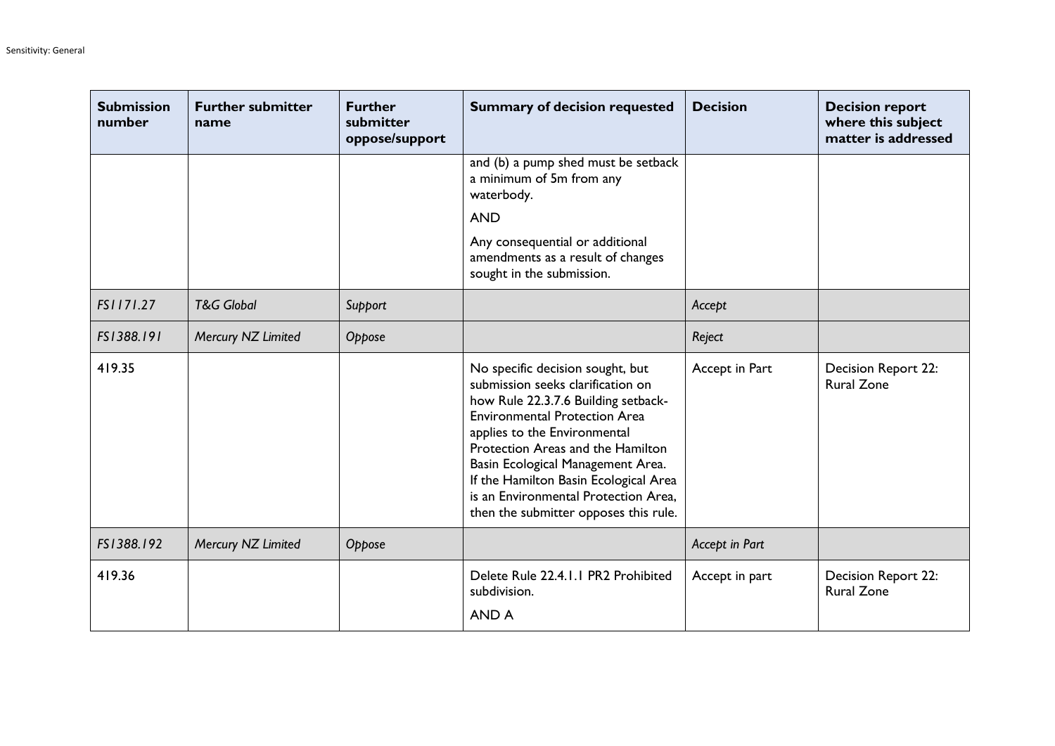| Submission number | Further submitter name | Further submitter oppose/support | Summary of decision requested | Decision | Decision report where this subject matter is addressed |
|---|---|---|---|---|---|
| | | | and (b) a pump shed must be setback a minimum of 5m from any waterbody.<br><br>AND<br><br>Any consequential or additional amendments as a result of changes sought in the submission. | | |
| *FS1171.27* | *T&G Global* | *Support* | | *Accept* | |
| *FS1388.191* | *Mercury NZ Limited* | *Oppose* | | *Reject* | |
| 419.35 | | | No specific decision sought, but submission seeks clarification on how Rule 22.3.7.6 Building setback-Environmental Protection Area applies to the Environmental Protection Areas and the Hamilton Basin Ecological Management Area. If the Hamilton Basin Ecological Area is an Environmental Protection Area, then the submitter opposes this rule. | Accept in Part | Decision Report 22: Rural Zone |
| *FS1388.192* | *Mercury NZ Limited* | *Oppose* | | *Accept in Part* | |
| 419.36 | | | Delete Rule 22.4.1.1 PR2 Prohibited subdivision.<br><br>AND A | Accept in part | Decision Report 22: Rural Zone |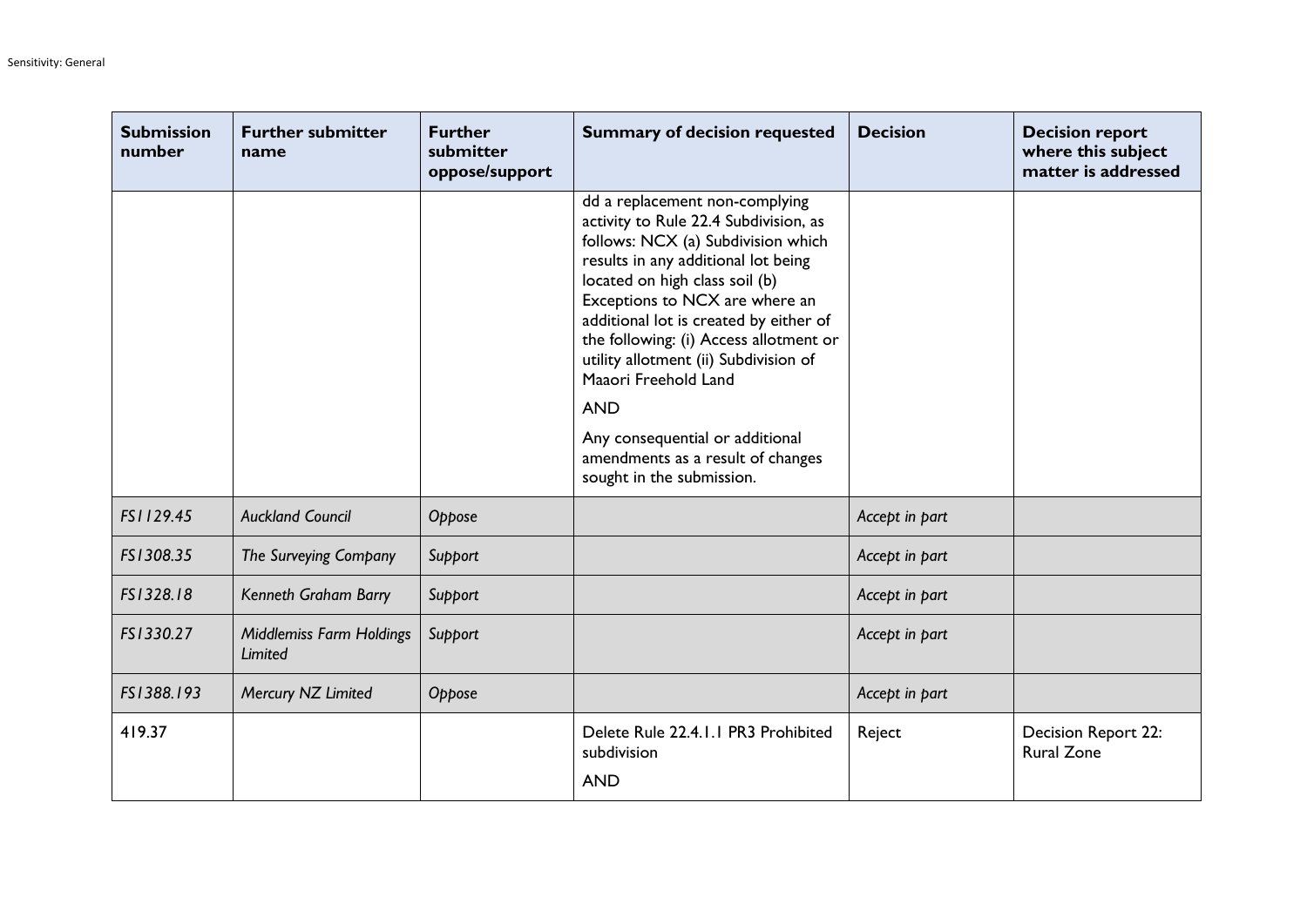| Submission number | Further submitter name | Further submitter oppose/support | Summary of decision requested | Decision | Decision report where this subject matter is addressed |
|---|---|---|---|---|---|
| | | | dd a replacement non-complying activity to Rule 22.4 Subdivision, as follows: NCX (a) Subdivision which results in any additional lot being located on high class soil (b) Exceptions to NCX are where an additional lot is created by either of the following: (i) Access allotment or utility allotment (ii) Subdivision of Maaori Freehold Land<br><br>AND<br><br>Any consequential or additional amendments as a result of changes sought in the submission. | | |
| *FS1129.45* | *Auckland Council* | *Oppose* | | *Accept in part* | |
| *FS1308.35* | *The Surveying Company* | *Support* | | *Accept in part* | |
| *FS1328.18* | *Kenneth Graham Barry* | *Support* | | *Accept in part* | |
| *FS1330.27* | *Middlemiss Farm Holdings Limited* | *Support* | | *Accept in part* | |
| *FS1388.193* | *Mercury NZ Limited* | *Oppose* | | *Accept in part* | |
| 419.37 | | | Delete Rule 22.4.1.1 PR3 Prohibited subdivision<br><br>AND | Reject | Decision Report 22: Rural Zone |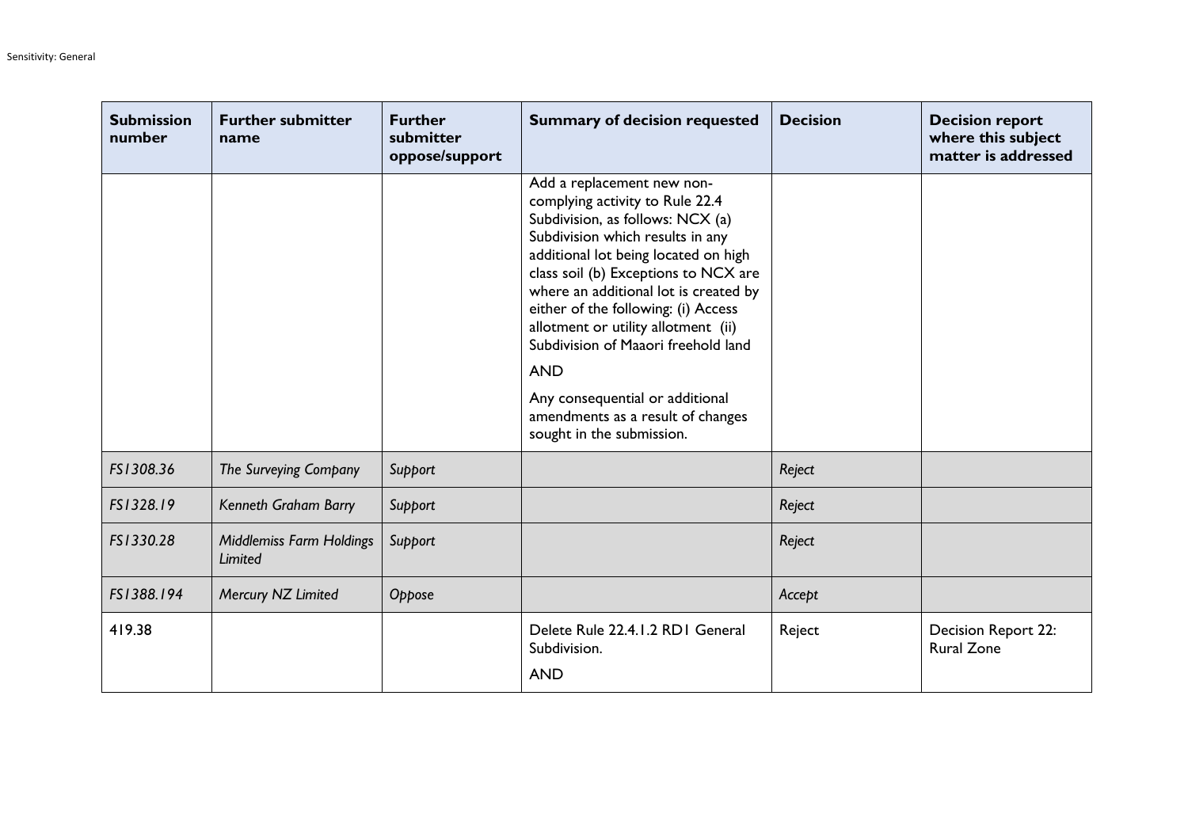| Submission number | Further submitter name | Further submitter oppose/support | Summary of decision requested | Decision | Decision report where this subject matter is addressed |
|---|---|---|---|---|---|
| | | | Add a replacement new non-complying activity to Rule 22.4 Subdivision, as follows: NCX (a) Subdivision which results in any additional lot being located on high class soil (b) Exceptions to NCX are where an additional lot is created by either of the following: (i) Access allotment or utility allotment (ii) Subdivision of Maaori freehold land<br><br>AND<br><br>Any consequential or additional amendments as a result of changes sought in the submission. | | |
| *FS1308.36* | *The Surveying Company* | *Support* | | *Reject* | |
| *FS1328.19* | *Kenneth Graham Barry* | *Support* | | *Reject* | |
| *FS1330.28* | *Middlemiss Farm Holdings Limited* | *Support* | | *Reject* | |
| *FS1388.194* | *Mercury NZ Limited* | *Oppose* | | *Accept* | |
| 419.38 | | | Delete Rule 22.4.1.2 RD1 General Subdivision.<br><br>AND | Reject | Decision Report 22: Rural Zone |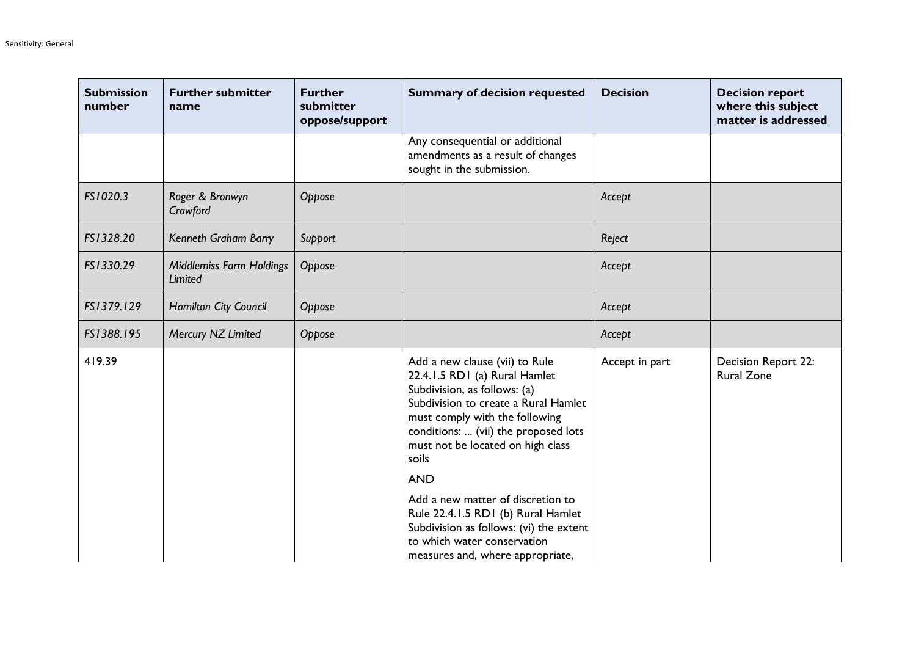| Submission number | Further submitter name | Further submitter oppose/support | Summary of decision requested | Decision | Decision report where this subject matter is addressed |
|---|---|---|---|---|---|
| | | | Any consequential or additional amendments as a result of changes sought in the submission. | | |
| *FS1020.3* | *Roger & Bronwyn Crawford* | *Oppose* | | *Accept* | |
| *FS1328.20* | *Kenneth Graham Barry* | *Support* | | *Reject* | |
| *FS1330.29* | *Middlemiss Farm Holdings Limited* | *Oppose* | | *Accept* | |
| *FS1379.129* | *Hamilton City Council* | *Oppose* | | *Accept* | |
| *FS1388.195* | *Mercury NZ Limited* | *Oppose* | | *Accept* | |
| 419.39 | | | Add a new clause (vii) to Rule 22.4.1.5 RD1 (a) Rural Hamlet Subdivision, as follows: (a) Subdivision to create a Rural Hamlet must comply with the following conditions: ... (vii) the proposed lots must not be located on high class soils<br><br>AND<br><br>Add a new matter of discretion to Rule 22.4.1.5 RD1 (b) Rural Hamlet Subdivision as follows: (vi) the extent to which water conservation measures and, where appropriate, | Accept in part | Decision Report 22: Rural Zone |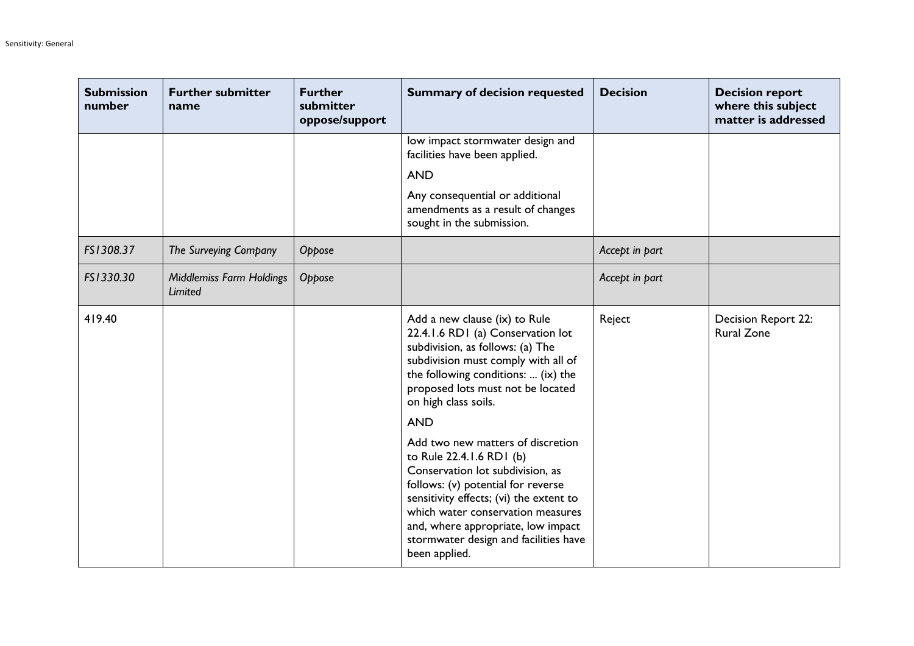| Submission number | Further submitter name | Further submitter oppose/support | Summary of decision requested | Decision | Decision report where this subject matter is addressed |
|---|---|---|---|---|---|
| | | | low impact stormwater design and facilities have been applied. AND Any consequential or additional amendments as a result of changes sought in the submission. | | |
| *FS1308.37* | *The Surveying Company* | *Oppose* | | *Accept in part* | |
| *FS1330.30* | *Middlemiss Farm Holdings Limited* | *Oppose* | | *Accept in part* | |
| 419.40 | | | Add a new clause (ix) to Rule 22.4.1.6 RD1 (a) Conservation lot subdivision, as follows: (a) The subdivision must comply with all of the following conditions: ... (ix) the proposed lots must not be located on high class soils. AND Add two new matters of discretion to Rule 22.4.1.6 RD1 (b) Conservation lot subdivision, as follows: (v) potential for reverse sensitivity effects; (vi) the extent to which water conservation measures and, where appropriate, low impact stormwater design and facilities have been applied. | Reject | Decision Report 22: Rural Zone |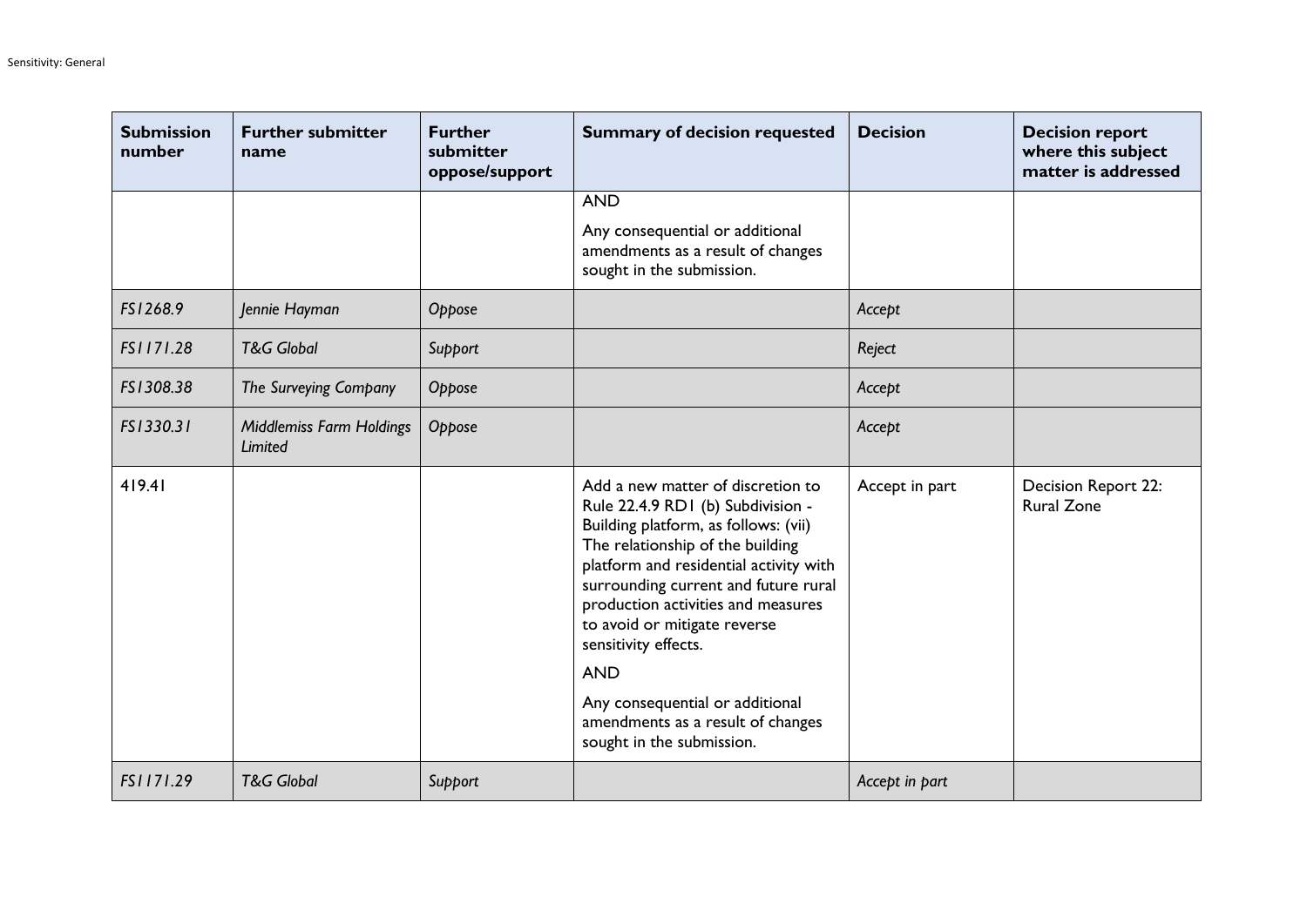| Submission number | Further submitter name | Further submitter oppose/support | Summary of decision requested | Decision | Decision report where this subject matter is addressed |
|---|---|---|---|---|---|
| | | | AND<br><br>Any consequential or additional amendments as a result of changes sought in the submission. | | |
| *FS1268.9* | *Jennie Hayman* | *Oppose* | | *Accept* | |
| *FS1171.28* | *T&G Global* | *Support* | | *Reject* | |
| *FS1308.38* | *The Surveying Company* | *Oppose* | | *Accept* | |
| *FS1330.31* | *Middlemiss Farm Holdings Limited* | *Oppose* | | *Accept* | |
| 419.41 | | | Add a new matter of discretion to Rule 22.4.9 RD1 (b) Subdivision - Building platform, as follows: (vii) The relationship of the building platform and residential activity with surrounding current and future rural production activities and measures to avoid or mitigate reverse sensitivity effects.<br><br>AND<br><br>Any consequential or additional amendments as a result of changes sought in the submission. | Accept in part | Decision Report 22: Rural Zone |
| *FS1171.29* | *T&G Global* | *Support* | | *Accept in part* | |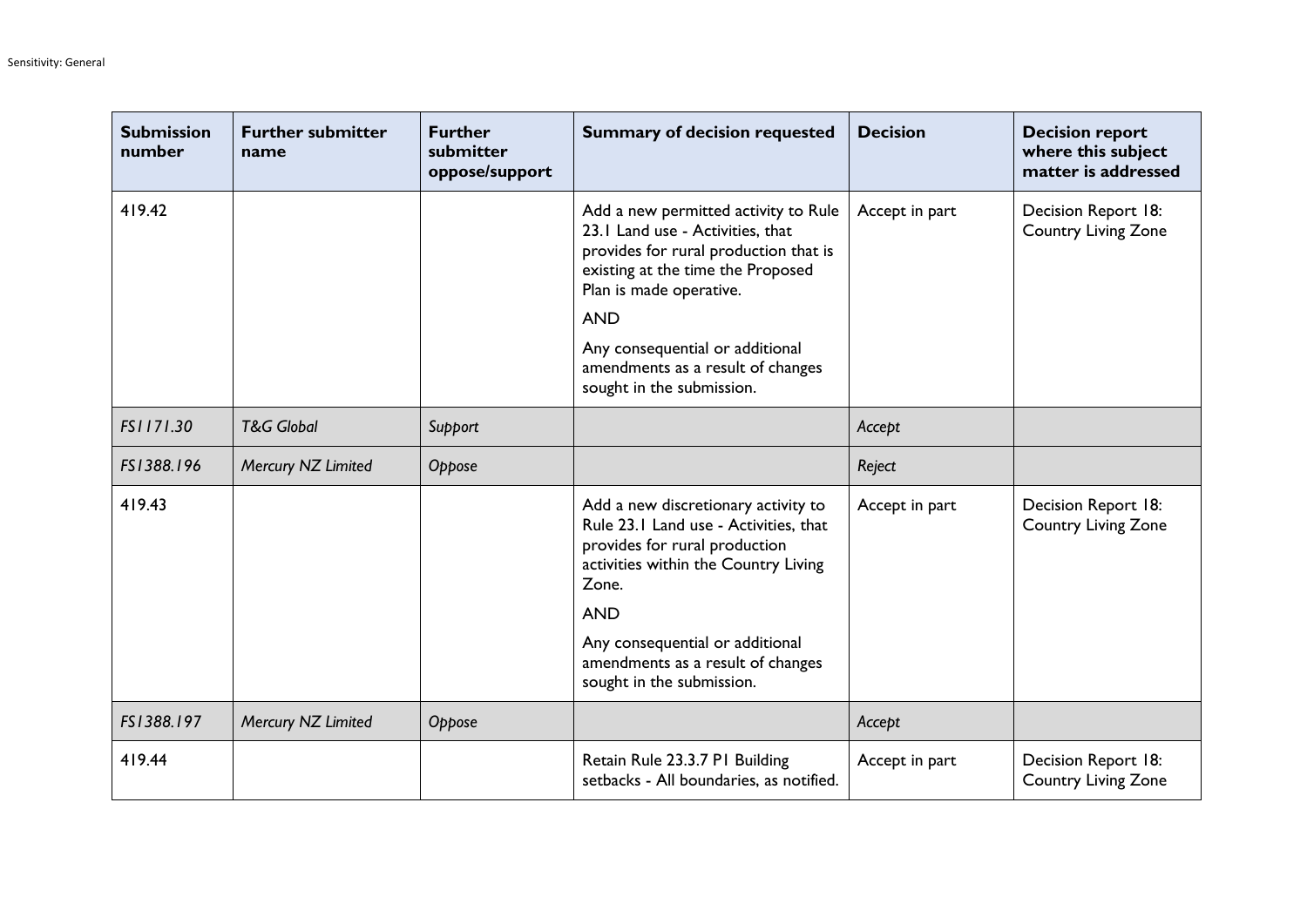| Submission number | Further submitter name | Further submitter oppose/support | Summary of decision requested | Decision | Decision report where this subject matter is addressed |
| --- | --- | --- | --- | --- | --- |
| 419.42 | | | Add a new permitted activity to Rule 23.1 Land use - Activities, that provides for rural production that is existing at the time the Proposed Plan is made operative.<br><br>AND<br><br>Any consequential or additional amendments as a result of changes sought in the submission. | Accept in part | Decision Report 18: Country Living Zone |
| *FS1171.30* | *T&G Global* | *Support* | | *Accept* | |
| *FS1388.196* | *Mercury NZ Limited* | *Oppose* | | *Reject* | |
| 419.43 | | | Add a new discretionary activity to Rule 23.1 Land use - Activities, that provides for rural production activities within the Country Living Zone.<br><br>AND<br><br>Any consequential or additional amendments as a result of changes sought in the submission. | Accept in part | Decision Report 18: Country Living Zone |
| *FS1388.197* | *Mercury NZ Limited* | *Oppose* | | *Accept* | |
| 419.44 | | | Retain Rule 23.3.7 P1 Building setbacks - All boundaries, as notified. | Accept in part | Decision Report 18: Country Living Zone |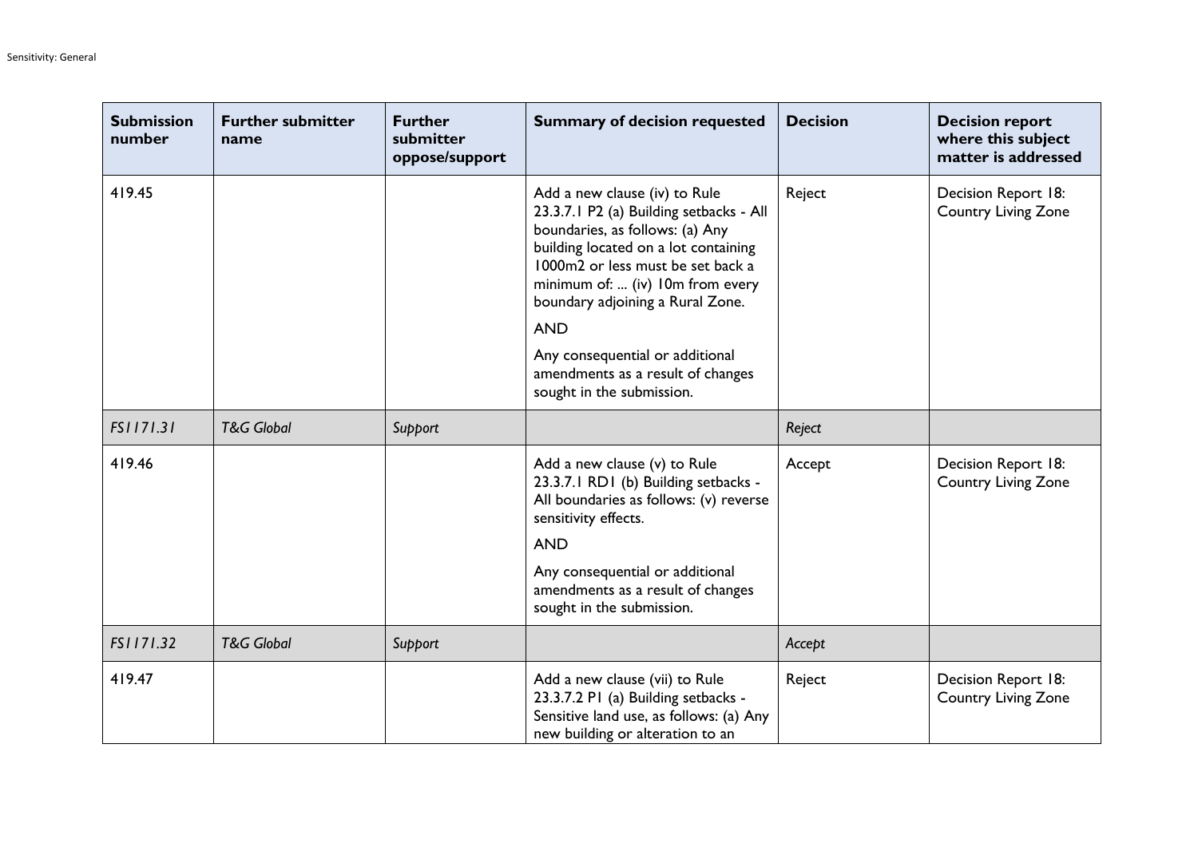| Submission number | Further submitter name | Further submitter oppose/support | Summary of decision requested | Decision | Decision report where this subject matter is addressed |
|---|---|---|---|---|---|
| 419.45 | | | Add a new clause (iv) to Rule 23.3.7.1 P2 (a) Building setbacks - All boundaries, as follows: (a) Any building located on a lot containing 1000m2 or less must be set back a minimum of: ... (iv) 10m from every boundary adjoining a Rural Zone.<br><br>AND<br><br>Any consequential or additional amendments as a result of changes sought in the submission. | Reject | Decision Report 18: Country Living Zone |
| *FS1171.31* | *T&G Global* | *Support* | | *Reject* | |
| 419.46 | | | Add a new clause (v) to Rule 23.3.7.1 RD1 (b) Building setbacks - All boundaries as follows: (v) reverse sensitivity effects.<br><br>AND<br><br>Any consequential or additional amendments as a result of changes sought in the submission. | Accept | Decision Report 18: Country Living Zone |
| *FS1171.32* | *T&G Global* | *Support* | | *Accept* | |
| 419.47 | | | Add a new clause (vii) to Rule 23.3.7.2 P1 (a) Building setbacks - Sensitive land use, as follows: (a) Any new building or alteration to an | Reject | Decision Report 18: Country Living Zone |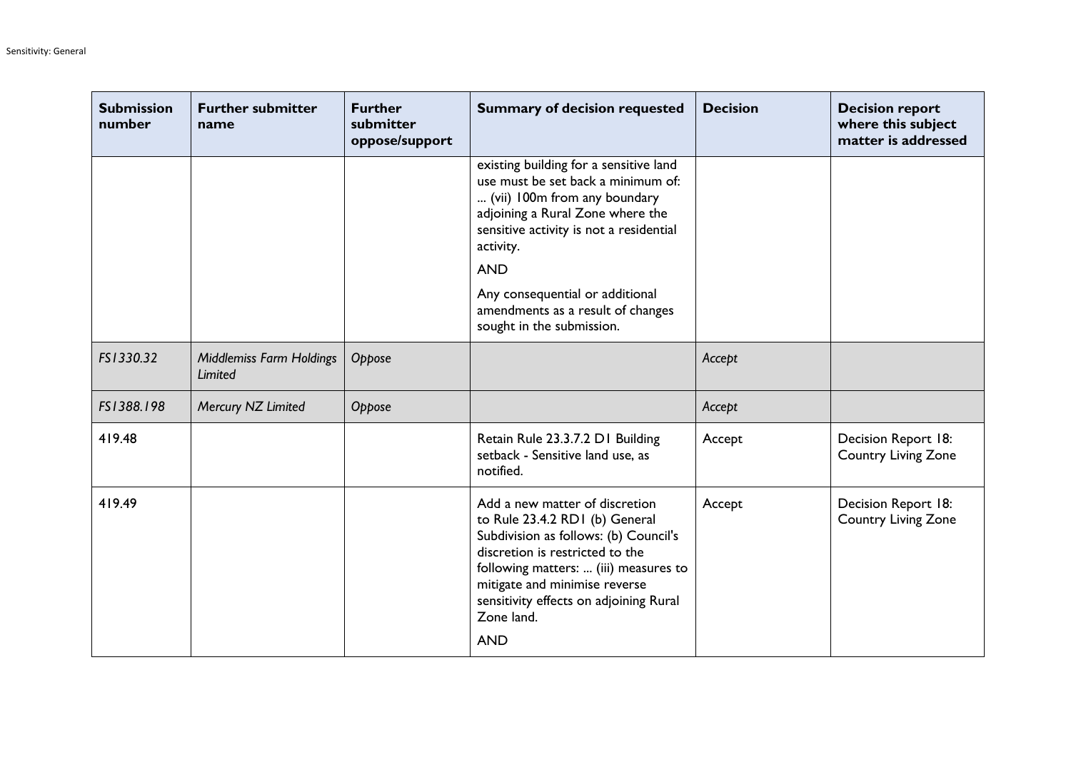| Submission number | Further submitter name | Further submitter oppose/support | Summary of decision requested | Decision | Decision report where this subject matter is addressed |
|---|---|---|---|---|---|
| | | | existing building for a sensitive land use must be set back a minimum of: ... (vii) 100m from any boundary adjoining a Rural Zone where the sensitive activity is not a residential activity. AND Any consequential or additional amendments as a result of changes sought in the submission. | | |
| *FS1330.32* | *Middlemiss Farm Holdings Limited* | *Oppose* | | *Accept* | |
| *FS1388.198* | *Mercury NZ Limited* | *Oppose* | | *Accept* | |
| 419.48 | | | Retain Rule 23.3.7.2 D1 Building setback - Sensitive land use, as notified. | Accept | Decision Report 18: Country Living Zone |
| 419.49 | | | Add a new matter of discretion to Rule 23.4.2 RD1 (b) General Subdivision as follows: (b) Council's discretion is restricted to the following matters: ... (iii) measures to mitigate and minimise reverse sensitivity effects on adjoining Rural Zone land. AND | Accept | Decision Report 18: Country Living Zone |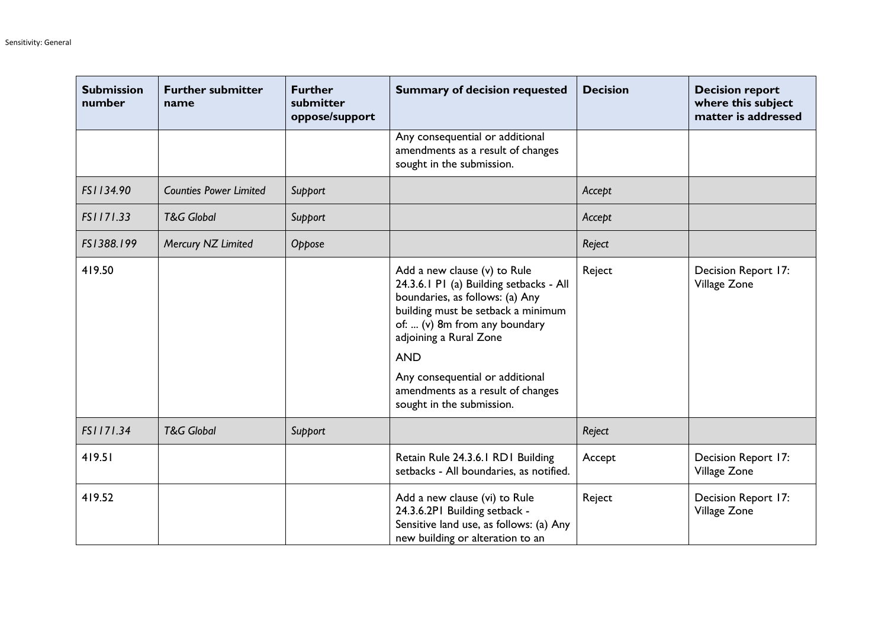| Submission number | Further submitter name | Further submitter oppose/support | Summary of decision requested | Decision | Decision report where this subject matter is addressed |
|---|---|---|---|---|---|
| | | | Any consequential or additional amendments as a result of changes sought in the submission. | | |
| *FS1134.90* | *Counties Power Limited* | *Support* | | *Accept* | |
| *FS1171.33* | *T&G Global* | *Support* | | *Accept* | |
| *FS1388.199* | *Mercury NZ Limited* | *Oppose* | | *Reject* | |
| 419.50 | | | Add a new clause (v) to Rule 24.3.6.1 P1 (a) Building setbacks - All boundaries, as follows: (a) Any building must be setback a minimum of: ... (v) 8m from any boundary adjoining a Rural Zone<br><br>AND<br><br>Any consequential or additional amendments as a result of changes sought in the submission. | Reject | Decision Report 17: Village Zone |
| *FS1171.34* | *T&G Global* | *Support* | | *Reject* | |
| 419.51 | | | Retain Rule 24.3.6.1 RD1 Building setbacks - All boundaries, as notified. | Accept | Decision Report 17: Village Zone |
| 419.52 | | | Add a new clause (vi) to Rule 24.3.6.2P1 Building setback - Sensitive land use, as follows: (a) Any new building or alteration to an | Reject | Decision Report 17: Village Zone |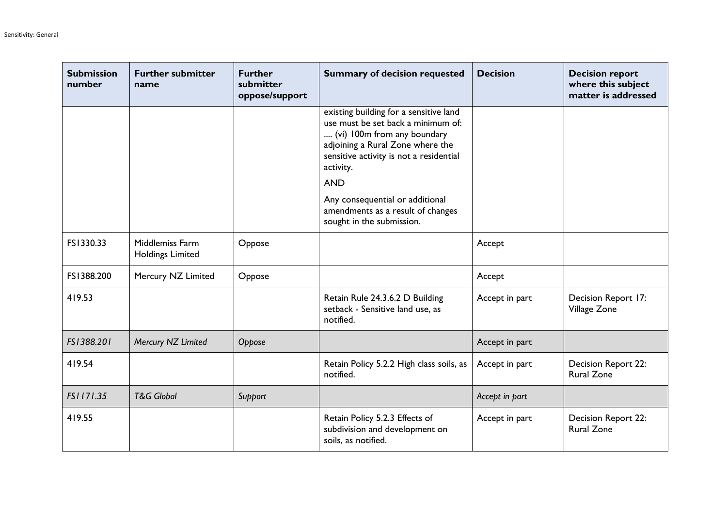| Submission number | Further submitter name | Further submitter oppose/support | Summary of decision requested | Decision | Decision report where this subject matter is addressed |
|---|---|---|---|---|---|
| | | | existing building for a sensitive land use must be set back a minimum of: .... (vi) 100m from any boundary adjoining a Rural Zone where the sensitive activity is not a residential activity. AND Any consequential or additional amendments as a result of changes sought in the submission. | | |
| FS1330.33 | Middlemiss Farm Holdings Limited | Oppose | | Accept | |
| FS1388.200 | Mercury NZ Limited | Oppose | | Accept | |
| 419.53 | | | Retain Rule 24.3.6.2 D Building setback - Sensitive land use, as notified. | Accept in part | Decision Report 17: Village Zone |
| *FS1388.201* | *Mercury NZ Limited* | *Oppose* | | Accept in part | |
| 419.54 | | | Retain Policy 5.2.2 High class soils, as notified. | Accept in part | Decision Report 22: Rural Zone |
| *FS1171.35* | *T&G Global* | *Support* | | *Accept in part* | |
| 419.55 | | | Retain Policy 5.2.3 Effects of subdivision and development on soils, as notified. | Accept in part | Decision Report 22: Rural Zone |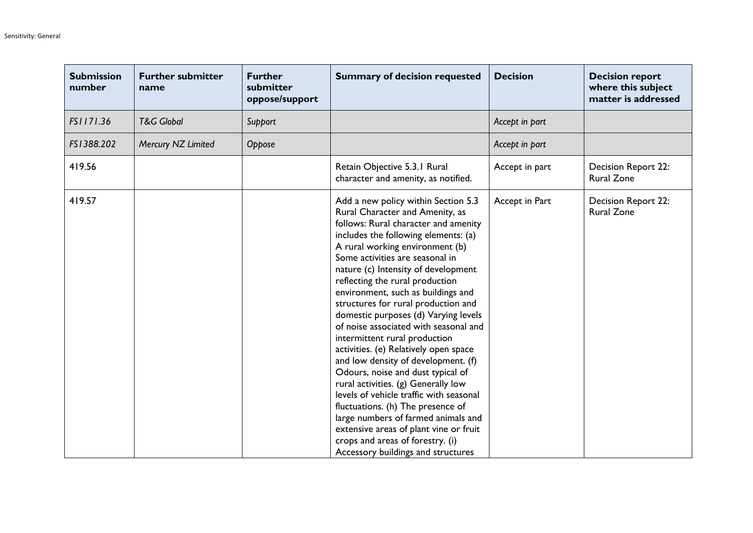| Submission number | Further submitter name | Further submitter oppose/support | Summary of decision requested | Decision | Decision report where this subject matter is addressed |
|---|---|---|---|---|---|
| *FS1171.36* | *T&G Global* | *Support* | | *Accept in part* | |
| *FS1388.202* | *Mercury NZ Limited* | *Oppose* | | *Accept in part* | |
| 419.56 | | | Retain Objective 5.3.1 Rural character and amenity, as notified. | Accept in part | Decision Report 22: Rural Zone |
| 419.57 | | | Add a new policy within Section 5.3 Rural Character and Amenity, as follows: Rural character and amenity includes the following elements: (a) A rural working environment (b) Some activities are seasonal in nature (c) Intensity of development reflecting the rural production environment, such as buildings and structures for rural production and domestic purposes (d) Varying levels of noise associated with seasonal and intermittent rural production activities. (e) Relatively open space and low density of development. (f) Odours, noise and dust typical of rural activities. (g) Generally low levels of vehicle traffic with seasonal fluctuations. (h) The presence of large numbers of farmed animals and extensive areas of plant vine or fruit crops and areas of forestry. (i) Accessory buildings and structures | Accept in Part | Decision Report 22: Rural Zone |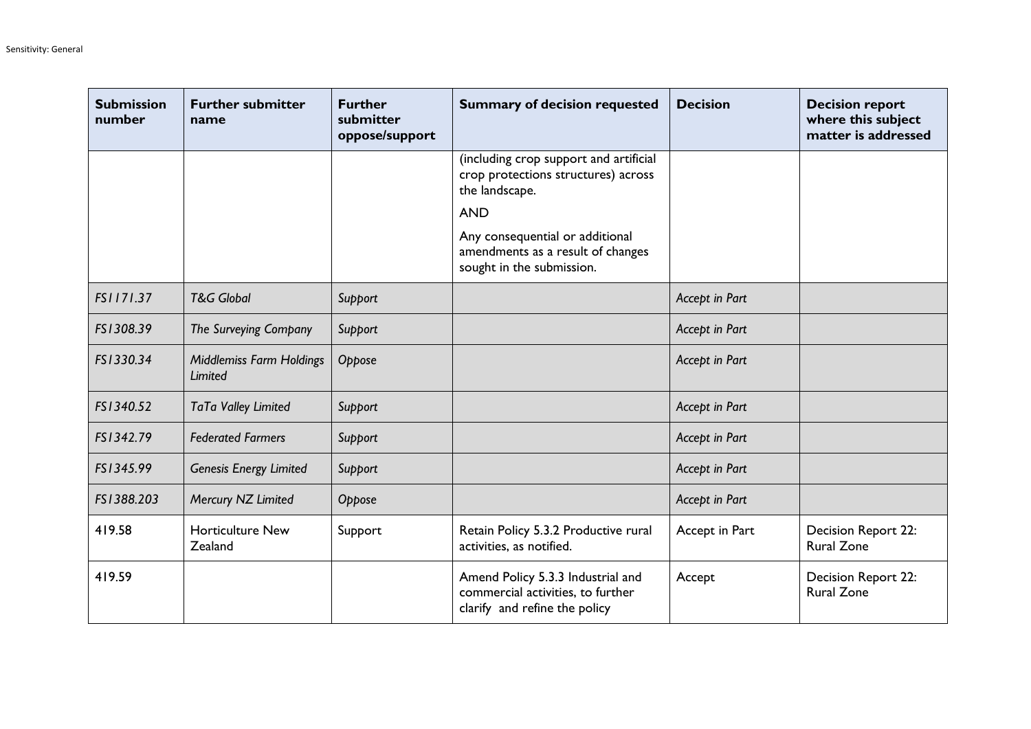| Submission number | Further submitter name | Further submitter oppose/support | Summary of decision requested | Decision | Decision report where this subject matter is addressed |
|---|---|---|---|---|---|
| | | | (including crop support and artificial crop protections structures) across the landscape.<br><br>AND<br><br>Any consequential or additional amendments as a result of changes sought in the submission. | | |
| *FS1171.37* | *T&G Global* | *Support* | | *Accept in Part* | |
| *FS1308.39* | *The Surveying Company* | *Support* | | *Accept in Part* | |
| *FS1330.34* | *Middlemiss Farm Holdings Limited* | *Oppose* | | *Accept in Part* | |
| *FS1340.52* | *TaTa Valley Limited* | *Support* | | *Accept in Part* | |
| *FS1342.79* | *Federated Farmers* | *Support* | | *Accept in Part* | |
| *FS1345.99* | *Genesis Energy Limited* | *Support* | | *Accept in Part* | |
| *FS1388.203* | *Mercury NZ Limited* | *Oppose* | | *Accept in Part* | |
| 419.58 | Horticulture New Zealand | Support | Retain Policy 5.3.2 Productive rural activities, as notified. | Accept in Part | Decision Report 22: Rural Zone |
| 419.59 | | | Amend Policy 5.3.3 Industrial and commercial activities, to further clarify and refine the policy | Accept | Decision Report 22: Rural Zone |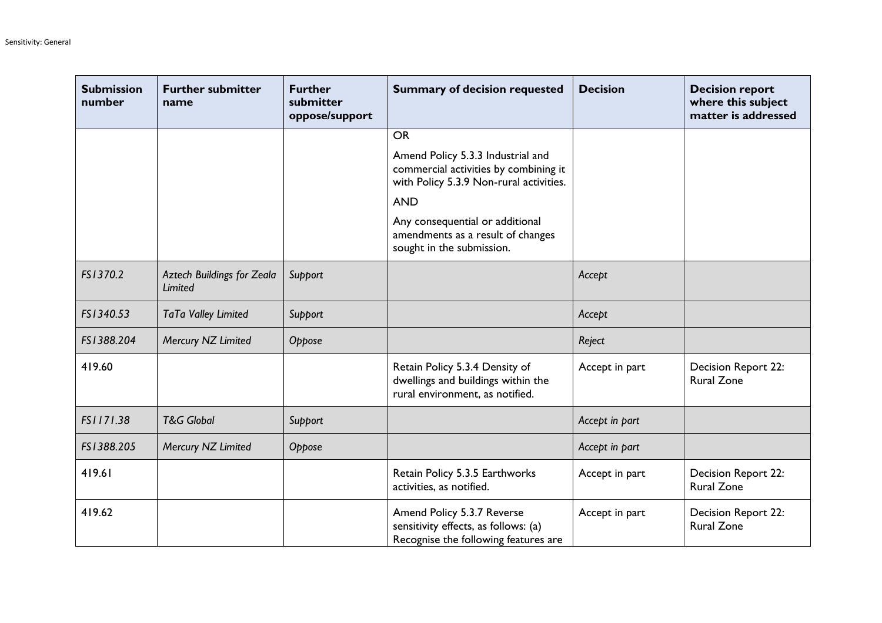| Submission number | Further submitter name | Further submitter oppose/support | Summary of decision requested | Decision | Decision report where this subject matter is addressed |
|---|---|---|---|---|---|
| | | | OR<br><br>Amend Policy 5.3.3 Industrial and commercial activities by combining it with Policy 5.3.9 Non-rural activities.<br><br>AND<br><br>Any consequential or additional amendments as a result of changes sought in the submission. | | |
| *FS1370.2* | *Aztech Buildings for Zeala Limited* | *Support* | | *Accept* | |
| *FS1340.53* | *TaTa Valley Limited* | *Support* | | *Accept* | |
| *FS1388.204* | *Mercury NZ Limited* | *Oppose* | | *Reject* | |
| 419.60 | | | Retain Policy 5.3.4 Density of dwellings and buildings within the rural environment, as notified. | Accept in part | Decision Report 22: Rural Zone |
| *FS1171.38* | *T&G Global* | *Support* | | *Accept in part* | |
| *FS1388.205* | *Mercury NZ Limited* | *Oppose* | | *Accept in part* | |
| 419.61 | | | Retain Policy 5.3.5 Earthworks activities, as notified. | Accept in part | Decision Report 22: Rural Zone |
| 419.62 | | | Amend Policy 5.3.7 Reverse sensitivity effects, as follows: (a) Recognise the following features are | Accept in part | Decision Report 22: Rural Zone |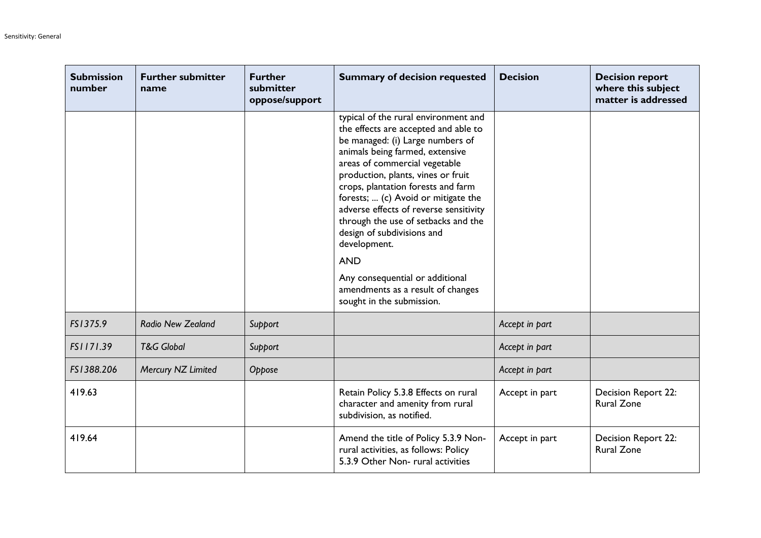| Submission number | Further submitter name | Further submitter oppose/support | Summary of decision requested | Decision | Decision report where this subject matter is addressed |
| --- | --- | --- | --- | --- | --- |
| | | | typical of the rural environment and the effects are accepted and able to be managed: (i) Large numbers of animals being farmed, extensive areas of commercial vegetable production, plants, vines or fruit crops, plantation forests and farm forests; ... (c) Avoid or mitigate the adverse effects of reverse sensitivity through the use of setbacks and the design of subdivisions and development. AND Any consequential or additional amendments as a result of changes sought in the submission. | | |
| *FS1375.9* | *Radio New Zealand* | *Support* | | *Accept in part* | |
| *FS1171.39* | *T&G Global* | *Support* | | *Accept in part* | |
| *FS1388.206* | *Mercury NZ Limited* | *Oppose* | | *Accept in part* | |
| 419.63 | | | Retain Policy 5.3.8 Effects on rural character and amenity from rural subdivision, as notified. | Accept in part | Decision Report 22: Rural Zone |
| 419.64 | | | Amend the title of Policy 5.3.9 Non-rural activities, as follows: Policy 5.3.9 Other Non- rural activities | Accept in part | Decision Report 22: Rural Zone |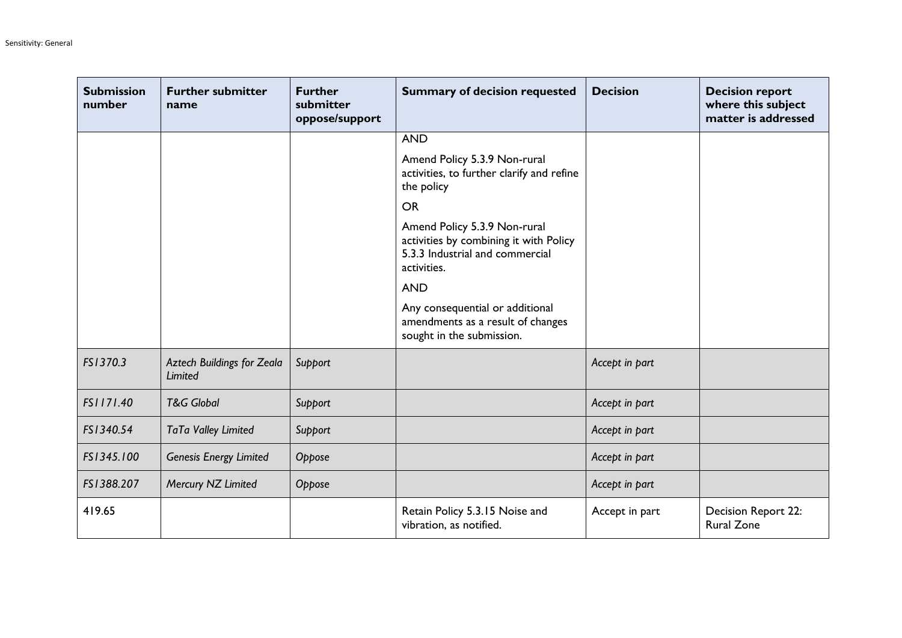| Submission number | Further submitter name | Further submitter oppose/support | Summary of decision requested | Decision | Decision report where this subject matter is addressed |
|---|---|---|---|---|---|
| | | | AND<br><br>Amend Policy 5.3.9 Non-rural activities, to further clarify and refine the policy<br><br>OR<br><br>Amend Policy 5.3.9 Non-rural activities by combining it with Policy 5.3.3 Industrial and commercial activities.<br><br>AND<br><br>Any consequential or additional amendments as a result of changes sought in the submission. | | |
| *FS1370.3* | *Aztech Buildings for Zeala Limited* | *Support* | | *Accept in part* | |
| *FS1171.40* | *T&G Global* | *Support* | | *Accept in part* | |
| *FS1340.54* | *TaTa Valley Limited* | *Support* | | *Accept in part* | |
| *FS1345.100* | *Genesis Energy Limited* | *Oppose* | | *Accept in part* | |
| *FS1388.207* | *Mercury NZ Limited* | *Oppose* | | *Accept in part* | |
| 419.65 | | | Retain Policy 5.3.15 Noise and vibration, as notified. | Accept in part | Decision Report 22: Rural Zone |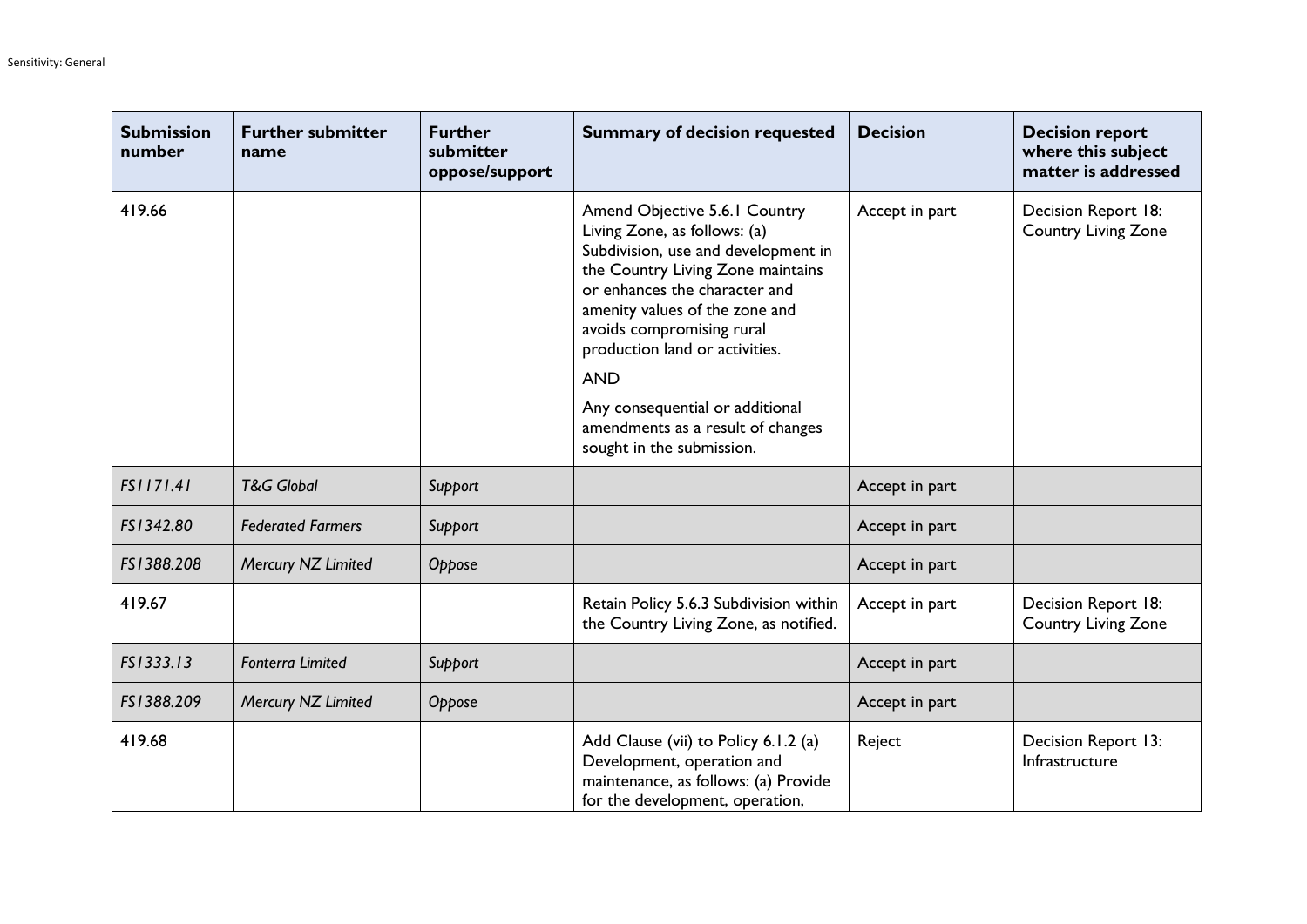| Submission number | Further submitter name | Further submitter oppose/support | Summary of decision requested | Decision | Decision report where this subject matter is addressed |
|---|---|---|---|---|---|
| 419.66 | | | Amend Objective 5.6.1 Country Living Zone, as follows: (a) Subdivision, use and development in the Country Living Zone maintains or enhances the character and amenity values of the zone and avoids compromising rural production land or activities. AND Any consequential or additional amendments as a result of changes sought in the submission. | Accept in part | Decision Report 18: Country Living Zone |
| *FS1171.41* | *T&G Global* | *Support* | | Accept in part | |
| *FS1342.80* | *Federated Farmers* | *Support* | | Accept in part | |
| *FS1388.208* | *Mercury NZ Limited* | *Oppose* | | Accept in part | |
| 419.67 | | | Retain Policy 5.6.3 Subdivision within the Country Living Zone, as notified. | Accept in part | Decision Report 18: Country Living Zone |
| *FS1333.13* | *Fonterra Limited* | *Support* | | Accept in part | |
| *FS1388.209* | *Mercury NZ Limited* | *Oppose* | | Accept in part | |
| 419.68 | | | Add Clause (vii) to Policy 6.1.2 (a) Development, operation and maintenance, as follows: (a) Provide for the development, operation, | Reject | Decision Report 13: Infrastructure |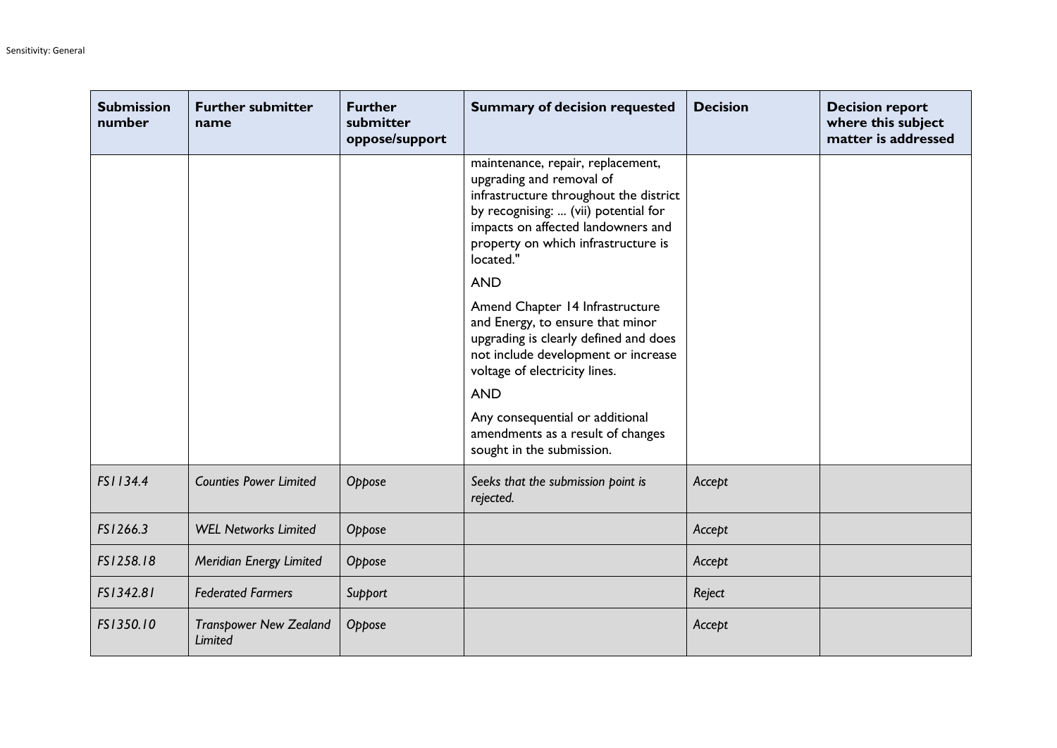| Submission number | Further submitter name | Further submitter oppose/support | Summary of decision requested | Decision | Decision report where this subject matter is addressed |
|---|---|---|---|---|---|
| | | | maintenance, repair, replacement, upgrading and removal of infrastructure throughout the district by recognising: ... (vii) potential for impacts on affected landowners and property on which infrastructure is located."<br><br>AND<br><br>Amend Chapter 14 Infrastructure and Energy, to ensure that minor upgrading is clearly defined and does not include development or increase voltage of electricity lines.<br><br>AND<br><br>Any consequential or additional amendments as a result of changes sought in the submission. | | |
| *FS1134.4* | *Counties Power Limited* | *Oppose* | *Seeks that the submission point is rejected.* | *Accept* | |
| *FS1266.3* | *WEL Networks Limited* | *Oppose* | | *Accept* | |
| *FS1258.18* | *Meridian Energy Limited* | *Oppose* | | *Accept* | |
| *FS1342.81* | *Federated Farmers* | *Support* | | *Reject* | |
| *FS1350.10* | *Transpower New Zealand Limited* | *Oppose* | | *Accept* | |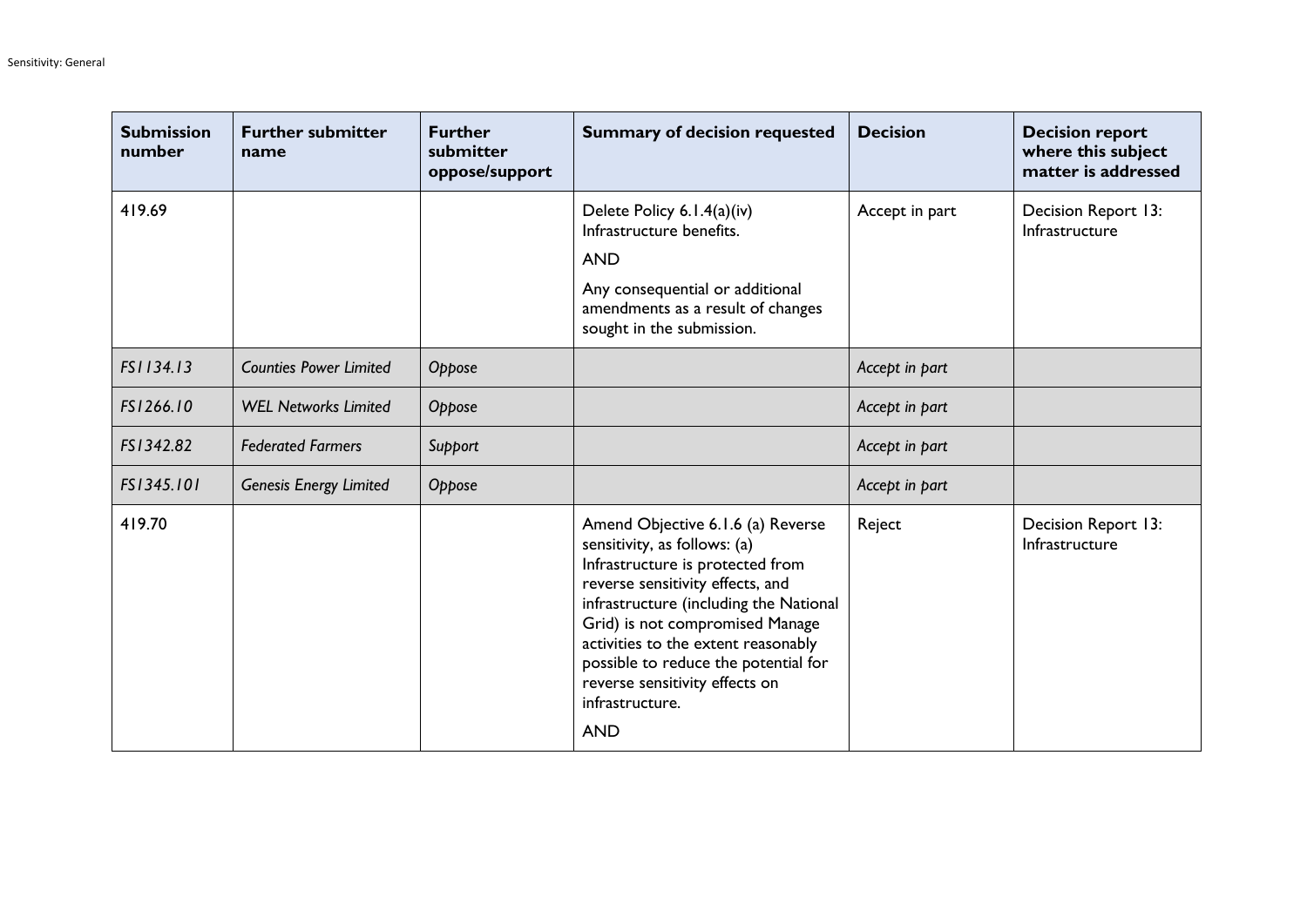| Submission number | Further submitter name | Further submitter oppose/support | Summary of decision requested | Decision | Decision report where this subject matter is addressed |
|---|---|---|---|---|---|
| 419.69 | | | Delete Policy 6.1.4(a)(iv) Infrastructure benefits. AND Any consequential or additional amendments as a result of changes sought in the submission. | Accept in part | Decision Report 13: Infrastructure |
| *FS1134.13* | *Counties Power Limited* | *Oppose* | | *Accept in part* | |
| *FS1266.10* | *WEL Networks Limited* | *Oppose* | | *Accept in part* | |
| *FS1342.82* | *Federated Farmers* | *Support* | | *Accept in part* | |
| *FS1345.101* | *Genesis Energy Limited* | *Oppose* | | *Accept in part* | |
| 419.70 | | | Amend Objective 6.1.6 (a) Reverse sensitivity, as follows: (a) Infrastructure is protected from reverse sensitivity effects, and infrastructure (including the National Grid) is not compromised Manage activities to the extent reasonably possible to reduce the potential for reverse sensitivity effects on infrastructure. AND | Reject | Decision Report 13: Infrastructure |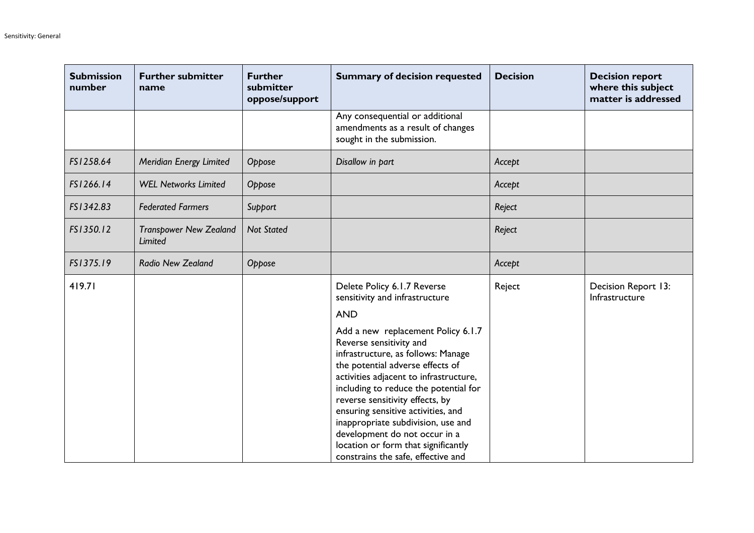| Submission number | Further submitter name | Further submitter oppose/support | Summary of decision requested | Decision | Decision report where this subject matter is addressed |
|---|---|---|---|---|---|
| | | | Any consequential or additional amendments as a result of changes sought in the submission. | | |
| *FS1258.64* | *Meridian Energy Limited* | *Oppose* | *Disallow in part* | *Accept* | |
| *FS1266.14* | *WEL Networks Limited* | *Oppose* | | *Accept* | |
| *FS1342.83* | *Federated Farmers* | *Support* | | *Reject* | |
| *FS1350.12* | *Transpower New Zealand Limited* | *Not Stated* | | *Reject* | |
| *FS1375.19* | *Radio New Zealand* | *Oppose* | | *Accept* | |
| 419.71 | | | Delete Policy 6.1.7 Reverse sensitivity and infrastructure<br><br>AND<br><br>Add a new replacement Policy 6.1.7 Reverse sensitivity and infrastructure, as follows: Manage the potential adverse effects of activities adjacent to infrastructure, including to reduce the potential for reverse sensitivity effects, by ensuring sensitive activities, and inappropriate subdivision, use and development do not occur in a location or form that significantly constrains the safe, effective and | Reject | Decision Report 13: Infrastructure |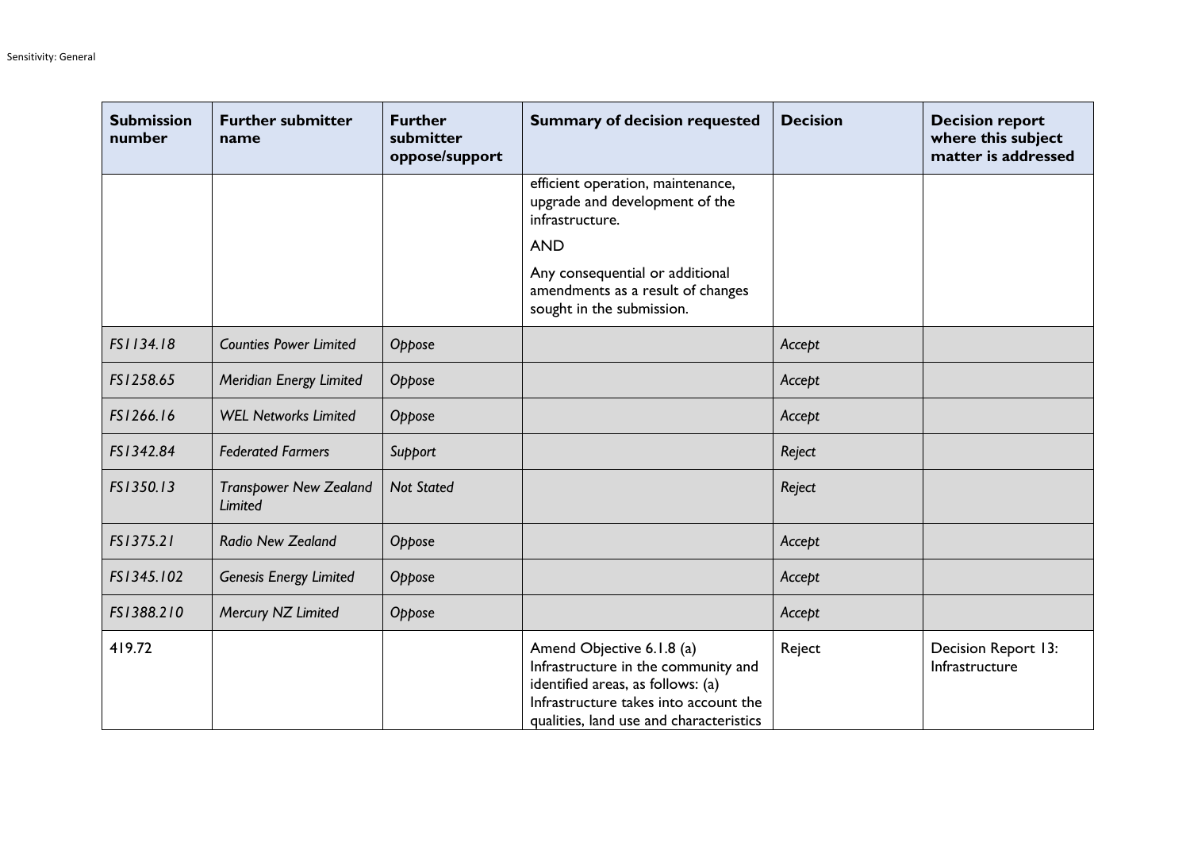| Submission number | Further submitter name | Further submitter oppose/support | Summary of decision requested | Decision | Decision report where this subject matter is addressed |
|---|---|---|---|---|---|
| | | | efficient operation, maintenance, upgrade and development of the infrastructure.<br><br>AND<br><br>Any consequential or additional amendments as a result of changes sought in the submission. | | |
| *FS1134.18* | *Counties Power Limited* | *Oppose* | | *Accept* | |
| *FS1258.65* | *Meridian Energy Limited* | *Oppose* | | *Accept* | |
| *FS1266.16* | *WEL Networks Limited* | *Oppose* | | *Accept* | |
| *FS1342.84* | *Federated Farmers* | *Support* | | *Reject* | |
| *FS1350.13* | *Transpower New Zealand Limited* | *Not Stated* | | *Reject* | |
| *FS1375.21* | *Radio New Zealand* | *Oppose* | | *Accept* | |
| *FS1345.102* | *Genesis Energy Limited* | *Oppose* | | *Accept* | |
| *FS1388.210* | *Mercury NZ Limited* | *Oppose* | | *Accept* | |
| 419.72 | | | Amend Objective 6.1.8 (a) Infrastructure in the community and identified areas, as follows: (a) Infrastructure takes into account the qualities, land use and characteristics | Reject | Decision Report 13: Infrastructure |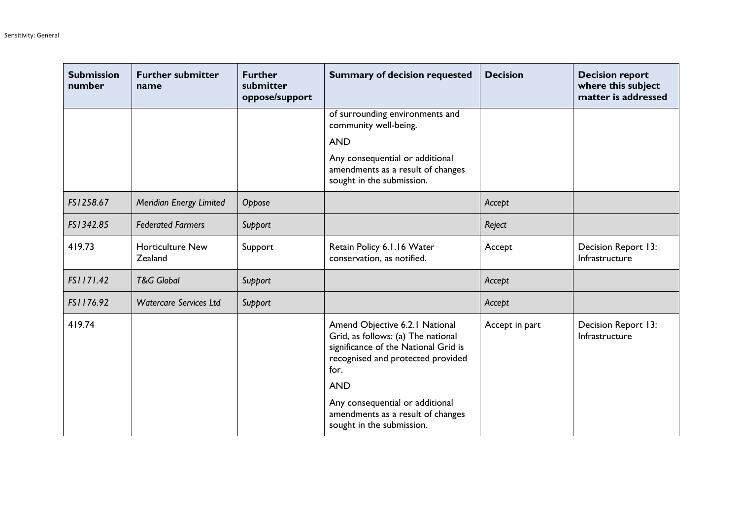| Submission number | Further submitter name | Further submitter oppose/support | Summary of decision requested | Decision | Decision report where this subject matter is addressed |
|---|---|---|---|---|---|
| | | | of surrounding environments and community well-being. AND Any consequential or additional amendments as a result of changes sought in the submission. | | |
| *FS1258.67* | *Meridian Energy Limited* | *Oppose* | | *Accept* | |
| *FS1342.85* | *Federated Farmers* | *Support* | | *Reject* | |
| 419.73 | Horticulture New Zealand | Support | Retain Policy 6.1.16 Water conservation, as notified. | Accept | Decision Report 13: Infrastructure |
| *FS1171.42* | *T&G Global* | *Support* | | *Accept* | |
| *FS1176.92* | *Watercare Services Ltd* | *Support* | | *Accept* | |
| 419.74 | | | Amend Objective 6.2.1 National Grid, as follows: (a) The national significance of the National Grid is recognised and protected provided for. AND Any consequential or additional amendments as a result of changes sought in the submission. | Accept in part | Decision Report 13: Infrastructure |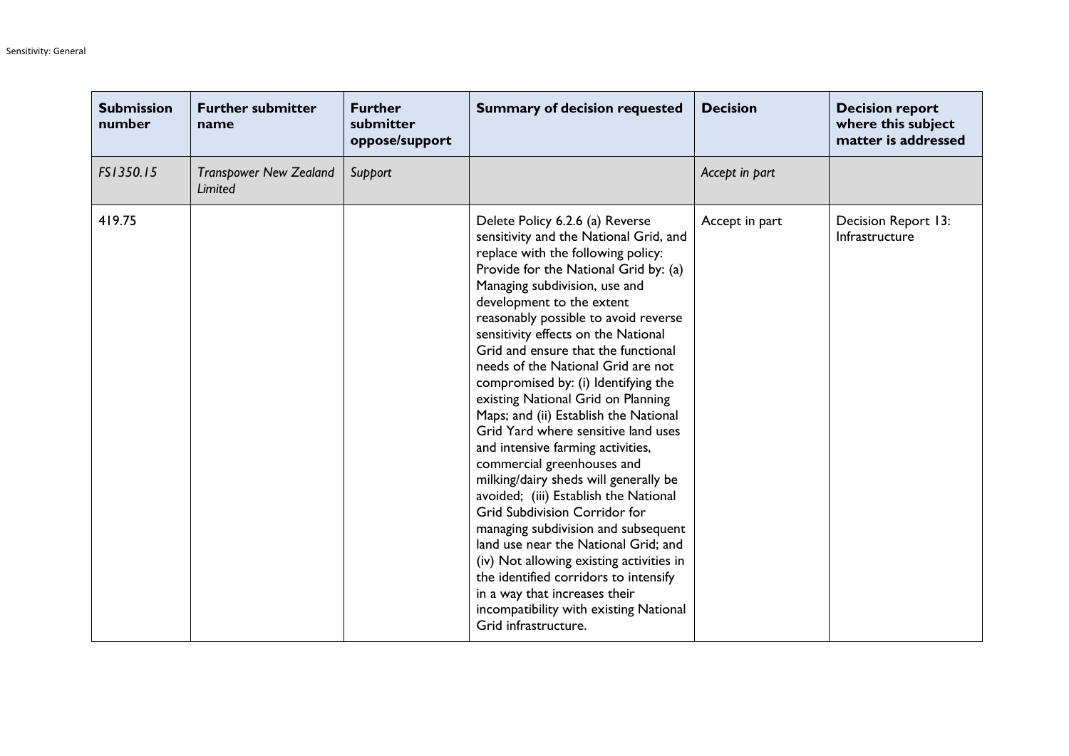| Submission number | Further submitter name | Further submitter oppose/support | Summary of decision requested | Decision | Decision report where this subject matter is addressed |
|---|---|---|---|---|---|
| *FS1350.15* | *Transpower New Zealand Limited* | *Support* | | *Accept in part* | |
| 419.75 | | | Delete Policy 6.2.6 (a) Reverse sensitivity and the National Grid, and replace with the following policy: Provide for the National Grid by: (a) Managing subdivision, use and development to the extent reasonably possible to avoid reverse sensitivity effects on the National Grid and ensure that the functional needs of the National Grid are not compromised by: (i) Identifying the existing National Grid on Planning Maps; and (ii) Establish the National Grid Yard where sensitive land uses and intensive farming activities, commercial greenhouses and milking/dairy sheds will generally be avoided; (iii) Establish the National Grid Subdivision Corridor for managing subdivision and subsequent land use near the National Grid; and (iv) Not allowing existing activities in the identified corridors to intensify in a way that increases their incompatibility with existing National Grid infrastructure. | Accept in part | Decision Report 13: Infrastructure |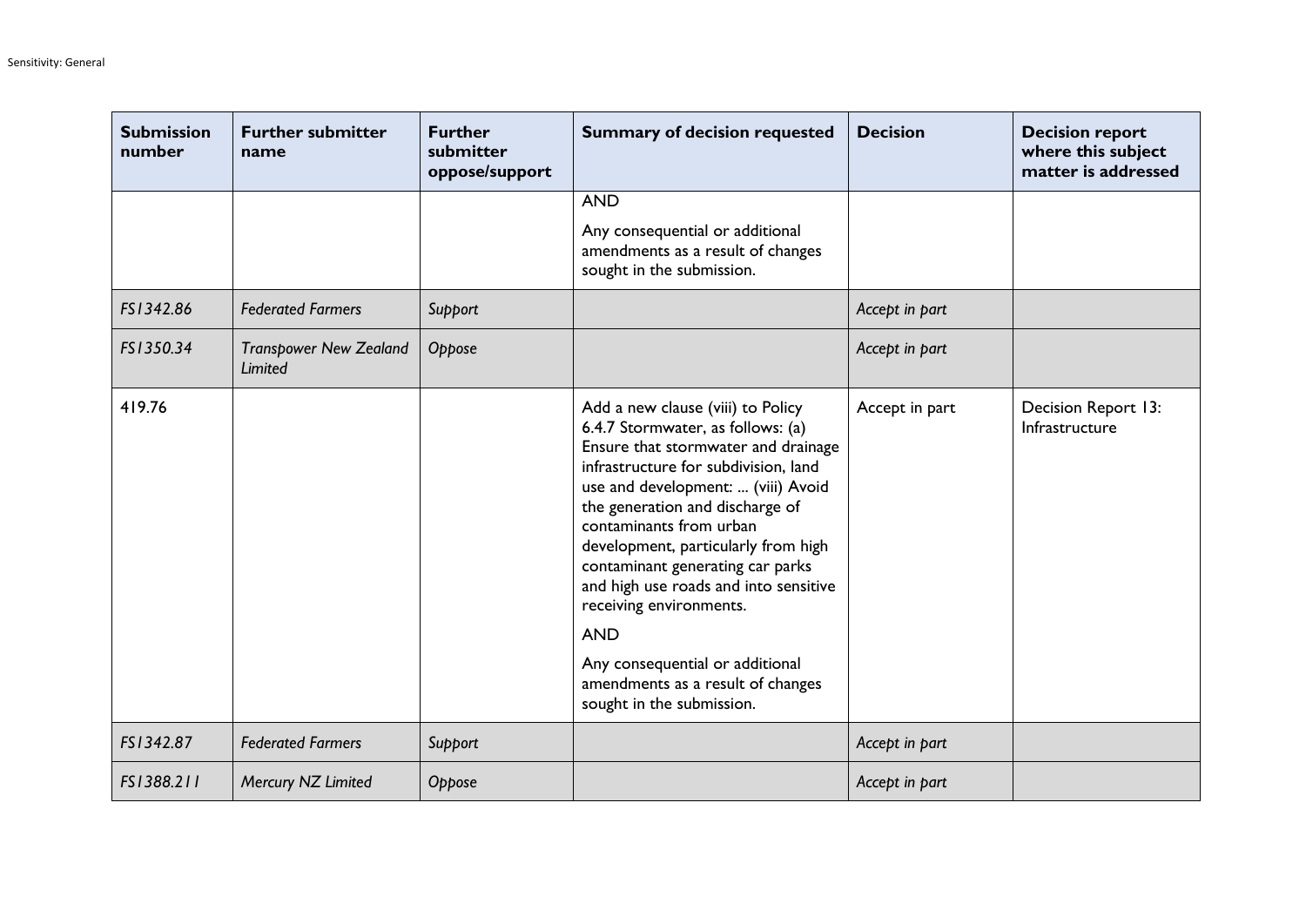| Submission number | Further submitter name | Further submitter oppose/support | Summary of decision requested | Decision | Decision report where this subject matter is addressed |
|---|---|---|---|---|---|
| | | | AND<br><br>Any consequential or additional amendments as a result of changes sought in the submission. | | |
| *FS1342.86* | *Federated Farmers* | *Support* | | *Accept in part* | |
| *FS1350.34* | *Transpower New Zealand Limited* | *Oppose* | | *Accept in part* | |
| 419.76 | | | Add a new clause (viii) to Policy 6.4.7 Stormwater, as follows: (a) Ensure that stormwater and drainage infrastructure for subdivision, land use and development: ... (viii) Avoid the generation and discharge of contaminants from urban development, particularly from high contaminant generating car parks and high use roads and into sensitive receiving environments.<br><br>AND<br><br>Any consequential or additional amendments as a result of changes sought in the submission. | Accept in part | Decision Report 13: Infrastructure |
| *FS1342.87* | *Federated Farmers* | *Support* | | *Accept in part* | |
| *FS1388.211* | *Mercury NZ Limited* | *Oppose* | | *Accept in part* | |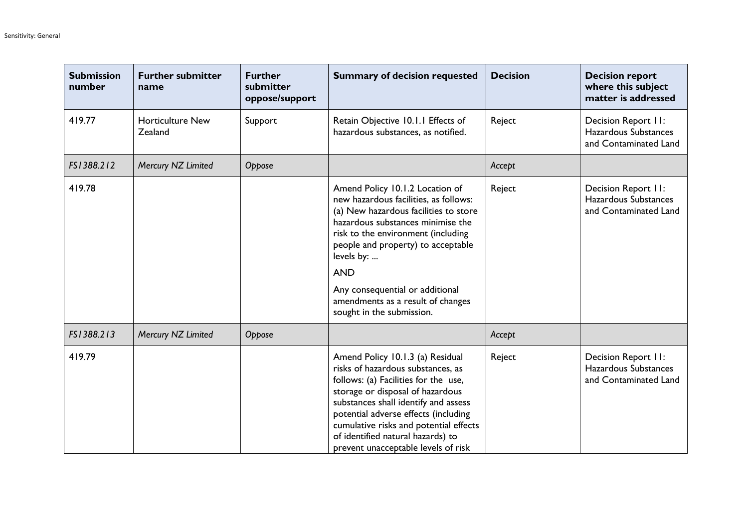| Submission number | Further submitter name | Further submitter oppose/support | Summary of decision requested | Decision | Decision report where this subject matter is addressed |
|---|---|---|---|---|---|
| 419.77 | Horticulture New Zealand | Support | Retain Objective 10.1.1 Effects of hazardous substances, as notified. | Reject | Decision Report 11: Hazardous Substances and Contaminated Land |
| *FS1388.212* | *Mercury NZ Limited* | *Oppose* | | *Accept* | |
| 419.78 | | | Amend Policy 10.1.2 Location of new hazardous facilities, as follows: (a) New hazardous facilities to store hazardous substances minimise the risk to the environment (including people and property) to acceptable levels by: ... <br><br> AND <br><br> Any consequential or additional amendments as a result of changes sought in the submission. | Reject | Decision Report 11: Hazardous Substances and Contaminated Land |
| *FS1388.213* | *Mercury NZ Limited* | *Oppose* | | *Accept* | |
| 419.79 | | | Amend Policy 10.1.3 (a) Residual risks of hazardous substances, as follows: (a) Facilities for the use, storage or disposal of hazardous substances shall identify and assess potential adverse effects (including cumulative risks and potential effects of identified natural hazards) to prevent unacceptable levels of risk | Reject | Decision Report 11: Hazardous Substances and Contaminated Land |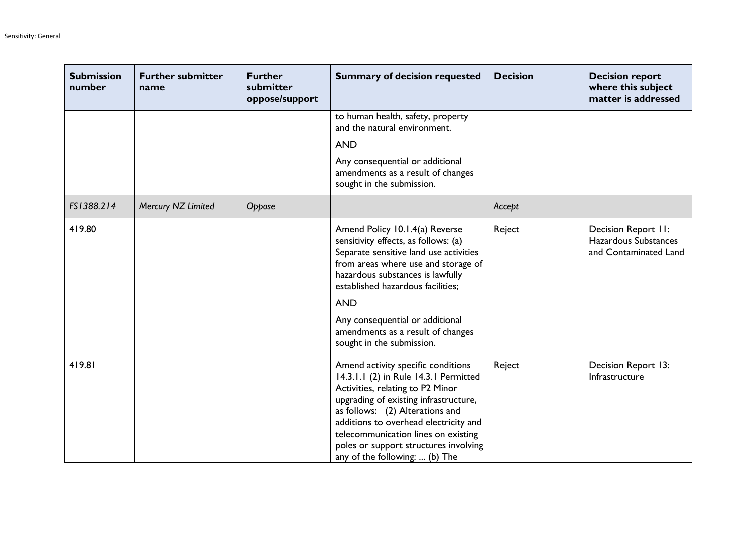| Submission number | Further submitter name | Further submitter oppose/support | Summary of decision requested | Decision | Decision report where this subject matter is addressed |
|---|---|---|---|---|---|
| | | | to human health, safety, property and the natural environment.<br><br>AND<br><br>Any consequential or additional amendments as a result of changes sought in the submission. | | |
| *FS1388.214* | *Mercury NZ Limited* | *Oppose* | | *Accept* | |
| 419.80 | | | Amend Policy 10.1.4(a) Reverse sensitivity effects, as follows: (a) Separate sensitive land use activities from areas where use and storage of hazardous substances is lawfully established hazardous facilities;<br><br>AND<br><br>Any consequential or additional amendments as a result of changes sought in the submission. | Reject | Decision Report 11: Hazardous Substances and Contaminated Land |
| 419.81 | | | Amend activity specific conditions 14.3.1.1 (2) in Rule 14.3.1 Permitted Activities, relating to P2 Minor upgrading of existing infrastructure, as follows: (2) Alterations and additions to overhead electricity and telecommunication lines on existing poles or support structures involving any of the following: ... (b) The | Reject | Decision Report 13: Infrastructure |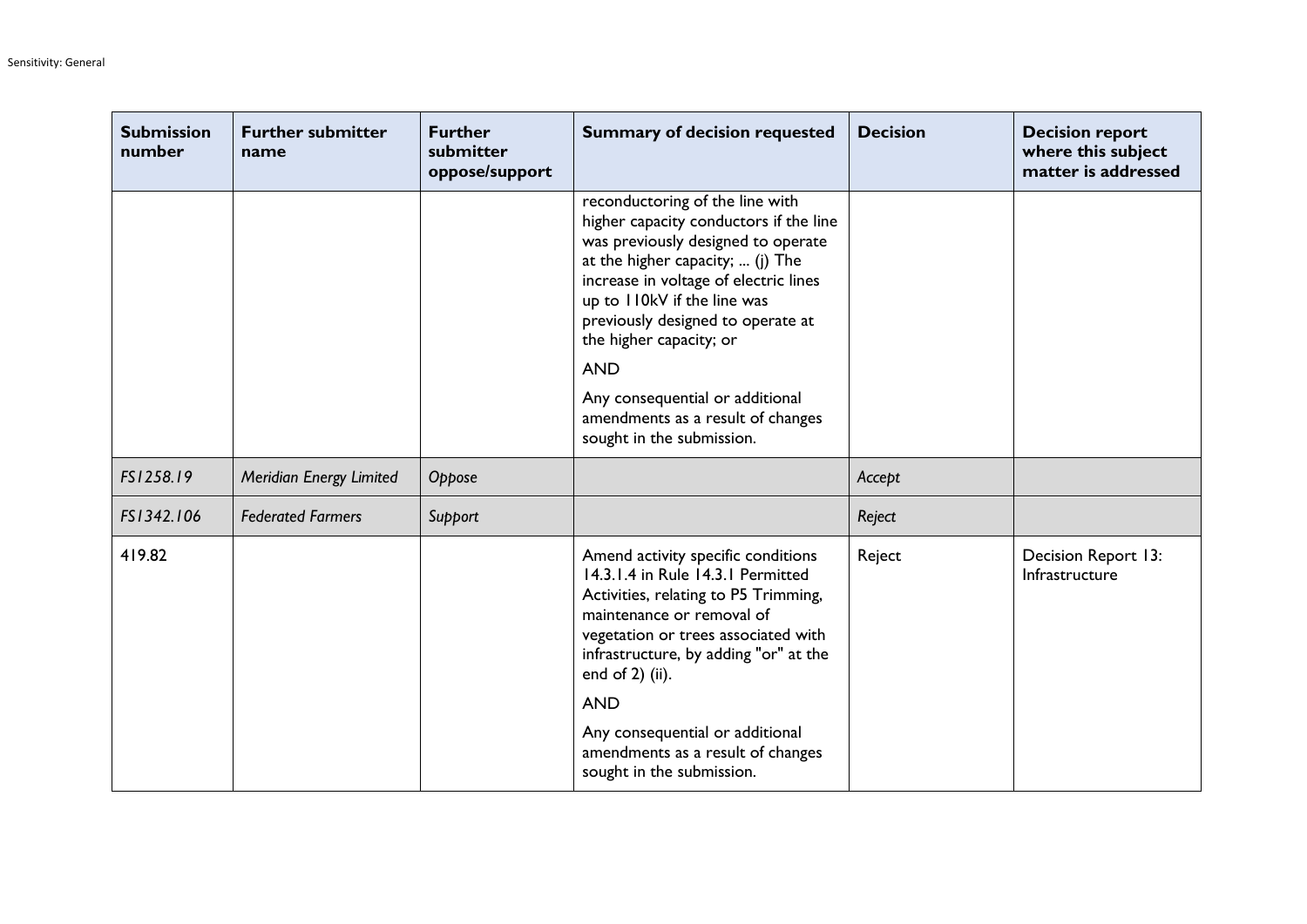| Submission number | Further submitter name | Further submitter oppose/support | Summary of decision requested | Decision | Decision report where this subject matter is addressed |
|---|---|---|---|---|---|
| | | | reconductoring of the line with higher capacity conductors if the line was previously designed to operate at the higher capacity; ... (j) The increase in voltage of electric lines up to 110kV if the line was previously designed to operate at the higher capacity; or<br><br>AND<br><br>Any consequential or additional amendments as a result of changes sought in the submission. | | |
| *FS1258.19* | *Meridian Energy Limited* | *Oppose* | | *Accept* | |
| *FS1342.106* | *Federated Farmers* | *Support* | | *Reject* | |
| 419.82 | | | Amend activity specific conditions 14.3.1.4 in Rule 14.3.1 Permitted Activities, relating to P5 Trimming, maintenance or removal of vegetation or trees associated with infrastructure, by adding "or" at the end of 2) (ii).<br><br>AND<br><br>Any consequential or additional amendments as a result of changes sought in the submission. | Reject | Decision Report 13: Infrastructure |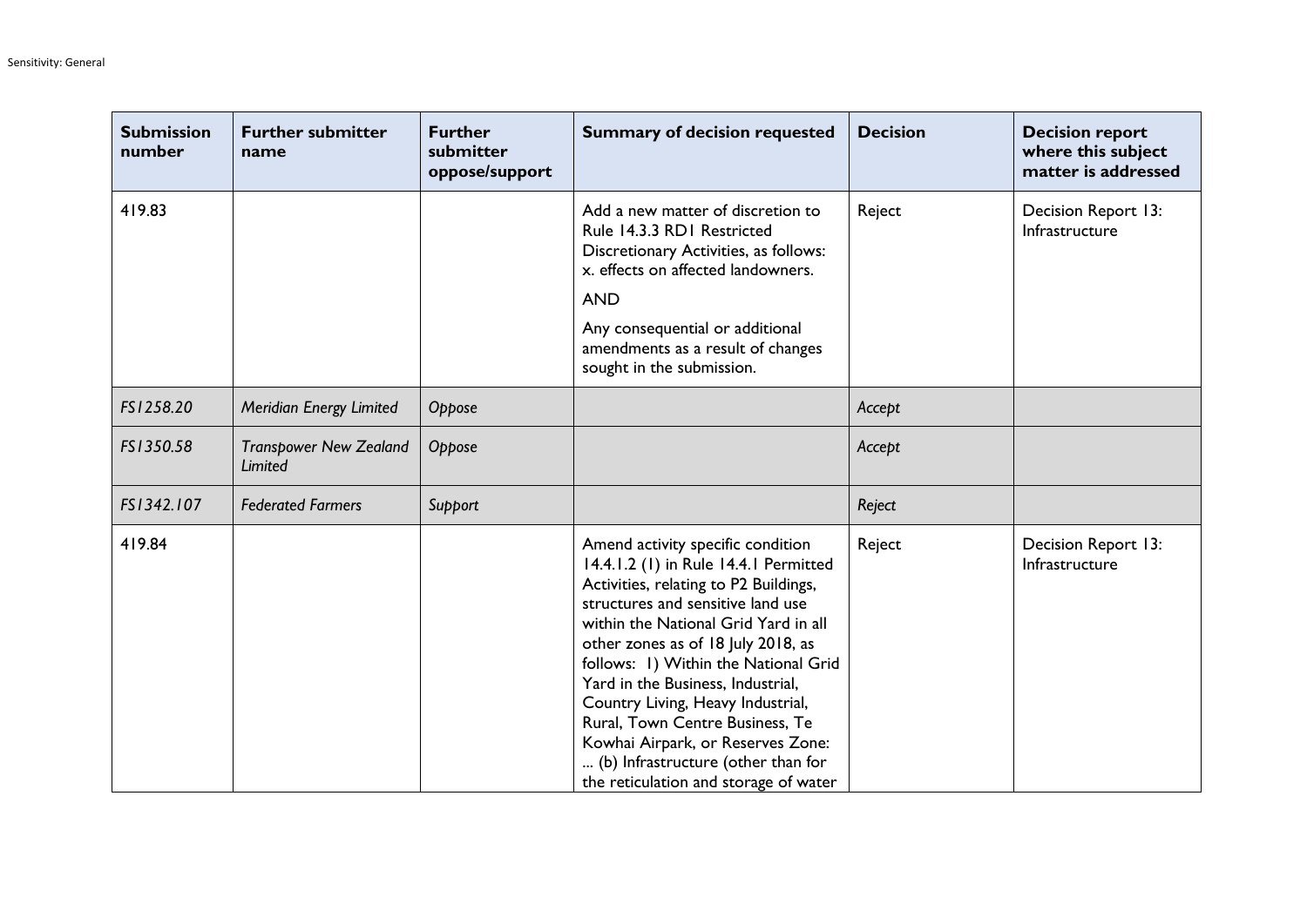| Submission number | Further submitter name | Further submitter oppose/support | Summary of decision requested | Decision | Decision report where this subject matter is addressed |
|---|---|---|---|---|---|
| 419.83 | | | Add a new matter of discretion to Rule 14.3.3 RD1 Restricted Discretionary Activities, as follows: x. effects on affected landowners.<br><br>AND<br><br>Any consequential or additional amendments as a result of changes sought in the submission. | Reject | Decision Report 13: Infrastructure |
| *FS1258.20* | *Meridian Energy Limited* | *Oppose* | | *Accept* | |
| *FS1350.58* | *Transpower New Zealand Limited* | *Oppose* | | *Accept* | |
| *FS1342.107* | *Federated Farmers* | *Support* | | *Reject* | |
| 419.84 | | | Amend activity specific condition 14.4.1.2 (1) in Rule 14.4.1 Permitted Activities, relating to P2 Buildings, structures and sensitive land use within the National Grid Yard in all other zones as of 18 July 2018, as follows: 1) Within the National Grid Yard in the Business, Industrial, Country Living, Heavy Industrial, Rural, Town Centre Business, Te Kowhai Airpark, or Reserves Zone: ... (b) Infrastructure (other than for the reticulation and storage of water | Reject | Decision Report 13: Infrastructure |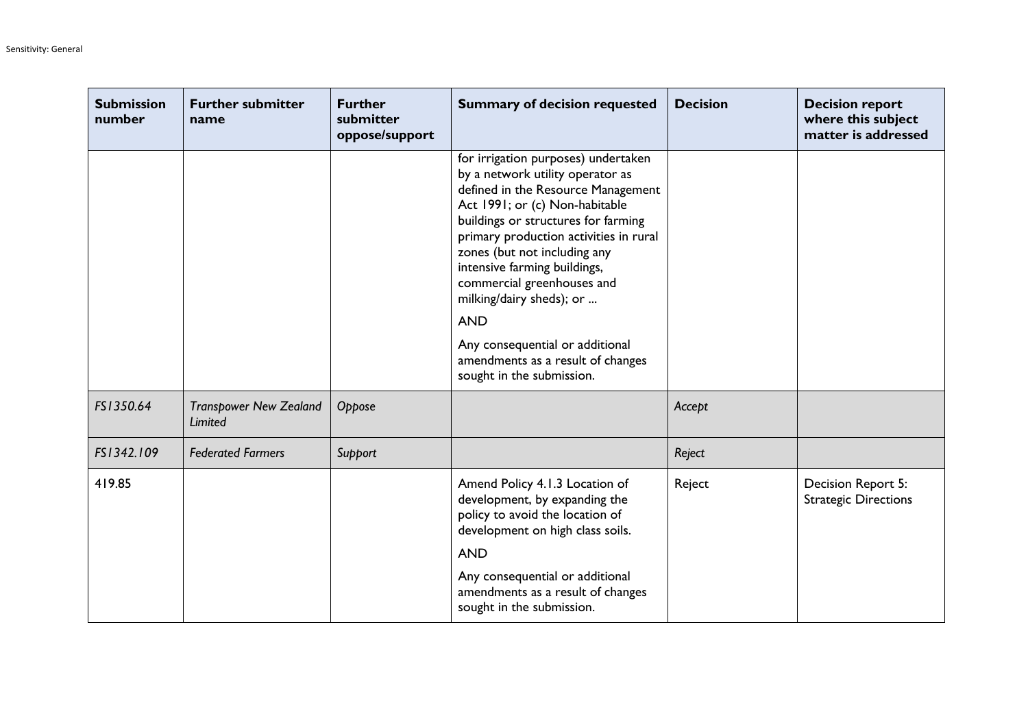| Submission number | Further submitter name | Further submitter oppose/support | Summary of decision requested | Decision | Decision report where this subject matter is addressed |
|---|---|---|---|---|---|
| | | | for irrigation purposes) undertaken by a network utility operator as defined in the Resource Management Act 1991; or (c) Non-habitable buildings or structures for farming primary production activities in rural zones (but not including any intensive farming buildings, commercial greenhouses and milking/dairy sheds); or ...<br><br>AND<br><br>Any consequential or additional amendments as a result of changes sought in the submission. | | |
| *FS1350.64* | *Transpower New Zealand Limited* | *Oppose* | | *Accept* | |
| *FS1342.109* | *Federated Farmers* | *Support* | | *Reject* | |
| 419.85 | | | Amend Policy 4.1.3 Location of development, by expanding the policy to avoid the location of development on high class soils.<br><br>AND<br><br>Any consequential or additional amendments as a result of changes sought in the submission. | Reject | Decision Report 5: Strategic Directions |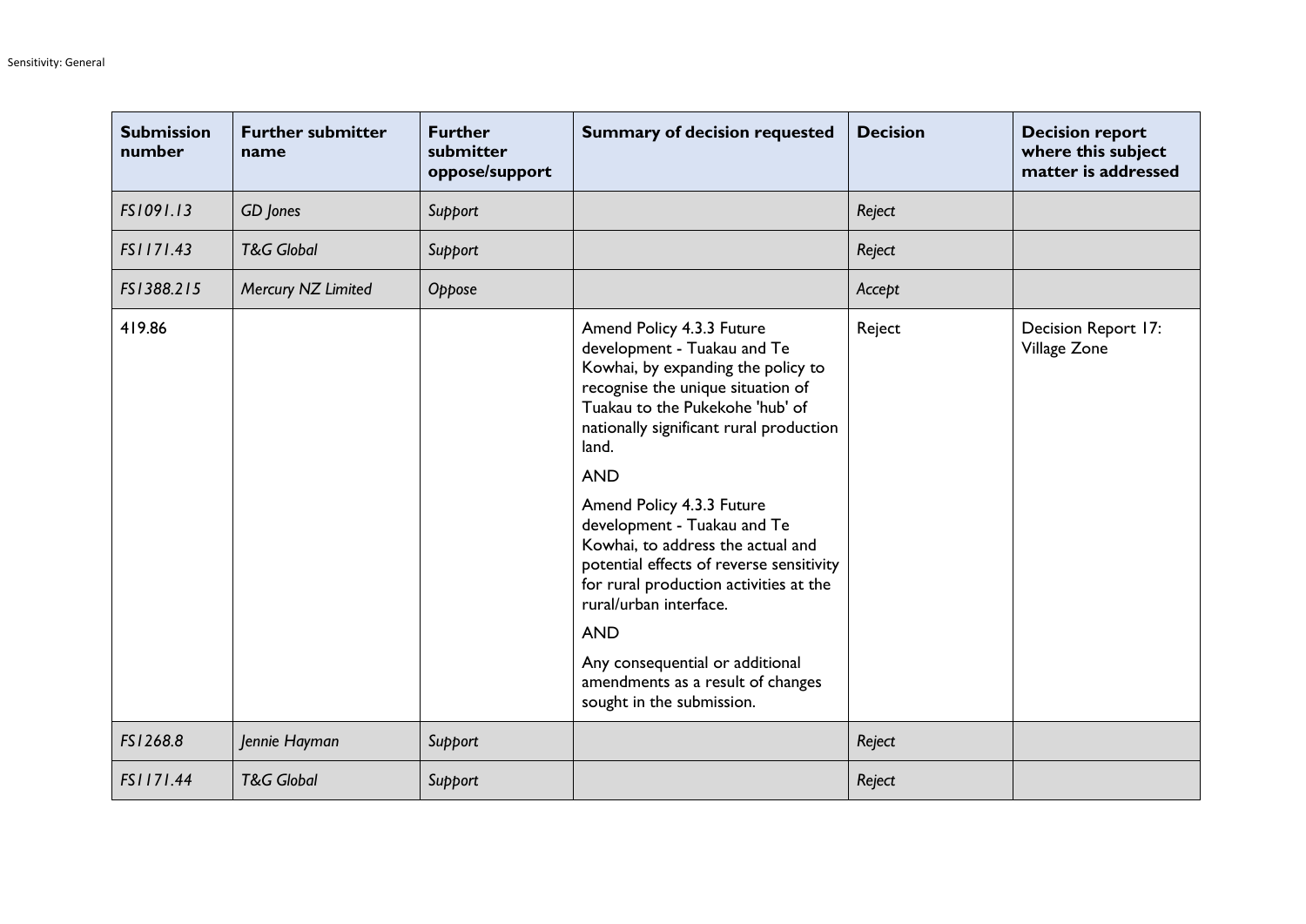| Submission number | Further submitter name | Further submitter oppose/support | Summary of decision requested | Decision | Decision report where this subject matter is addressed |
|---|---|---|---|---|---|
| *FS1091.13* | *GD Jones* | *Support* | | *Reject* | |
| *FS1171.43* | *T&G Global* | *Support* | | *Reject* | |
| *FS1388.215* | *Mercury NZ Limited* | *Oppose* | | *Accept* | |
| 419.86 | | | Amend Policy 4.3.3 Future development - Tuakau and Te Kowhai, by expanding the policy to recognise the unique situation of Tuakau to the Pukekohe 'hub' of nationally significant rural production land.<br><br>AND<br><br>Amend Policy 4.3.3 Future development - Tuakau and Te Kowhai, to address the actual and potential effects of reverse sensitivity for rural production activities at the rural/urban interface.<br><br>AND<br><br>Any consequential or additional amendments as a result of changes sought in the submission. | Reject | Decision Report 17: Village Zone |
| *FS1268.8* | *Jennie Hayman* | *Support* | | *Reject* | |
| *FS1171.44* | *T&G Global* | *Support* | | *Reject* | |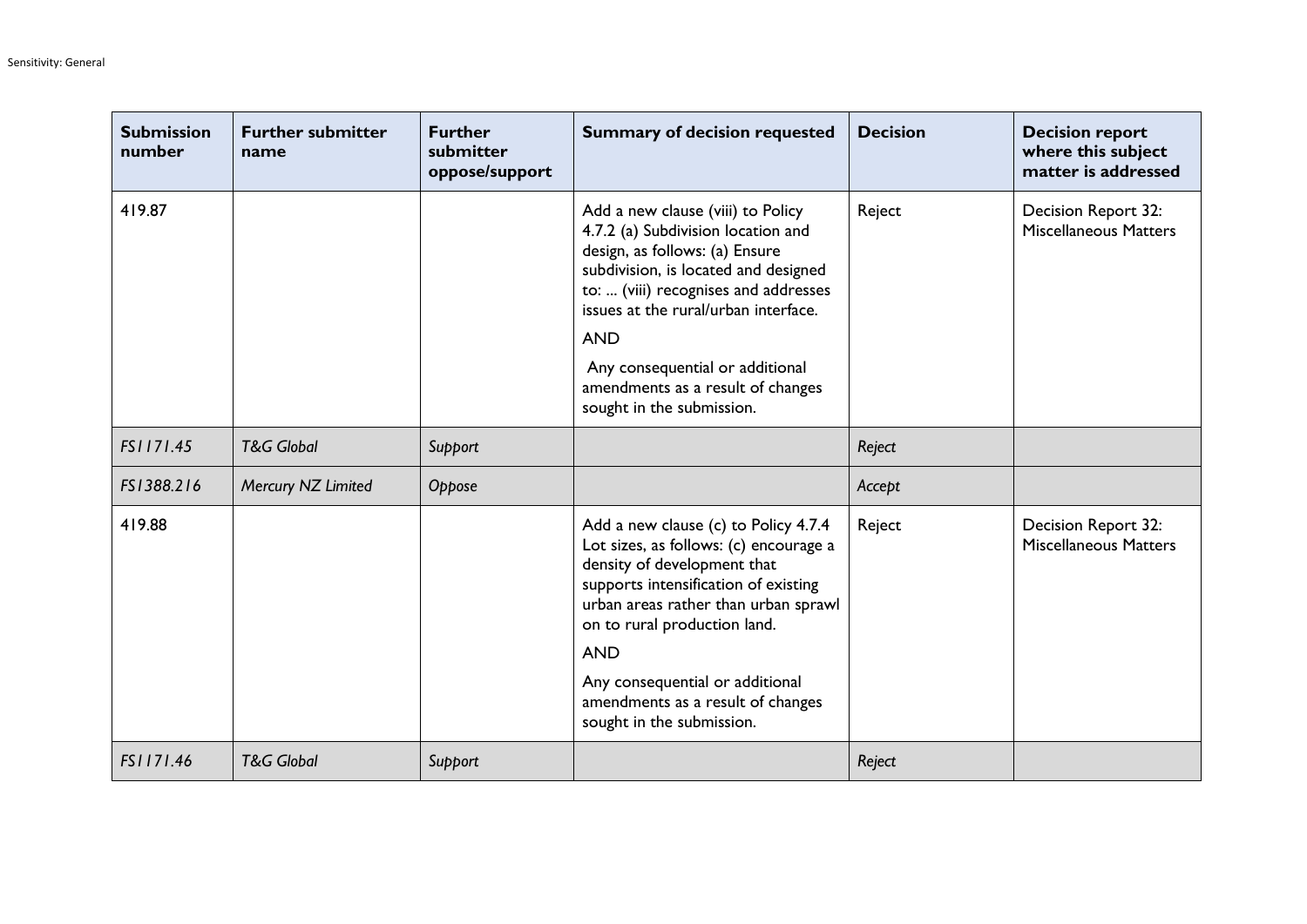| Submission number | Further submitter name | Further submitter oppose/support | Summary of decision requested | Decision | Decision report where this subject matter is addressed |
|---|---|---|---|---|---|
| 419.87 | | | Add a new clause (viii) to Policy 4.7.2 (a) Subdivision location and design, as follows: (a) Ensure subdivision, is located and designed to: ... (viii) recognises and addresses issues at the rural/urban interface. AND Any consequential or additional amendments as a result of changes sought in the submission. | Reject | Decision Report 32: Miscellaneous Matters |
| *FS1171.45* | *T&G Global* | *Support* | | *Reject* | |
| *FS1388.216* | *Mercury NZ Limited* | *Oppose* | | *Accept* | |
| 419.88 | | | Add a new clause (c) to Policy 4.7.4 Lot sizes, as follows: (c) encourage a density of development that supports intensification of existing urban areas rather than urban sprawl on to rural production land. AND Any consequential or additional amendments as a result of changes sought in the submission. | Reject | Decision Report 32: Miscellaneous Matters |
| *FS1171.46* | *T&G Global* | *Support* | | *Reject* | |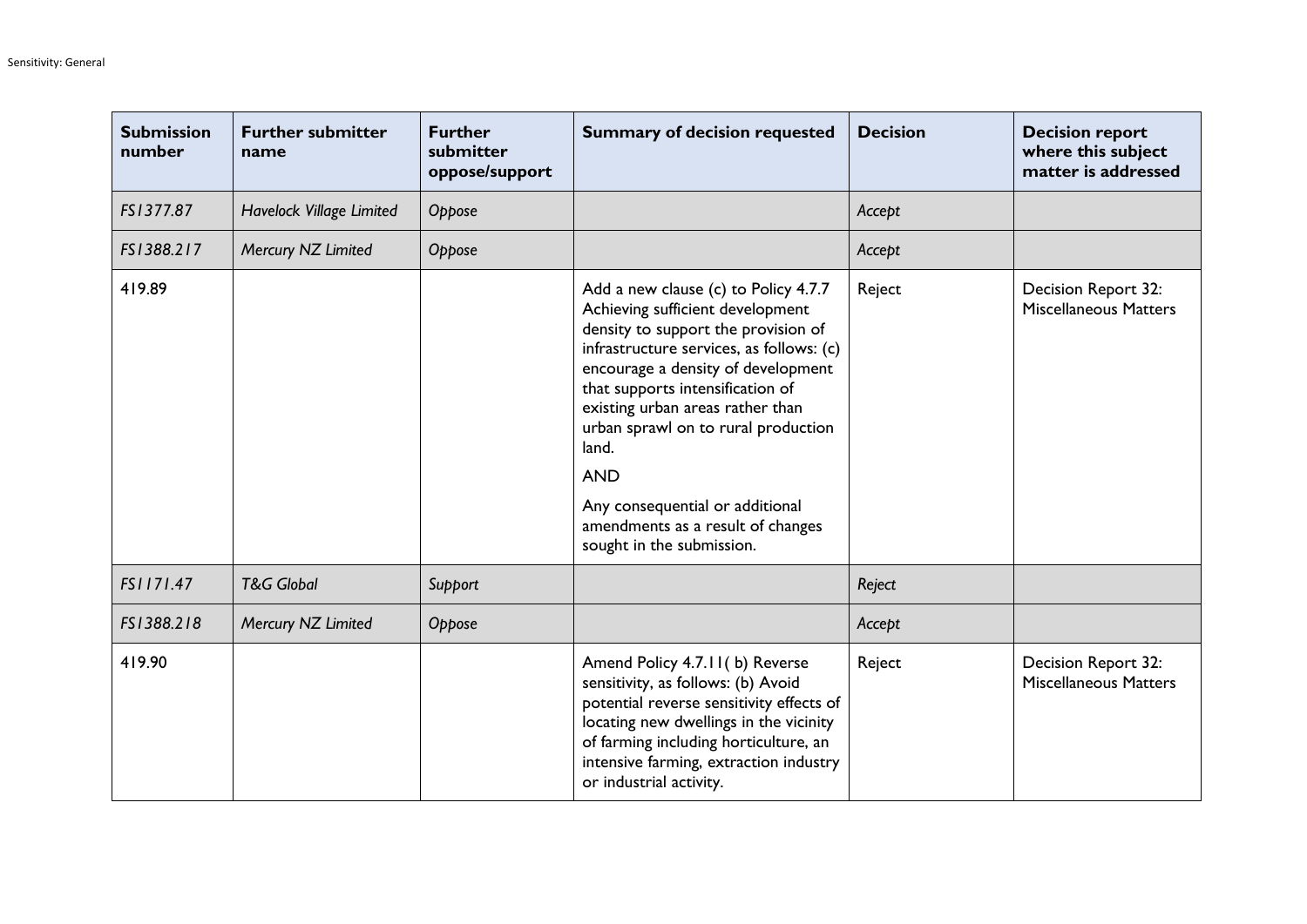| Submission number | Further submitter name | Further submitter oppose/support | Summary of decision requested | Decision | Decision report where this subject matter is addressed |
|---|---|---|---|---|---|
| *FS1377.87* | *Havelock Village Limited* | *Oppose* | | *Accept* | |
| *FS1388.217* | *Mercury NZ Limited* | *Oppose* | | *Accept* | |
| 419.89 | | | Add a new clause (c) to Policy 4.7.7 Achieving sufficient development density to support the provision of infrastructure services, as follows: (c) encourage a density of development that supports intensification of existing urban areas rather than urban sprawl on to rural production land. AND Any consequential or additional amendments as a result of changes sought in the submission. | Reject | Decision Report 32: Miscellaneous Matters |
| *FS1171.47* | *T&G Global* | *Support* | | *Reject* | |
| *FS1388.218* | *Mercury NZ Limited* | *Oppose* | | *Accept* | |
| 419.90 | | | Amend Policy 4.7.11( b) Reverse sensitivity, as follows: (b) Avoid potential reverse sensitivity effects of locating new dwellings in the vicinity of farming including horticulture, an intensive farming, extraction industry or industrial activity. | Reject | Decision Report 32: Miscellaneous Matters |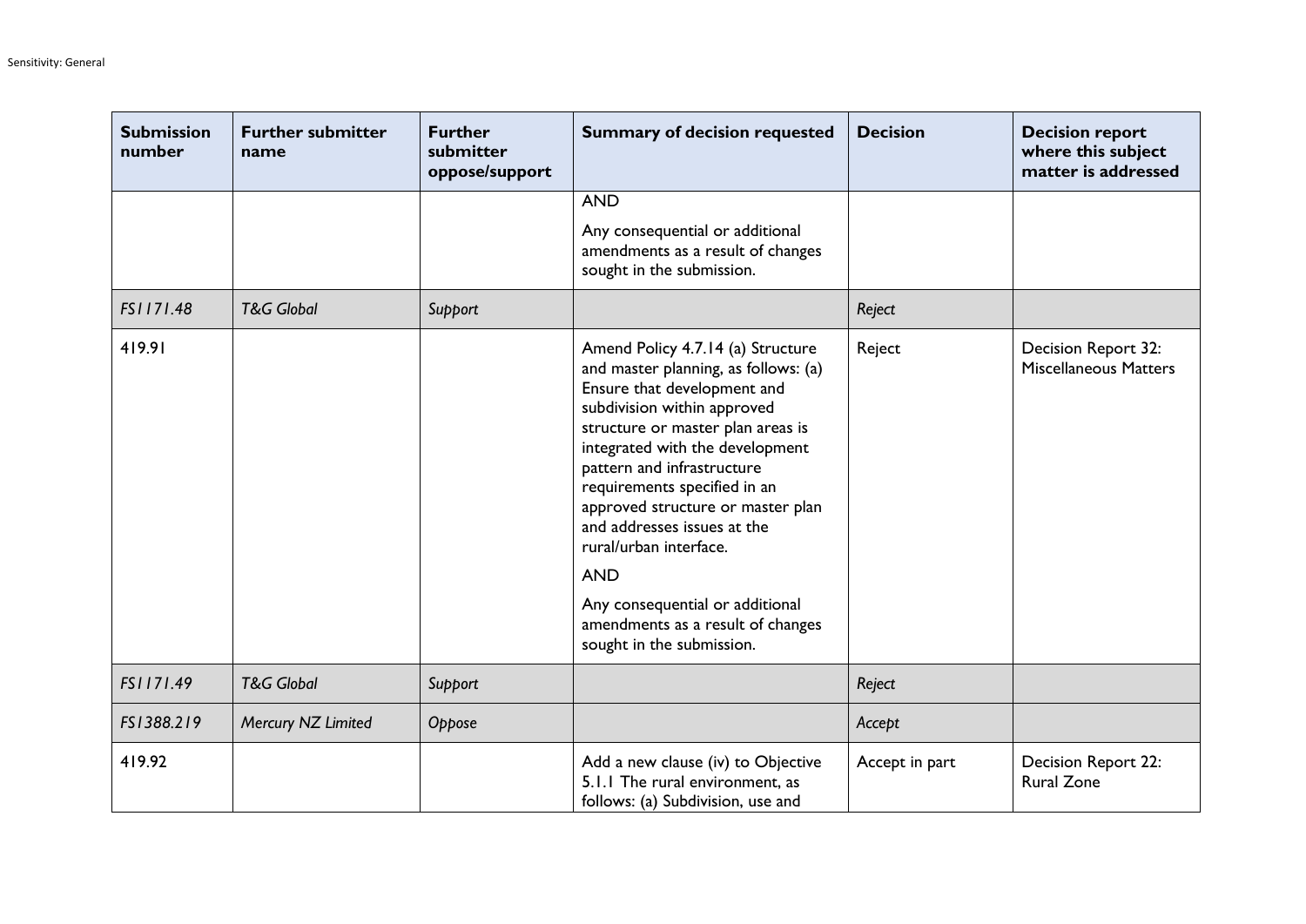| Submission number | Further submitter name | Further submitter oppose/support | Summary of decision requested | Decision | Decision report where this subject matter is addressed |
|---|---|---|---|---|---|
| | | | AND<br><br>Any consequential or additional amendments as a result of changes sought in the submission. | | |
| *FS1171.48* | *T&G Global* | *Support* | | *Reject* | |
| 419.91 | | | Amend Policy 4.7.14 (a) Structure and master planning, as follows: (a) Ensure that development and subdivision within approved structure or master plan areas is integrated with the development pattern and infrastructure requirements specified in an approved structure or master plan and addresses issues at the rural/urban interface.<br><br>AND<br><br>Any consequential or additional amendments as a result of changes sought in the submission. | Reject | Decision Report 32: Miscellaneous Matters |
| *FS1171.49* | *T&G Global* | *Support* | | *Reject* | |
| *FS1388.219* | *Mercury NZ Limited* | *Oppose* | | *Accept* | |
| 419.92 | | | Add a new clause (iv) to Objective 5.1.1 The rural environment, as follows: (a) Subdivision, use and | Accept in part | Decision Report 22: Rural Zone |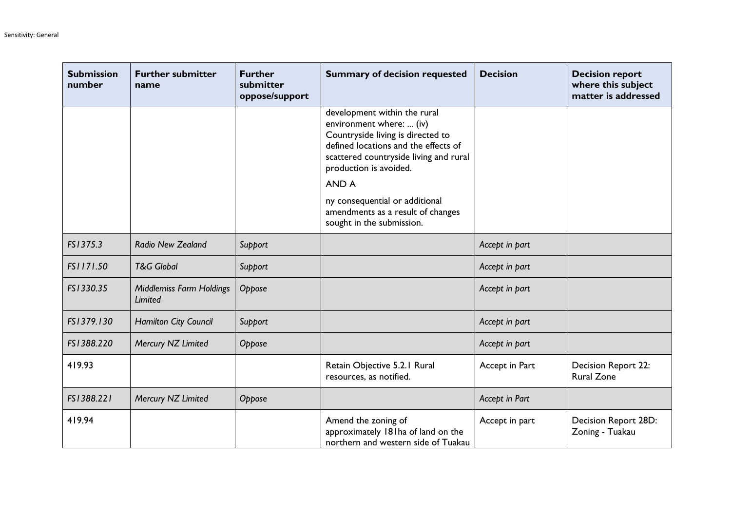| Submission number | Further submitter name | Further submitter oppose/support | Summary of decision requested | Decision | Decision report where this subject matter is addressed |
|---|---|---|---|---|---|
| | | | development within the rural environment where: ... (iv) Countryside living is directed to defined locations and the effects of scattered countryside living and rural production is avoided.<br><br>AND A<br><br>ny consequential or additional amendments as a result of changes sought in the submission. | | |
| *FS1375.3* | *Radio New Zealand* | *Support* | | *Accept in part* | |
| *FS1171.50* | *T&G Global* | *Support* | | *Accept in part* | |
| *FS1330.35* | *Middlemiss Farm Holdings Limited* | *Oppose* | | *Accept in part* | |
| *FS1379.130* | *Hamilton City Council* | *Support* | | *Accept in part* | |
| *FS1388.220* | *Mercury NZ Limited* | *Oppose* | | *Accept in part* | |
| 419.93 | | | Retain Objective 5.2.1 Rural resources, as notified. | Accept in Part | Decision Report 22: Rural Zone |
| *FS1388.221* | *Mercury NZ Limited* | *Oppose* | | *Accept in Part* | |
| 419.94 | | | Amend the zoning of approximately 181ha of land on the northern and western side of Tuakau | Accept in part | Decision Report 28D: Zoning - Tuakau |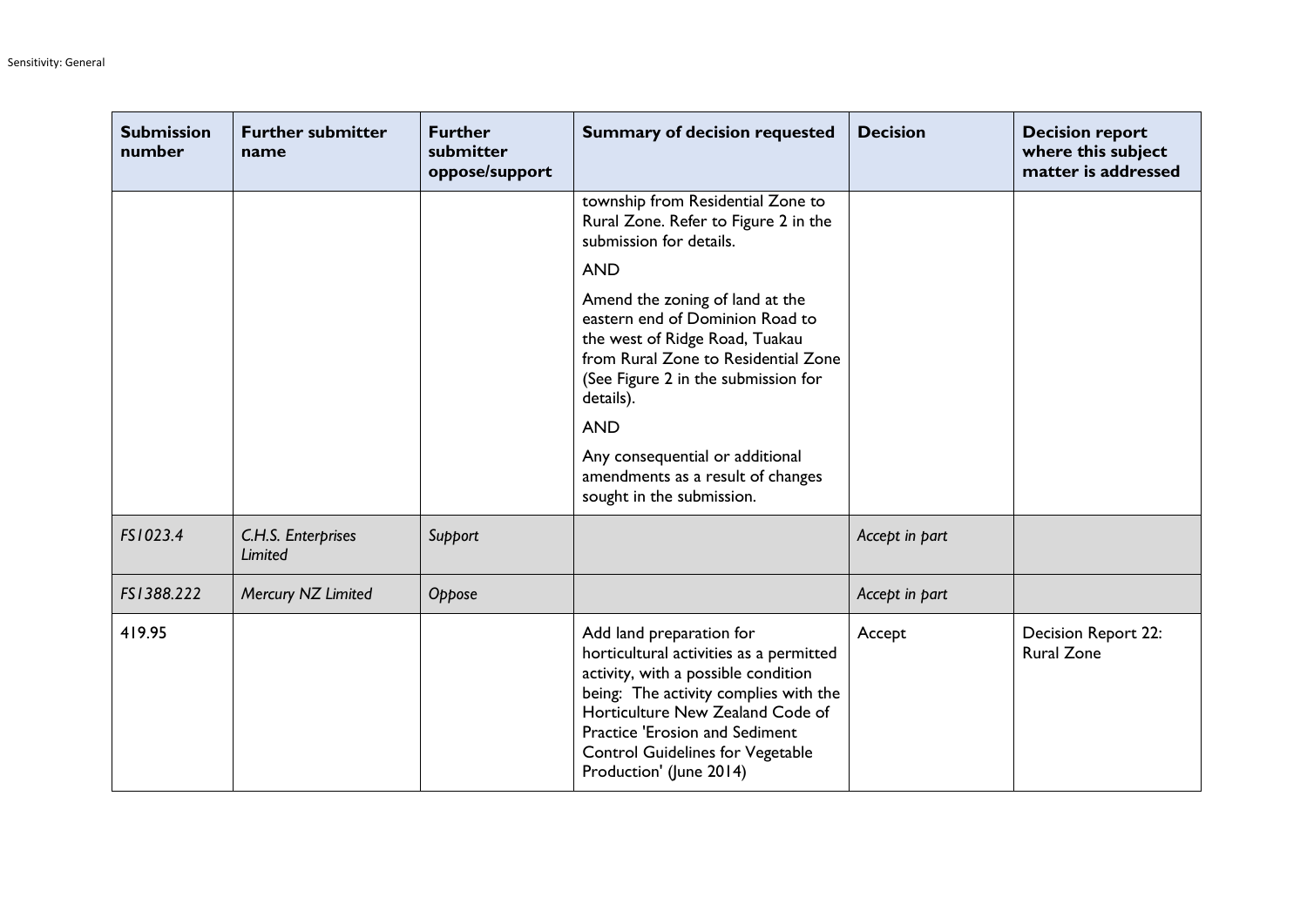| Submission number | Further submitter name | Further submitter oppose/support | Summary of decision requested | Decision | Decision report where this subject matter is addressed |
|---|---|---|---|---|---|
| | | | township from Residential Zone to Rural Zone. Refer to Figure 2 in the submission for details.<br><br>AND<br><br>Amend the zoning of land at the eastern end of Dominion Road to the west of Ridge Road, Tuakau from Rural Zone to Residential Zone (See Figure 2 in the submission for details).<br><br>AND<br><br>Any consequential or additional amendments as a result of changes sought in the submission. | | |
| *FS1023.4* | *C.H.S. Enterprises Limited* | *Support* | | *Accept in part* | |
| *FS1388.222* | *Mercury NZ Limited* | *Oppose* | | *Accept in part* | |
| 419.95 | | | Add land preparation for horticultural activities as a permitted activity, with a possible condition being: The activity complies with the Horticulture New Zealand Code of Practice 'Erosion and Sediment Control Guidelines for Vegetable Production' (June 2014) | Accept | Decision Report 22: Rural Zone |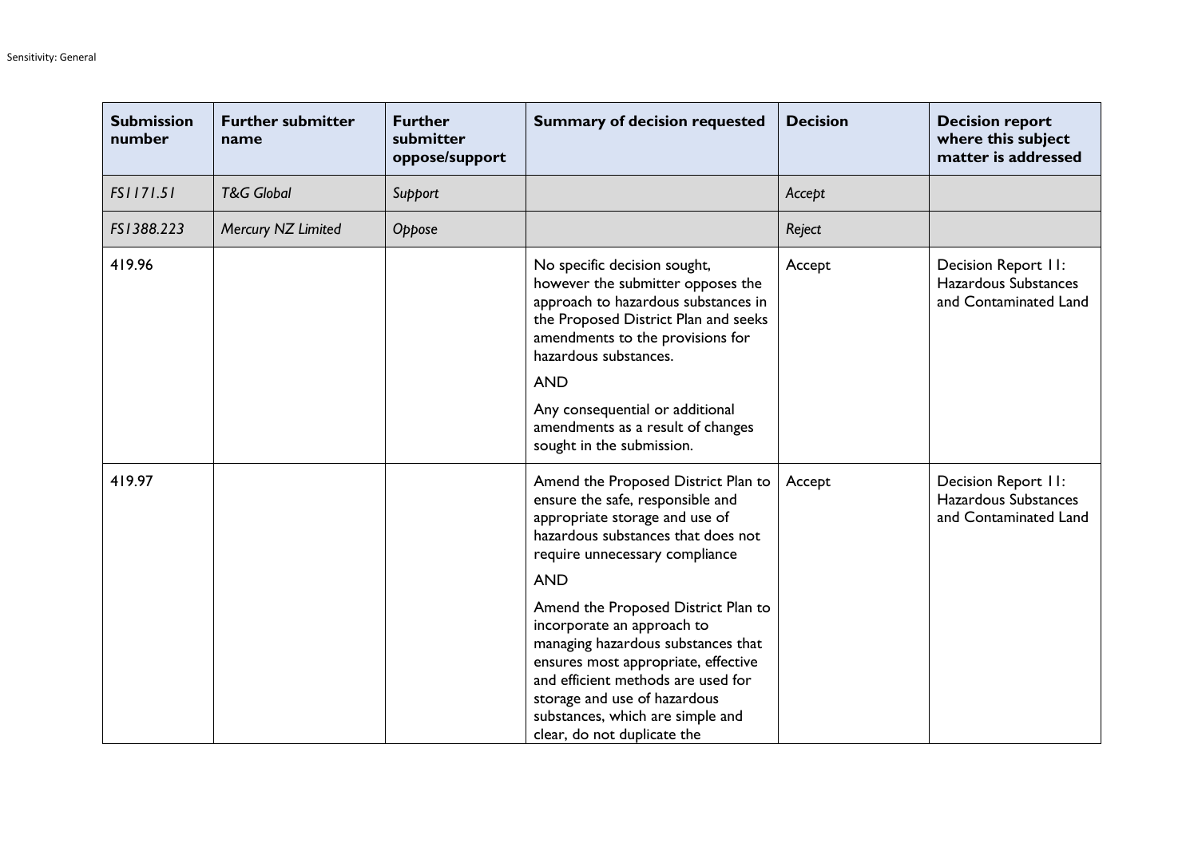| Submission number | Further submitter name | Further submitter oppose/support | Summary of decision requested | Decision | Decision report where this subject matter is addressed |
|---|---|---|---|---|---|
| *FS1171.51* | *T&G Global* | *Support* | | *Accept* | |
| *FS1388.223* | *Mercury NZ Limited* | *Oppose* | | *Reject* | |
| 419.96 | | | No specific decision sought, however the submitter opposes the approach to hazardous substances in the Proposed District Plan and seeks amendments to the provisions for hazardous substances.<br><br>AND<br><br>Any consequential or additional amendments as a result of changes sought in the submission. | Accept | Decision Report 11: Hazardous Substances and Contaminated Land |
| 419.97 | | | Amend the Proposed District Plan to ensure the safe, responsible and appropriate storage and use of hazardous substances that does not require unnecessary compliance<br><br>AND<br><br>Amend the Proposed District Plan to incorporate an approach to managing hazardous substances that ensures most appropriate, effective and efficient methods are used for storage and use of hazardous substances, which are simple and clear, do not duplicate the | Accept | Decision Report 11: Hazardous Substances and Contaminated Land |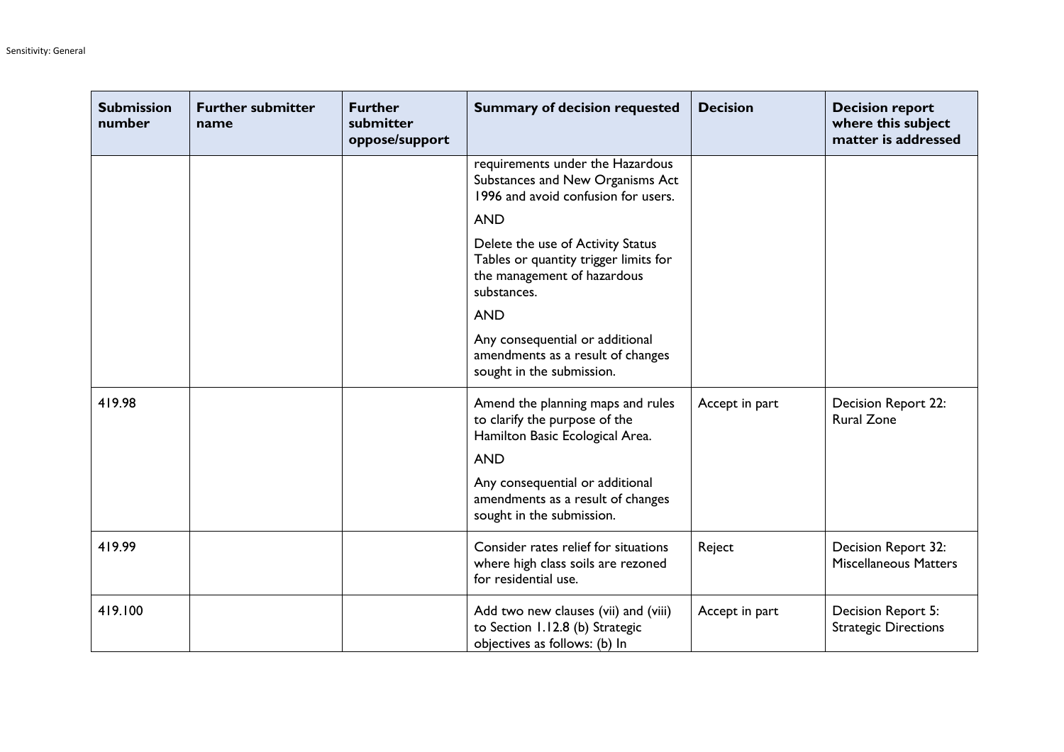| Submission number | Further submitter name | Further submitter oppose/support | Summary of decision requested | Decision | Decision report where this subject matter is addressed |
|---|---|---|---|---|---|
| | | | requirements under the Hazardous Substances and New Organisms Act 1996 and avoid confusion for users.<br><br>AND<br><br>Delete the use of Activity Status Tables or quantity trigger limits for the management of hazardous substances.<br><br>AND<br><br>Any consequential or additional amendments as a result of changes sought in the submission. | | |
| 419.98 | | | Amend the planning maps and rules to clarify the purpose of the Hamilton Basic Ecological Area.<br><br>AND<br><br>Any consequential or additional amendments as a result of changes sought in the submission. | Accept in part | Decision Report 22: Rural Zone |
| 419.99 | | | Consider rates relief for situations where high class soils are rezoned for residential use. | Reject | Decision Report 32: Miscellaneous Matters |
| 419.100 | | | Add two new clauses (vii) and (viii) to Section 1.12.8 (b) Strategic objectives as follows: (b) In | Accept in part | Decision Report 5: Strategic Directions |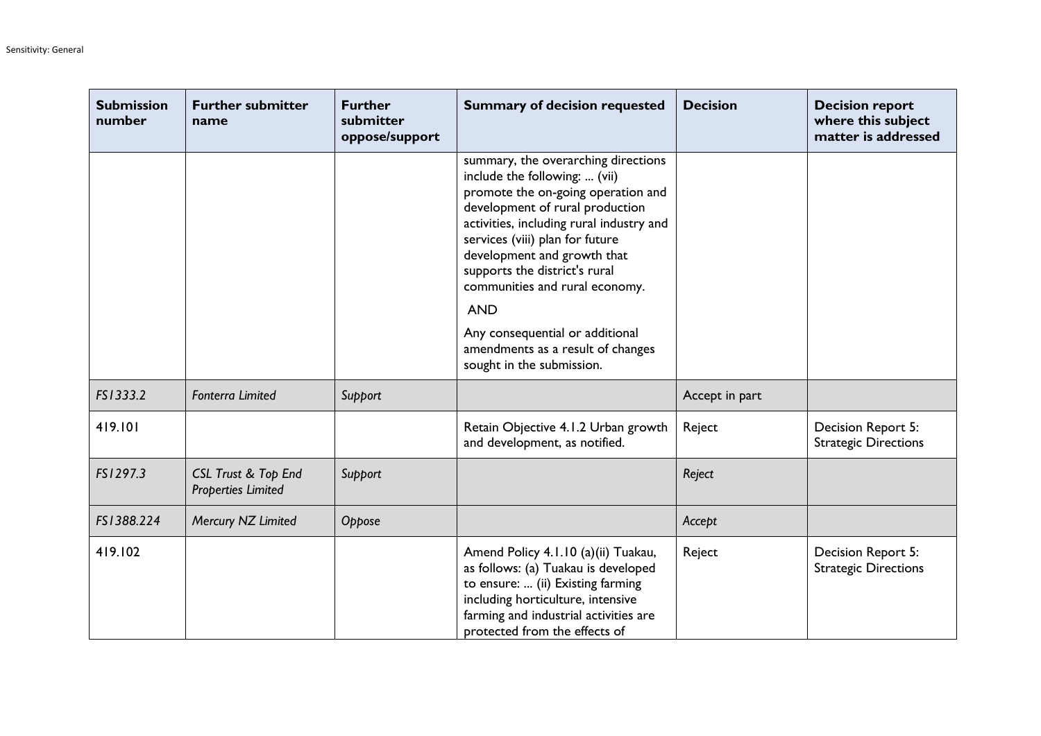| Submission number | Further submitter name | Further submitter oppose/support | Summary of decision requested | Decision | Decision report where this subject matter is addressed |
|---|---|---|---|---|---|
| | | | summary, the overarching directions include the following: ... (vii) promote the on-going operation and development of rural production activities, including rural industry and services (viii) plan for future development and growth that supports the district's rural communities and rural economy. AND Any consequential or additional amendments as a result of changes sought in the submission. | | |
| *FS1333.2* | *Fonterra Limited* | *Support* | | Accept in part | |
| 419.101 | | | Retain Objective 4.1.2 Urban growth and development, as notified. | Reject | Decision Report 5: Strategic Directions |
| *FS1297.3* | *CSL Trust & Top End Properties Limited* | *Support* | | *Reject* | |
| *FS1388.224* | *Mercury NZ Limited* | *Oppose* | | *Accept* | |
| 419.102 | | | Amend Policy 4.1.10 (a)(ii) Tuakau, as follows: (a) Tuakau is developed to ensure: ... (ii) Existing farming including horticulture, intensive farming and industrial activities are protected from the effects of | Reject | Decision Report 5: Strategic Directions |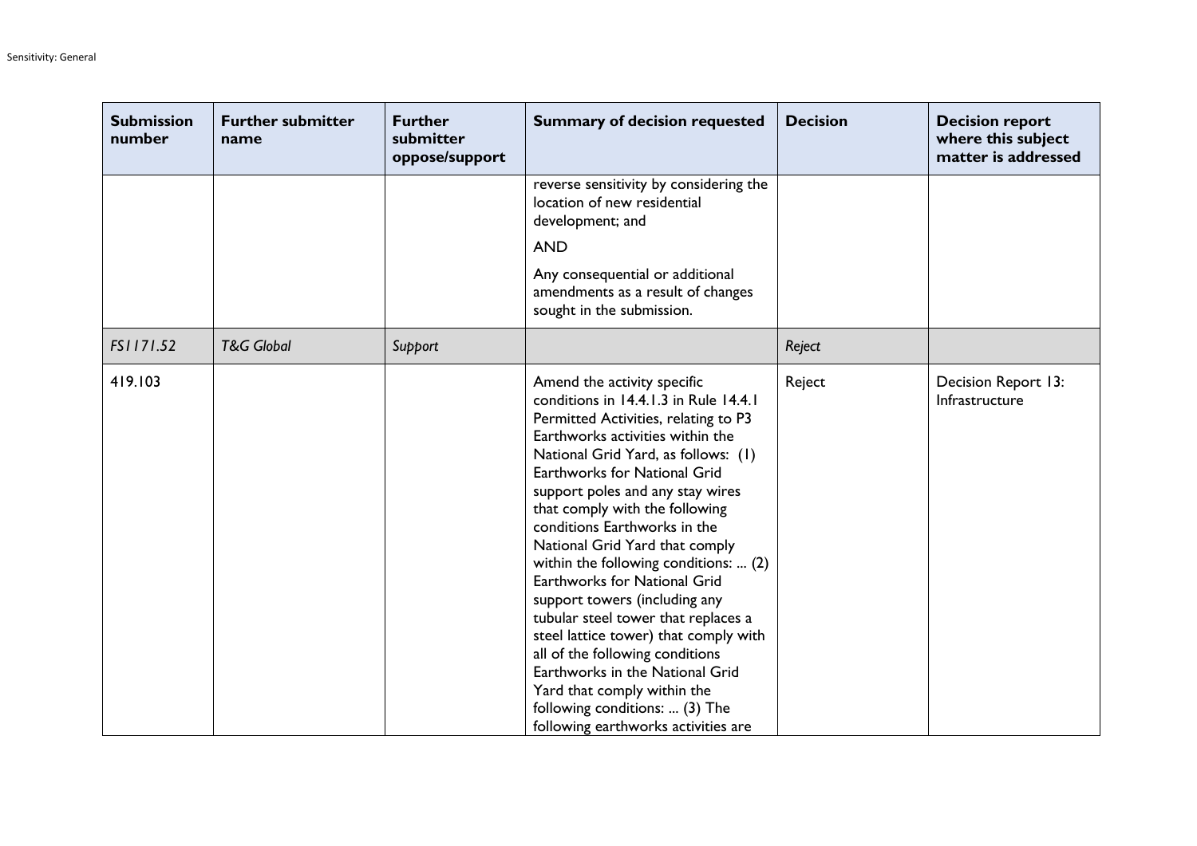| Submission number | Further submitter name | Further submitter oppose/support | Summary of decision requested | Decision | Decision report where this subject matter is addressed |
|---|---|---|---|---|---|
| | | | reverse sensitivity by considering the location of new residential development; and<br><br>AND<br><br>Any consequential or additional amendments as a result of changes sought in the submission. | | |
| *FS1171.52* | *T&G Global* | *Support* | | *Reject* | |
| 419.103 | | | Amend the activity specific conditions in 14.4.1.3 in Rule 14.4.1 Permitted Activities, relating to P3 Earthworks activities within the National Grid Yard, as follows: (1) Earthworks for National Grid support poles and any stay wires that comply with the following conditions Earthworks in the National Grid Yard that comply within the following conditions: ... (2) Earthworks for National Grid support towers (including any tubular steel tower that replaces a steel lattice tower) that comply with all of the following conditions Earthworks in the National Grid Yard that comply within the following conditions: ... (3) The following earthworks activities are | Reject | Decision Report 13: Infrastructure |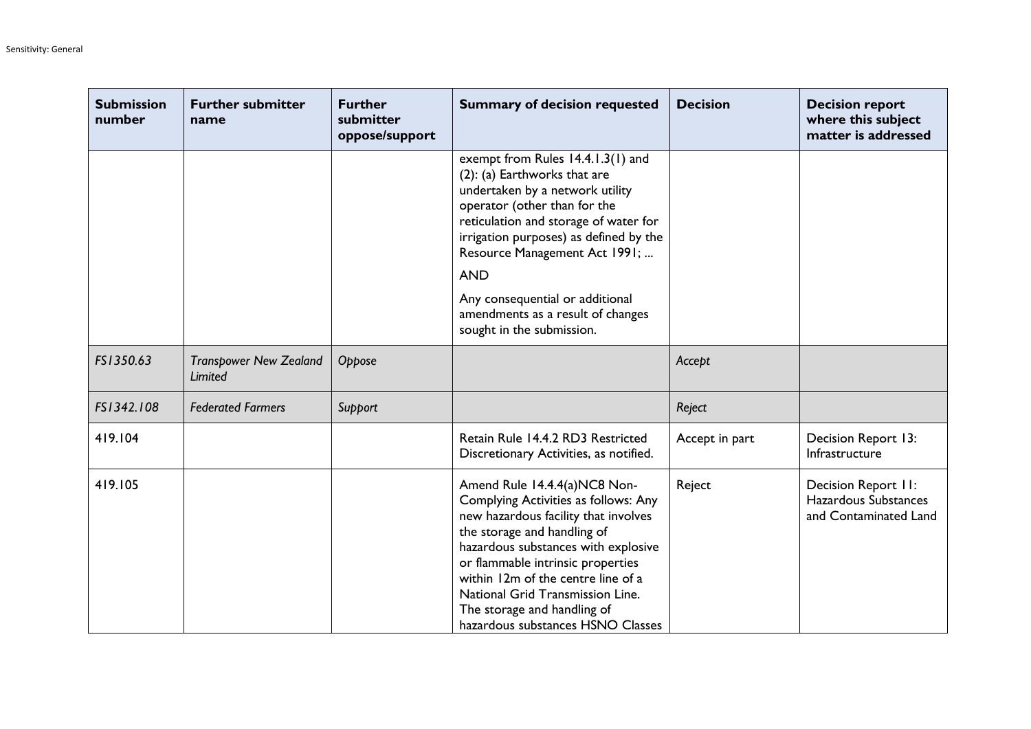| Submission number | Further submitter name | Further submitter oppose/support | Summary of decision requested | Decision | Decision report where this subject matter is addressed |
|---|---|---|---|---|---|
| | | | exempt from Rules 14.4.1.3(1) and (2): (a) Earthworks that are undertaken by a network utility operator (other than for the reticulation and storage of water for irrigation purposes) as defined by the Resource Management Act 1991; ... AND Any consequential or additional amendments as a result of changes sought in the submission. | | |
| *FS1350.63* | *Transpower New Zealand Limited* | *Oppose* | | *Accept* | |
| *FS1342.108* | *Federated Farmers* | *Support* | | *Reject* | |
| 419.104 | | | Retain Rule 14.4.2 RD3 Restricted Discretionary Activities, as notified. | Accept in part | Decision Report 13: Infrastructure |
| 419.105 | | | Amend Rule 14.4.4(a)NC8 Non-Complying Activities as follows: Any new hazardous facility that involves the storage and handling of hazardous substances with explosive or flammable intrinsic properties within 12m of the centre line of a National Grid Transmission Line. The storage and handling of hazardous substances HSNO Classes | Reject | Decision Report 11: Hazardous Substances and Contaminated Land |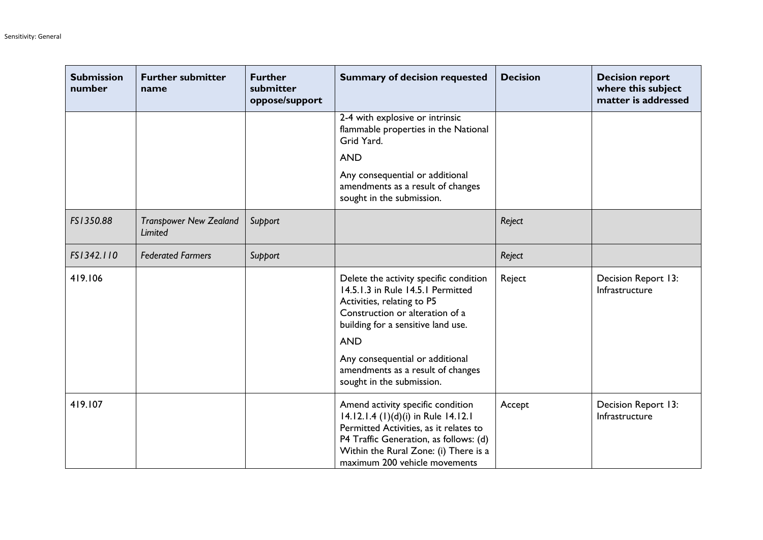| Submission number | Further submitter name | Further submitter oppose/support | Summary of decision requested | Decision | Decision report where this subject matter is addressed |
|---|---|---|---|---|---|
| | | | 2-4 with explosive or intrinsic flammable properties in the National Grid Yard.<br><br>AND<br><br>Any consequential or additional amendments as a result of changes sought in the submission. | | |
| *FS1350.88* | *Transpower New Zealand Limited* | *Support* | | *Reject* | |
| *FS1342.110* | *Federated Farmers* | *Support* | | *Reject* | |
| 419.106 | | | Delete the activity specific condition 14.5.1.3 in Rule 14.5.1 Permitted Activities, relating to P5 Construction or alteration of a building for a sensitive land use.<br><br>AND<br><br>Any consequential or additional amendments as a result of changes sought in the submission. | Reject | Decision Report 13: Infrastructure |
| 419.107 | | | Amend activity specific condition 14.12.1.4 (1)(d)(i) in Rule 14.12.1 Permitted Activities, as it relates to P4 Traffic Generation, as follows: (d) Within the Rural Zone: (i) There is a maximum 200 vehicle movements | Accept | Decision Report 13: Infrastructure |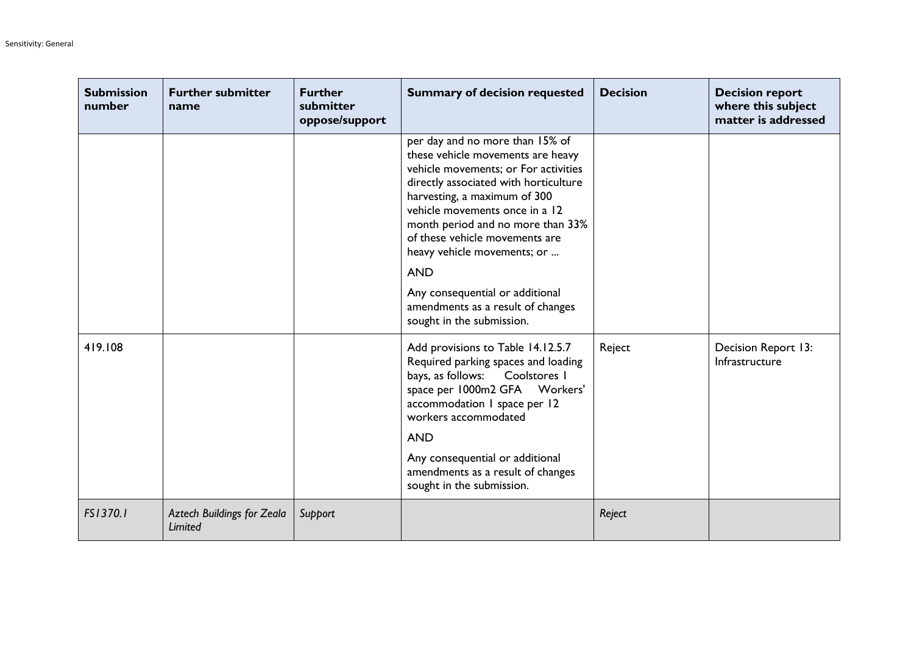| Submission number | Further submitter name | Further submitter oppose/support | Summary of decision requested | Decision | Decision report where this subject matter is addressed |
|---|---|---|---|---|---|
| | | | per day and no more than 15% of these vehicle movements are heavy vehicle movements; or For activities directly associated with horticulture harvesting, a maximum of 300 vehicle movements once in a 12 month period and no more than 33% of these vehicle movements are heavy vehicle movements; or ... AND Any consequential or additional amendments as a result of changes sought in the submission. | | |
| 419.108 | | | Add provisions to Table 14.12.5.7 Required parking spaces and loading bays, as follows: Coolstores 1 space per 1000m2 GFA Workers' accommodation 1 space per 12 workers accommodated AND Any consequential or additional amendments as a result of changes sought in the submission. | Reject | Decision Report 13: Infrastructure |
| *FS1370.1* | *Aztech Buildings for Zeala Limited* | *Support* | | *Reject* | |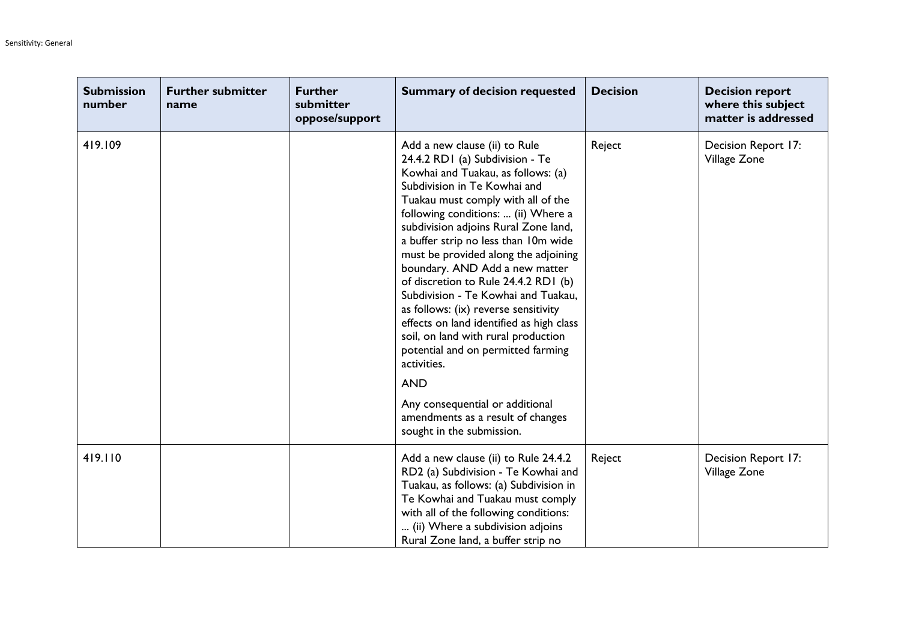| Submission number | Further submitter name | Further submitter oppose/support | Summary of decision requested | Decision | Decision report where this subject matter is addressed |
|---|---|---|---|---|---|
| 419.109 | | | Add a new clause (ii) to Rule 24.4.2 RD1 (a) Subdivision - Te Kowhai and Tuakau, as follows: (a) Subdivision in Te Kowhai and Tuakau must comply with all of the following conditions: ... (ii) Where a subdivision adjoins Rural Zone land, a buffer strip no less than 10m wide must be provided along the adjoining boundary. AND Add a new matter of discretion to Rule 24.4.2 RD1 (b) Subdivision - Te Kowhai and Tuakau, as follows: (ix) reverse sensitivity effects on land identified as high class soil, on land with rural production potential and on permitted farming activities.<br><br>AND<br><br>Any consequential or additional amendments as a result of changes sought in the submission. | Reject | Decision Report 17: Village Zone |
| 419.110 | | | Add a new clause (ii) to Rule 24.4.2 RD2 (a) Subdivision - Te Kowhai and Tuakau, as follows: (a) Subdivision in Te Kowhai and Tuakau must comply with all of the following conditions: ... (ii) Where a subdivision adjoins Rural Zone land, a buffer strip no | Reject | Decision Report 17: Village Zone |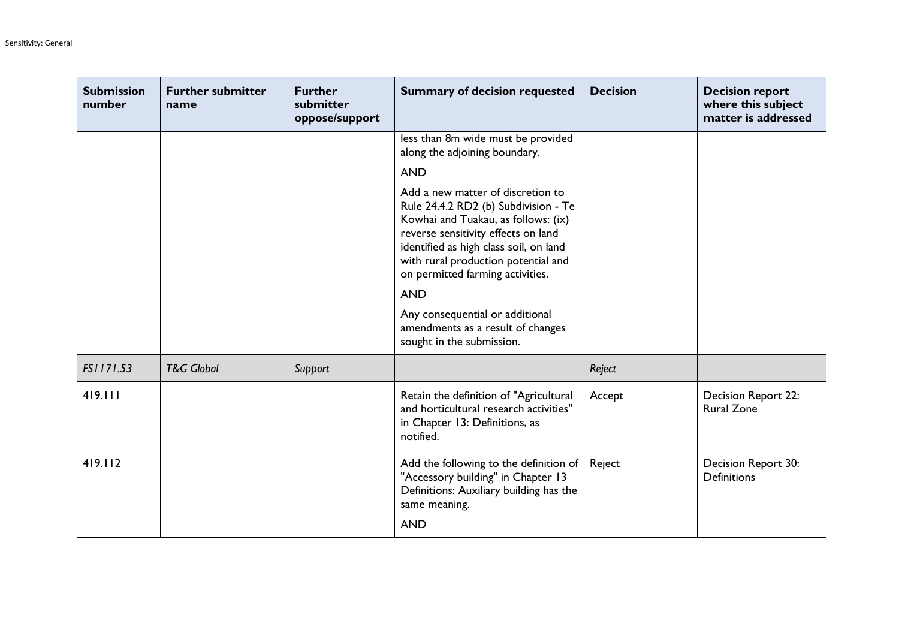| Submission number | Further submitter name | Further submitter oppose/support | Summary of decision requested | Decision | Decision report where this subject matter is addressed |
|---|---|---|---|---|---|
| | | | less than 8m wide must be provided along the adjoining boundary.<br><br>AND<br><br>Add a new matter of discretion to Rule 24.4.2 RD2 (b) Subdivision - Te Kowhai and Tuakau, as follows: (ix) reverse sensitivity effects on land identified as high class soil, on land with rural production potential and on permitted farming activities.<br><br>AND<br><br>Any consequential or additional amendments as a result of changes sought in the submission. | | |
| *FS1171.53* | *T&G Global* | *Support* | | *Reject* | |
| 419.111 | | | Retain the definition of "Agricultural and horticultural research activities" in Chapter 13: Definitions, as notified. | Accept | Decision Report 22: Rural Zone |
| 419.112 | | | Add the following to the definition of "Accessory building" in Chapter 13 Definitions: Auxiliary building has the same meaning.<br><br>AND | Reject | Decision Report 30: Definitions |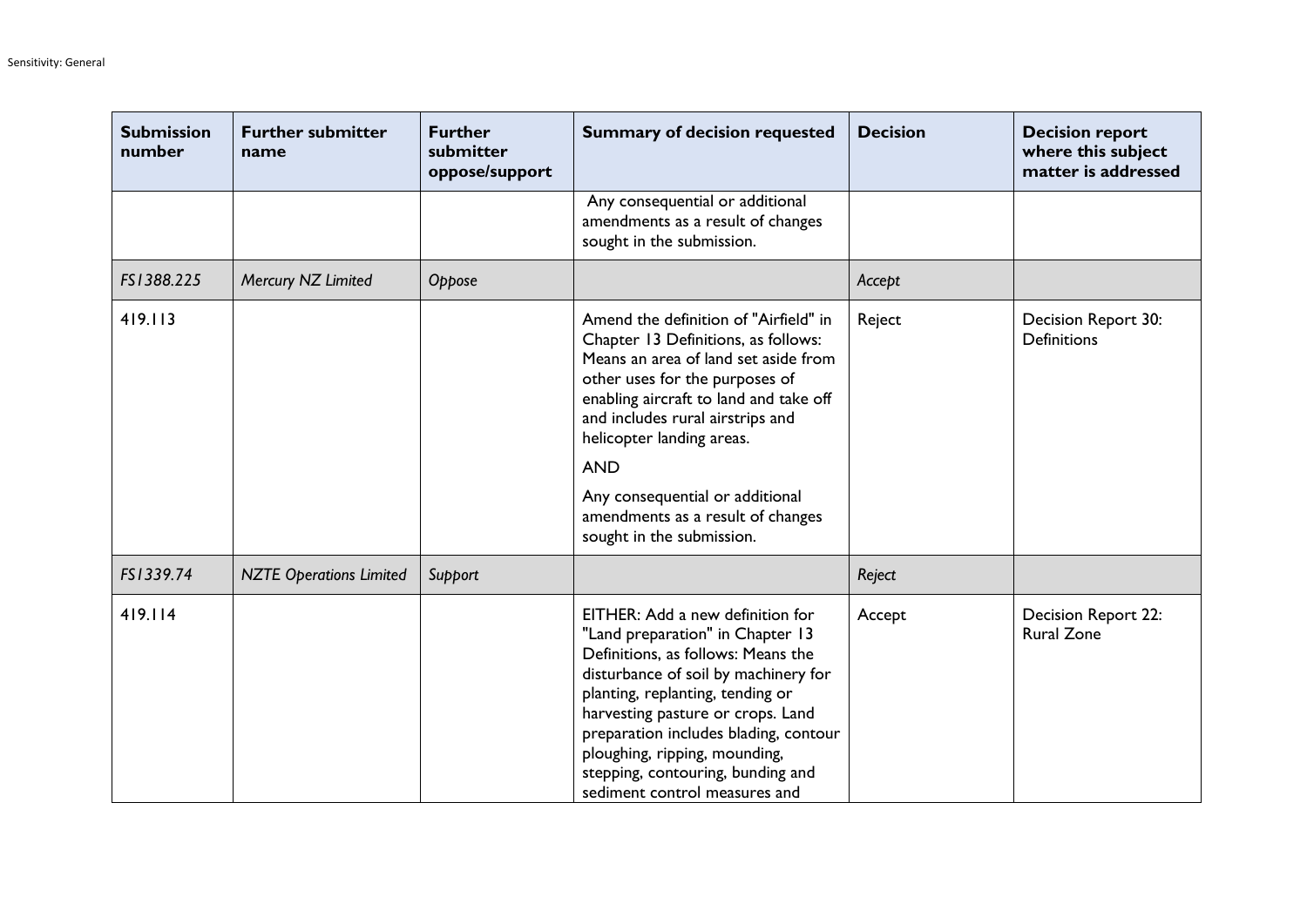| Submission number | Further submitter name | Further submitter oppose/support | Summary of decision requested | Decision | Decision report where this subject matter is addressed |
|---|---|---|---|---|---|
| | | | Any consequential or additional amendments as a result of changes sought in the submission. | | |
| *FS1388.225* | *Mercury NZ Limited* | *Oppose* | | *Accept* | |
| 419.113 | | | Amend the definition of "Airfield" in Chapter 13 Definitions, as follows: Means an area of land set aside from other uses for the purposes of enabling aircraft to land and take off and includes rural airstrips and helicopter landing areas. <br><br> AND <br><br> Any consequential or additional amendments as a result of changes sought in the submission. | Reject | Decision Report 30: Definitions |
| *FS1339.74* | *NZTE Operations Limited* | *Support* | | *Reject* | |
| 419.114 | | | EITHER: Add a new definition for "Land preparation" in Chapter 13 Definitions, as follows: Means the disturbance of soil by machinery for planting, replanting, tending or harvesting pasture or crops. Land preparation includes blading, contour ploughing, ripping, mounding, stepping, contouring, bunding and sediment control measures and | Accept | Decision Report 22: Rural Zone |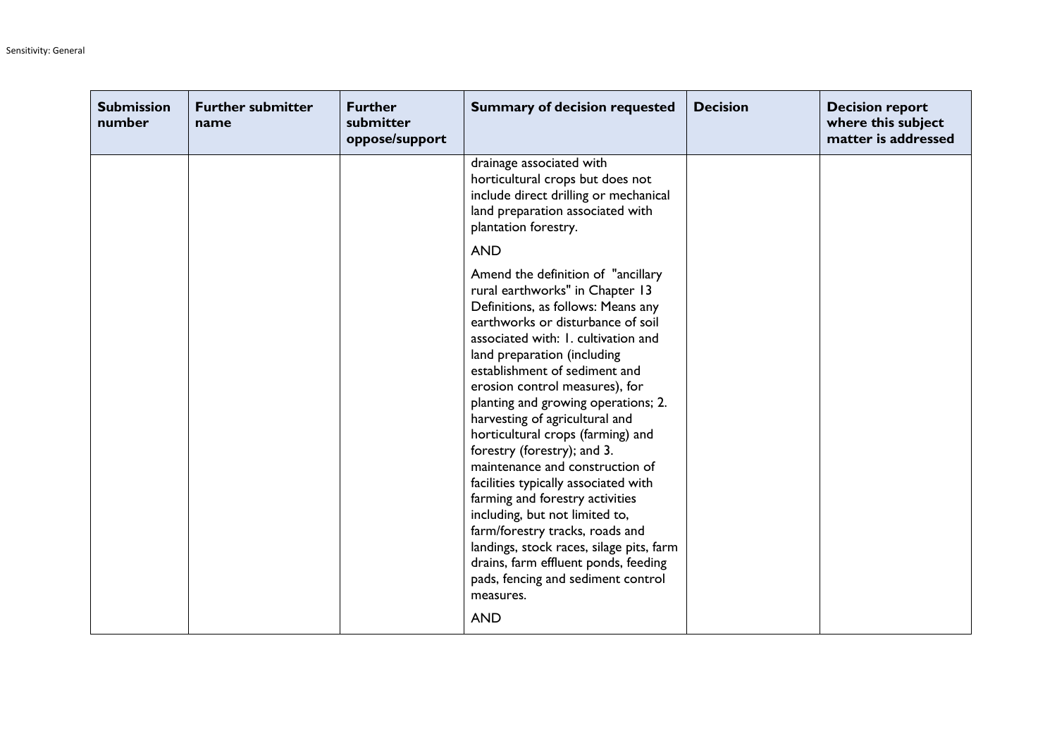| Submission number | Further submitter name | Further submitter oppose/support | Summary of decision requested | Decision | Decision report where this subject matter is addressed |
|---|---|---|---|---|---|
| | | | drainage associated with horticultural crops but does not include direct drilling or mechanical land preparation associated with plantation forestry.<br><br>AND<br><br>Amend the definition of "ancillary rural earthworks" in Chapter 13 Definitions, as follows: Means any earthworks or disturbance of soil associated with: 1. cultivation and land preparation (including establishment of sediment and erosion control measures), for planting and growing operations; 2. harvesting of agricultural and horticultural crops (farming) and forestry (forestry); and 3. maintenance and construction of facilities typically associated with farming and forestry activities including, but not limited to, farm/forestry tracks, roads and landings, stock races, silage pits, farm drains, farm effluent ponds, feeding pads, fencing and sediment control measures.<br><br>AND | | |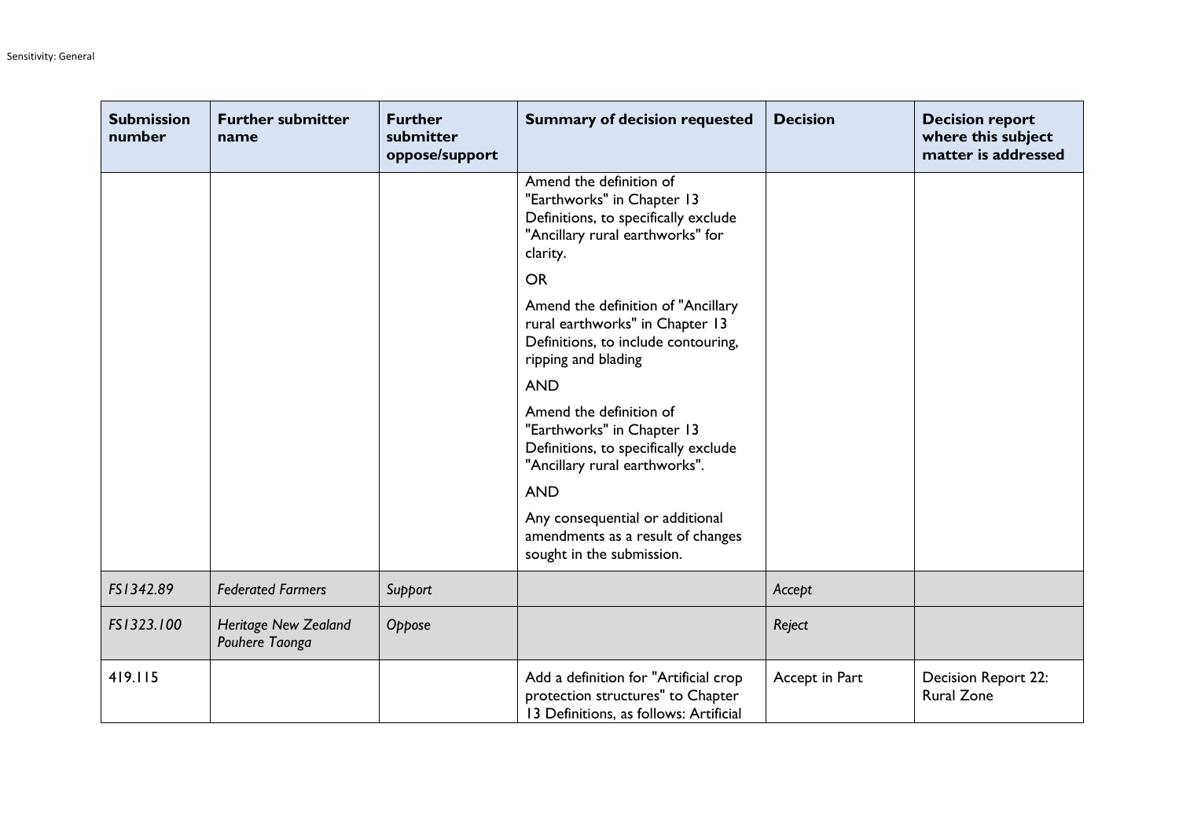| Submission number | Further submitter name | Further submitter oppose/support | Summary of decision requested | Decision | Decision report where this subject matter is addressed |
|---|---|---|---|---|---|
| | | | Amend the definition of "Earthworks" in Chapter 13 Definitions, to specifically exclude "Ancillary rural earthworks" for clarity.<br><br>OR<br><br>Amend the definition of "Ancillary rural earthworks" in Chapter 13 Definitions, to include contouring, ripping and blading<br><br>AND<br><br>Amend the definition of "Earthworks" in Chapter 13 Definitions, to specifically exclude "Ancillary rural earthworks".<br><br>AND<br><br>Any consequential or additional amendments as a result of changes sought in the submission. | | |
| *FS1342.89* | *Federated Farmers* | *Support* | | *Accept* | |
| *FS1323.100* | *Heritage New Zealand Pouhere Taonga* | *Oppose* | | *Reject* | |
| 419.115 | | | Add a definition for "Artificial crop protection structures" to Chapter 13 Definitions, as follows: Artificial | Accept in Part | Decision Report 22: Rural Zone |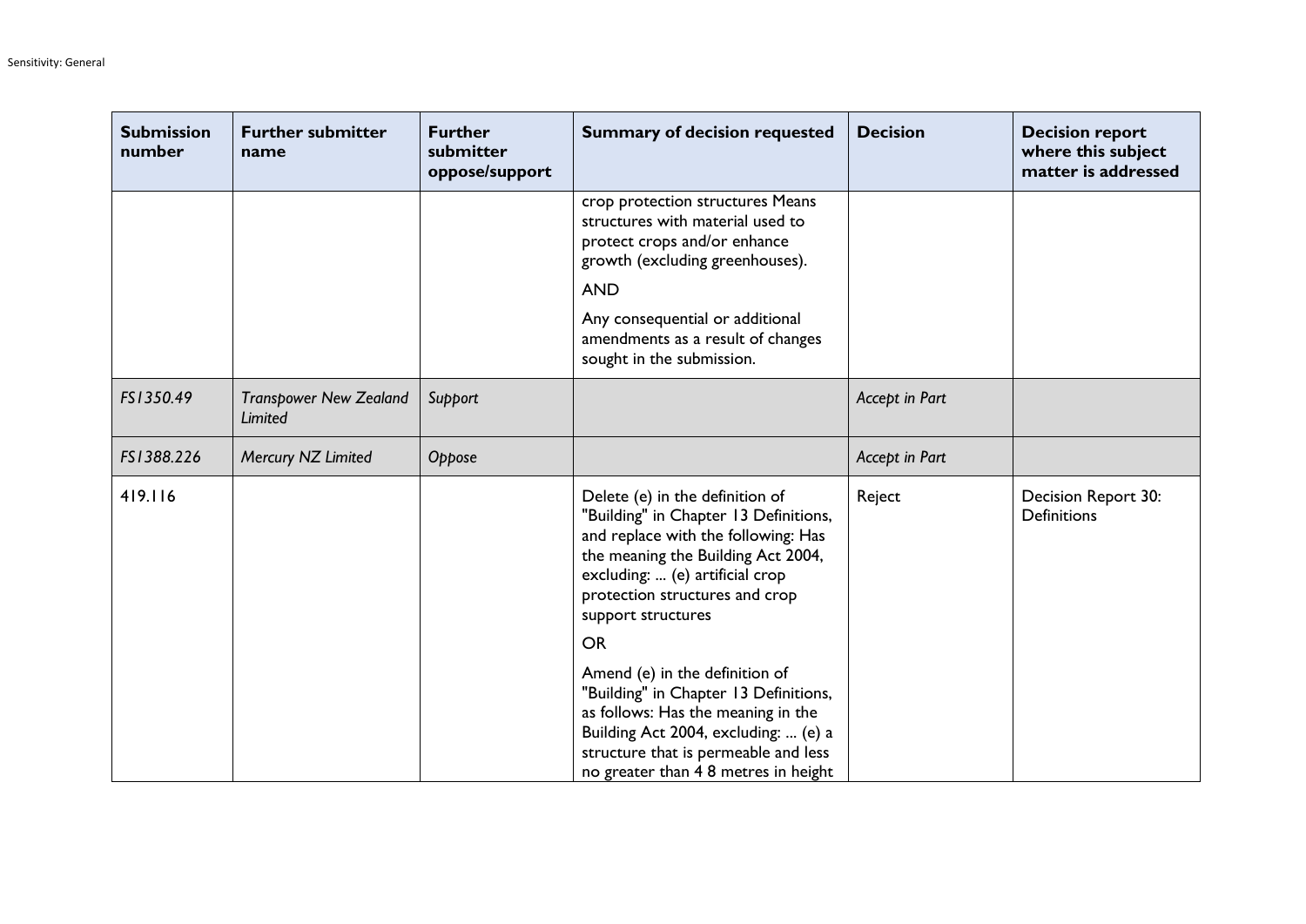| Submission number | Further submitter name | Further submitter oppose/support | Summary of decision requested | Decision | Decision report where this subject matter is addressed |
|---|---|---|---|---|---|
| | | | crop protection structures Means structures with material used to protect crops and/or enhance growth (excluding greenhouses).<br><br>AND<br><br>Any consequential or additional amendments as a result of changes sought in the submission. | | |
| *FS1350.49* | *Transpower New Zealand Limited* | *Support* | | *Accept in Part* | |
| *FS1388.226* | *Mercury NZ Limited* | *Oppose* | | *Accept in Part* | |
| 419.116 | | | Delete (e) in the definition of "Building" in Chapter 13 Definitions, and replace with the following: Has the meaning the Building Act 2004, excluding: ... (e) artificial crop protection structures and crop support structures<br><br>OR<br><br>Amend (e) in the definition of "Building" in Chapter 13 Definitions, as follows: Has the meaning in the Building Act 2004, excluding: ... (e) a structure that is permeable and less no greater than 4 8 metres in height | Reject | Decision Report 30: Definitions |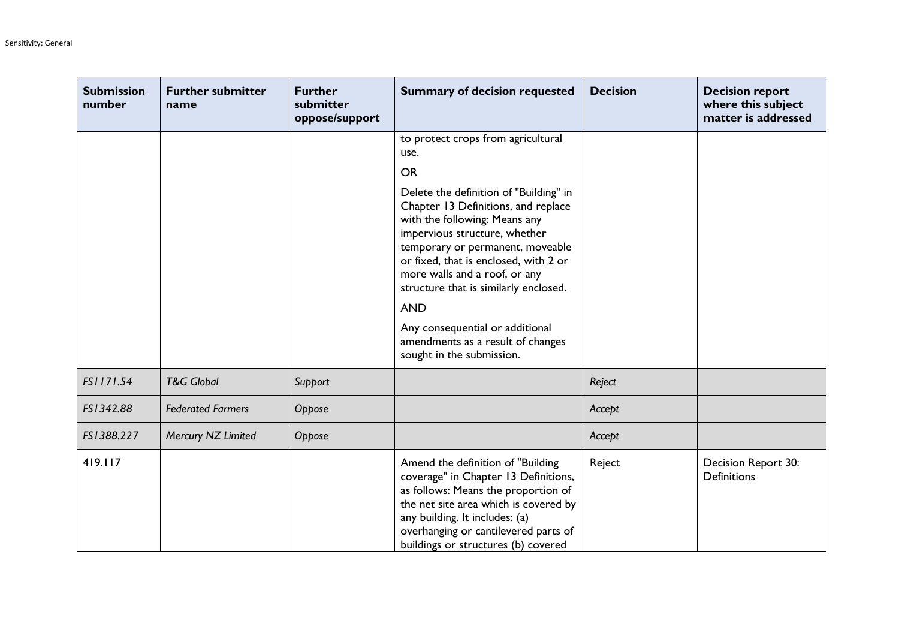| Submission number | Further submitter name | Further submitter oppose/support | Summary of decision requested | Decision | Decision report where this subject matter is addressed |
|---|---|---|---|---|---|
| | | | to protect crops from agricultural use.<br><br>OR<br><br>Delete the definition of "Building" in Chapter 13 Definitions, and replace with the following: Means any impervious structure, whether temporary or permanent, moveable or fixed, that is enclosed, with 2 or more walls and a roof, or any structure that is similarly enclosed.<br><br>AND<br><br>Any consequential or additional amendments as a result of changes sought in the submission. | | |
| *FS1171.54* | *T&G Global* | *Support* | | *Reject* | |
| *FS1342.88* | *Federated Farmers* | *Oppose* | | *Accept* | |
| *FS1388.227* | *Mercury NZ Limited* | *Oppose* | | *Accept* | |
| 419.117 | | | Amend the definition of "Building coverage" in Chapter 13 Definitions, as follows: Means the proportion of the net site area which is covered by any building. It includes: (a) overhanging or cantilevered parts of buildings or structures (b) covered | Reject | Decision Report 30: Definitions |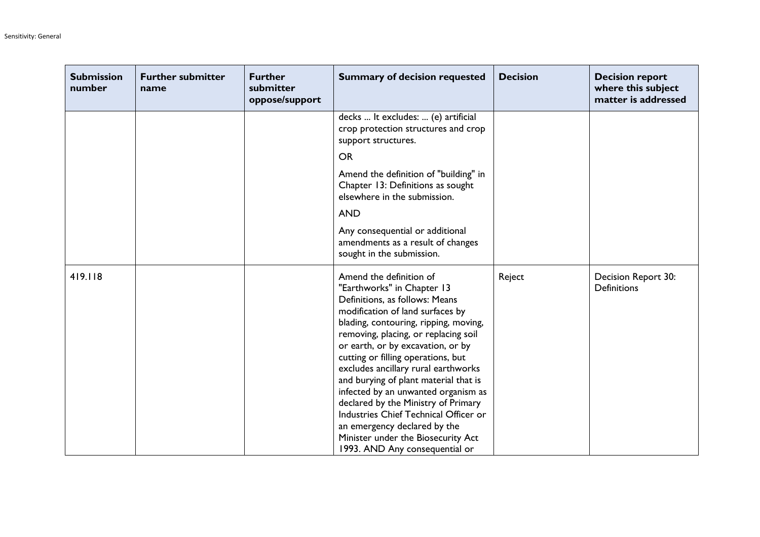| Submission number | Further submitter name | Further submitter oppose/support | Summary of decision requested | Decision | Decision report where this subject matter is addressed |
|---|---|---|---|---|---|
| | | | decks ... It excludes: ... (e) artificial crop protection structures and crop support structures. OR Amend the definition of "building" in Chapter 13: Definitions as sought elsewhere in the submission. AND Any consequential or additional amendments as a result of changes sought in the submission. | | |
| 419.118 | | | Amend the definition of "Earthworks" in Chapter 13 Definitions, as follows: Means modification of land surfaces by blading, contouring, ripping, moving, removing, placing, or replacing soil or earth, or by excavation, or by cutting or filling operations, but excludes ancillary rural earthworks and burying of plant material that is infected by an unwanted organism as declared by the Ministry of Primary Industries Chief Technical Officer or an emergency declared by the Minister under the Biosecurity Act 1993. AND Any consequential or | Reject | Decision Report 30: Definitions |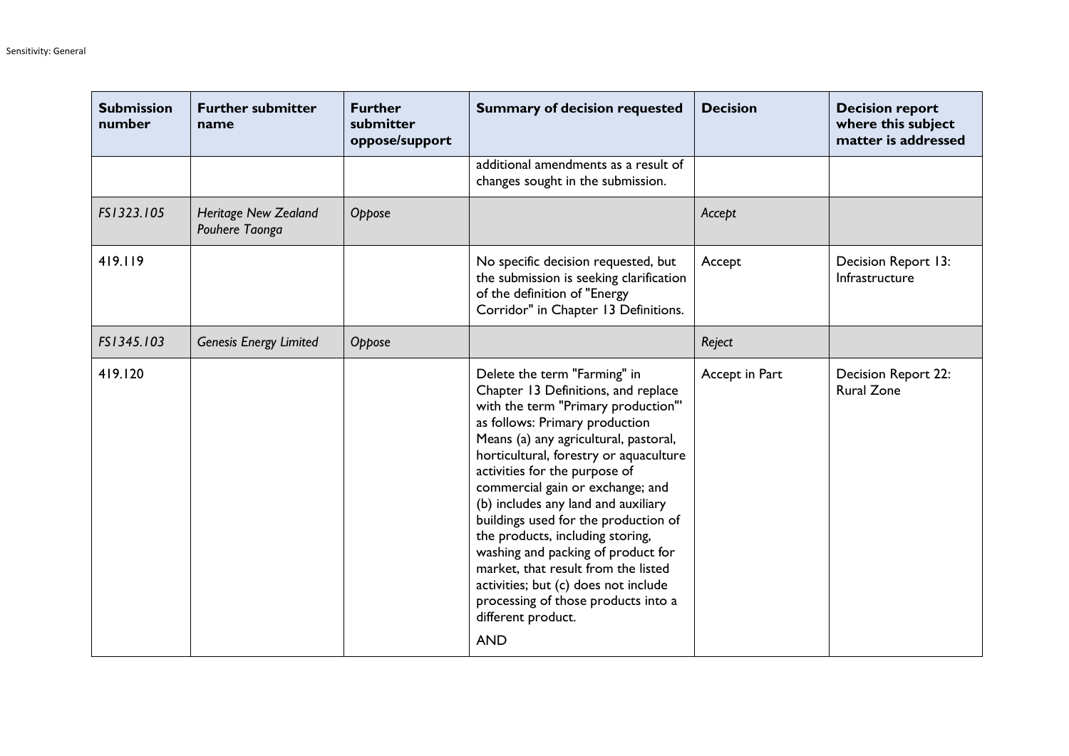| Submission number | Further submitter name | Further submitter oppose/support | Summary of decision requested | Decision | Decision report where this subject matter is addressed |
|---|---|---|---|---|---|
| | | | additional amendments as a result of changes sought in the submission. | | |
| *FS1323.105* | *Heritage New Zealand Pouhere Taonga* | *Oppose* | | *Accept* | |
| 419.119 | | | No specific decision requested, but the submission is seeking clarification of the definition of "Energy Corridor" in Chapter 13 Definitions. | Accept | Decision Report 13: Infrastructure |
| *FS1345.103* | *Genesis Energy Limited* | *Oppose* | | *Reject* | |
| 419.120 | | | Delete the term "Farming" in Chapter 13 Definitions, and replace with the term "Primary production"' as follows: Primary production Means (a) any agricultural, pastoral, horticultural, forestry or aquaculture activities for the purpose of commercial gain or exchange; and (b) includes any land and auxiliary buildings used for the production of the products, including storing, washing and packing of product for market, that result from the listed activities; but (c) does not include processing of those products into a different product. AND | Accept in Part | Decision Report 22: Rural Zone |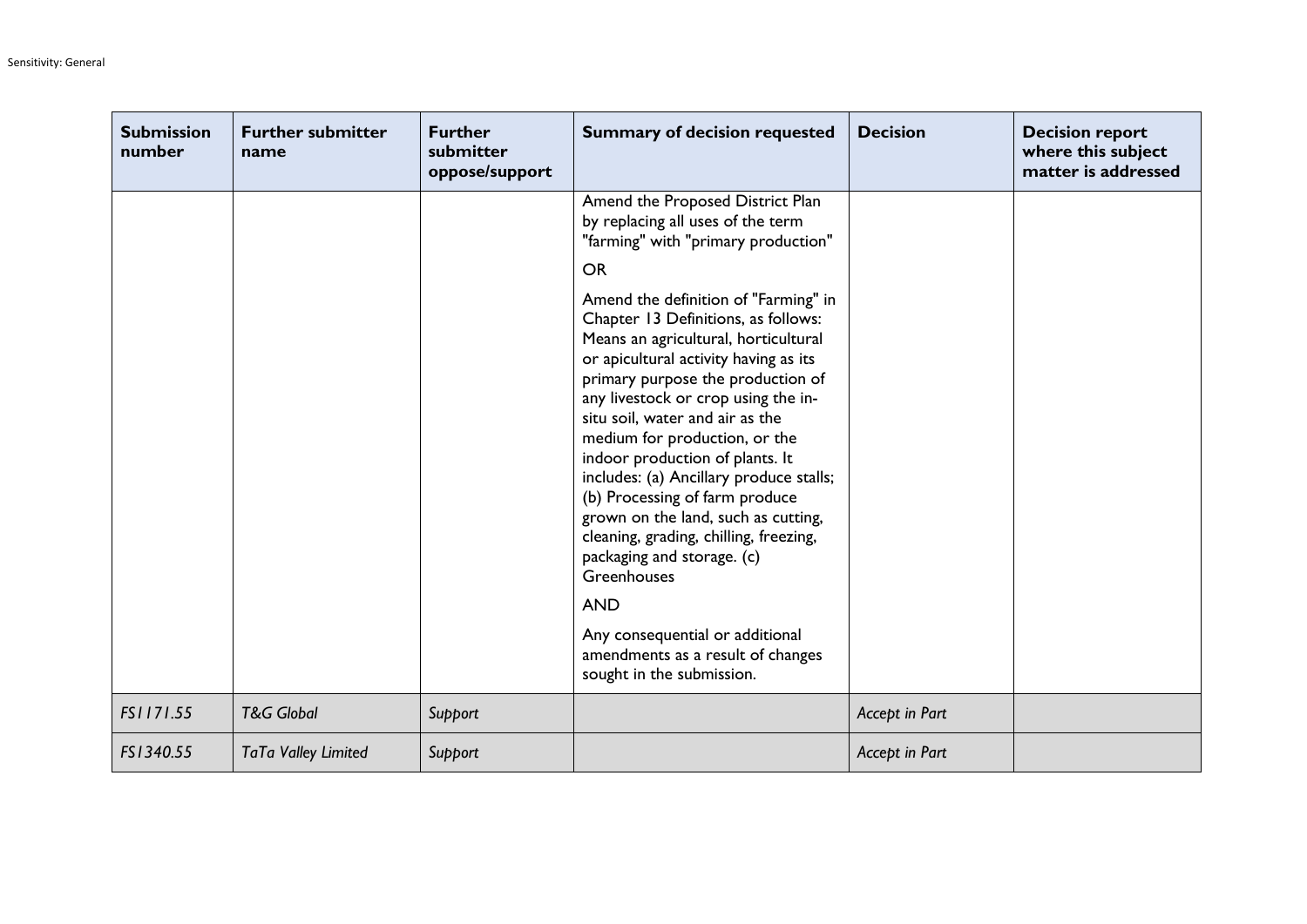| Submission number | Further submitter name | Further submitter oppose/support | Summary of decision requested | Decision | Decision report where this subject matter is addressed |
|---|---|---|---|---|---|
| | | | Amend the Proposed District Plan by replacing all uses of the term "farming" with "primary production" OR Amend the definition of "Farming" in Chapter 13 Definitions, as follows: Means an agricultural, horticultural or apicultural activity having as its primary purpose the production of any livestock or crop using the in-situ soil, water and air as the medium for production, or the indoor production of plants. It includes: (a) Ancillary produce stalls; (b) Processing of farm produce grown on the land, such as cutting, cleaning, grading, chilling, freezing, packaging and storage. (c) Greenhouses AND Any consequential or additional amendments as a result of changes sought in the submission. | | |
| *FS1171.55* | *T&G Global* | *Support* | | *Accept in Part* | |
| *FS1340.55* | *TaTa Valley Limited* | *Support* | | *Accept in Part* | |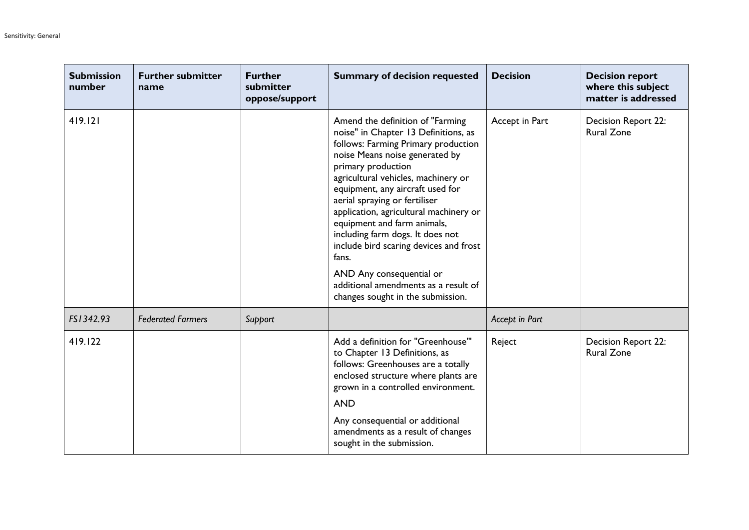| Submission number | Further submitter name | Further submitter oppose/support | Summary of decision requested | Decision | Decision report where this subject matter is addressed |
|---|---|---|---|---|---|
| 419.121 | | | Amend the definition of "Farming noise" in Chapter 13 Definitions, as follows: Farming Primary production noise Means noise generated by primary production agricultural vehicles, machinery or equipment, any aircraft used for aerial spraying or fertiliser application, agricultural machinery or equipment and farm animals, including farm dogs. It does not include bird scaring devices and frost fans. AND Any consequential or additional amendments as a result of changes sought in the submission. | Accept in Part | Decision Report 22: Rural Zone |
| *FS1342.93* | *Federated Farmers* | *Support* | | *Accept in Part* | |
| 419.122 | | | Add a definition for "Greenhouse'" to Chapter 13 Definitions, as follows: Greenhouses are a totally enclosed structure where plants are grown in a controlled environment. AND Any consequential or additional amendments as a result of changes sought in the submission. | Reject | Decision Report 22: Rural Zone |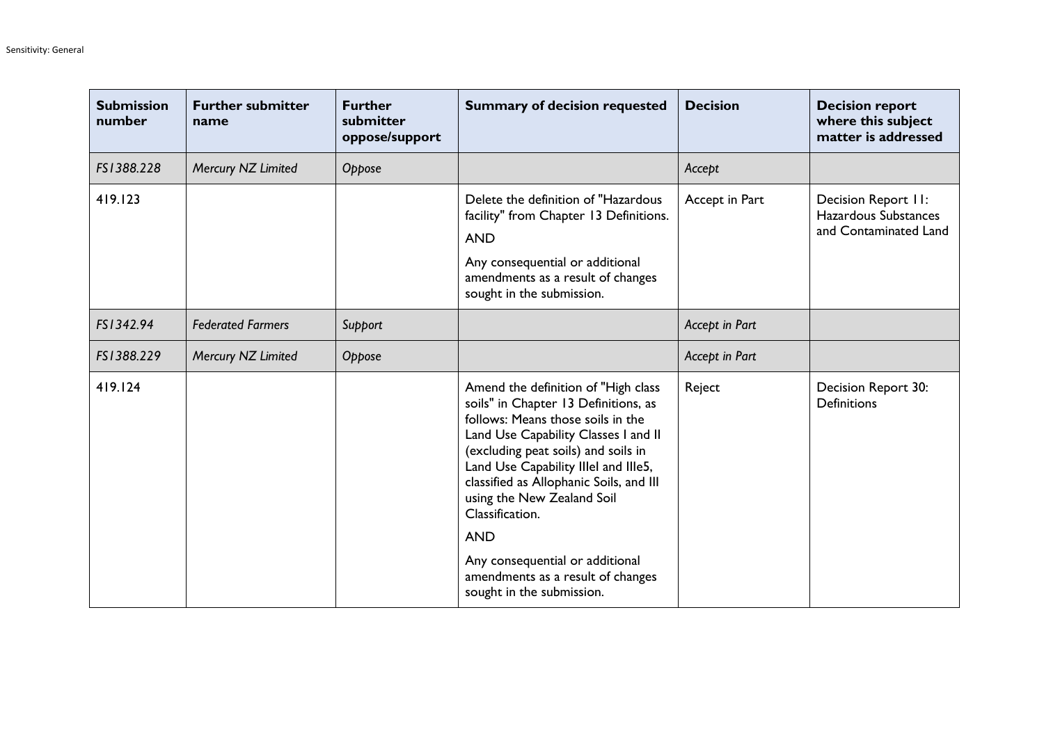| Submission number | Further submitter name | Further submitter oppose/support | Summary of decision requested | Decision | Decision report where this subject matter is addressed |
|---|---|---|---|---|---|
| *FS1388.228* | *Mercury NZ Limited* | *Oppose* | | *Accept* | |
| 419.123 | | | Delete the definition of "Hazardous facility" from Chapter 13 Definitions. AND Any consequential or additional amendments as a result of changes sought in the submission. | Accept in Part | Decision Report 11: Hazardous Substances and Contaminated Land |
| *FS1342.94* | *Federated Farmers* | *Support* | | *Accept in Part* | |
| *FS1388.229* | *Mercury NZ Limited* | *Oppose* | | *Accept in Part* | |
| 419.124 | | | Amend the definition of "High class soils" in Chapter 13 Definitions, as follows: Means those soils in the Land Use Capability Classes I and II (excluding peat soils) and soils in Land Use Capability IIIeI and IIIe5, classified as Allophanic Soils, and III using the New Zealand Soil Classification. AND Any consequential or additional amendments as a result of changes sought in the submission. | Reject | Decision Report 30: Definitions |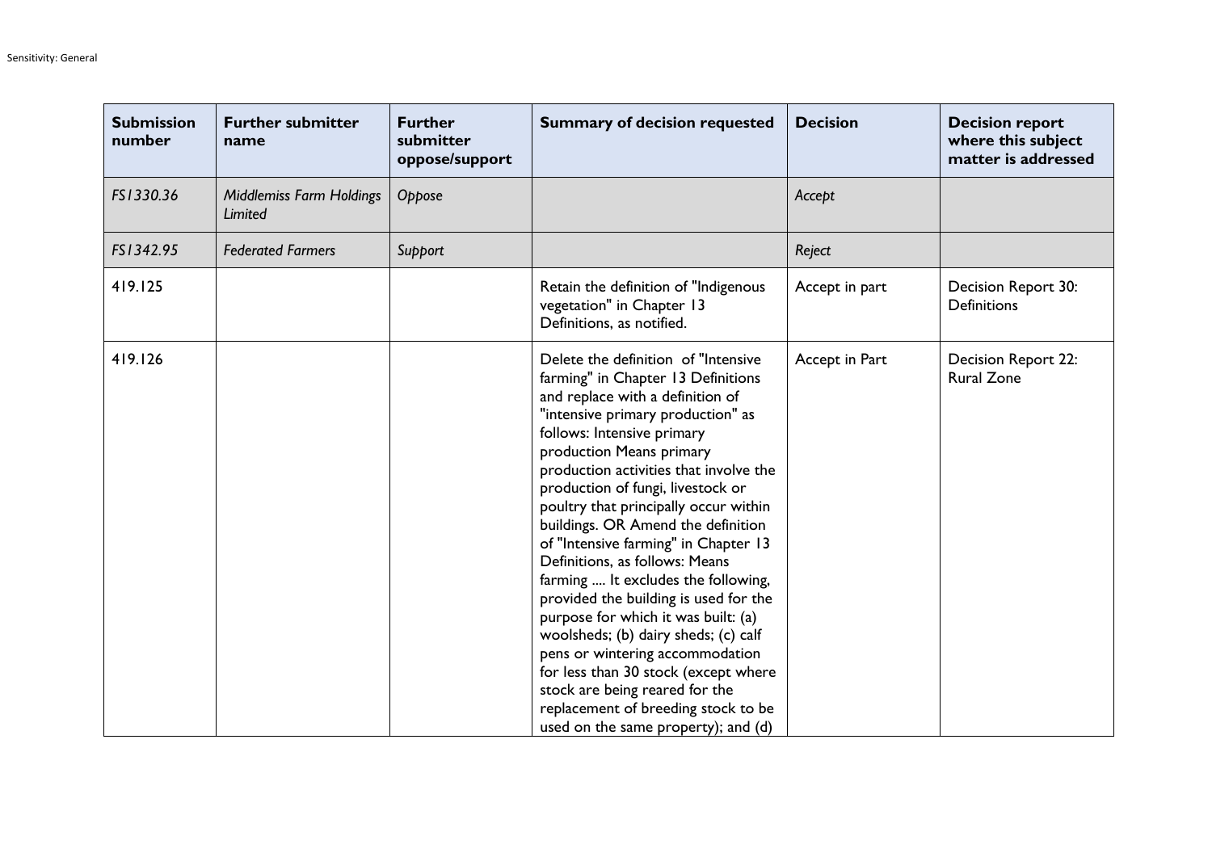| Submission number | Further submitter name | Further submitter oppose/support | Summary of decision requested | Decision | Decision report where this subject matter is addressed |
|---|---|---|---|---|---|
| *FS1330.36* | *Middlemiss Farm Holdings Limited* | *Oppose* | | *Accept* | |
| *FS1342.95* | *Federated Farmers* | *Support* | | *Reject* | |
| 419.125 | | | Retain the definition of "Indigenous vegetation" in Chapter 13 Definitions, as notified. | Accept in part | Decision Report 30: Definitions |
| 419.126 | | | Delete the definition of "Intensive farming" in Chapter 13 Definitions and replace with a definition of "intensive primary production" as follows: Intensive primary production Means primary production activities that involve the production of fungi, livestock or poultry that principally occur within buildings. OR Amend the definition of "Intensive farming" in Chapter 13 Definitions, as follows: Means farming .... It excludes the following, provided the building is used for the purpose for which it was built: (a) woolsheds; (b) dairy sheds; (c) calf pens or wintering accommodation for less than 30 stock (except where stock are being reared for the replacement of breeding stock to be used on the same property); and (d) | Accept in Part | Decision Report 22: Rural Zone |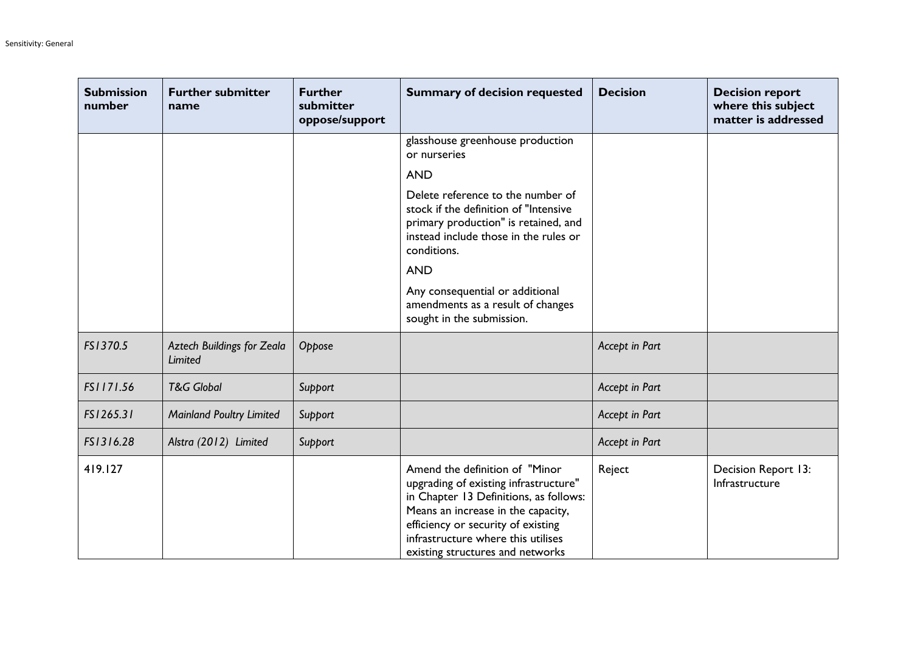| Submission number | Further submitter name | Further submitter oppose/support | Summary of decision requested | Decision | Decision report where this subject matter is addressed |
| --- | --- | --- | --- | --- | --- |
| | | | glasshouse greenhouse production or nurseries<br><br>AND<br><br>Delete reference to the number of stock if the definition of "Intensive primary production" is retained, and instead include those in the rules or conditions.<br><br>AND<br><br>Any consequential or additional amendments as a result of changes sought in the submission. | | |
| *FS1370.5* | *Aztech Buildings for Zeala Limited* | *Oppose* | | *Accept in Part* | |
| *FS1171.56* | *T&G Global* | *Support* | | *Accept in Part* | |
| *FS1265.31* | *Mainland Poultry Limited* | *Support* | | *Accept in Part* | |
| *FS1316.28* | *Alstra (2012) Limited* | *Support* | | *Accept in Part* | |
| 419.127 | | | Amend the definition of "Minor upgrading of existing infrastructure" in Chapter 13 Definitions, as follows: Means an increase in the capacity, efficiency or security of existing infrastructure where this utilises existing structures and networks | Reject | Decision Report 13: Infrastructure |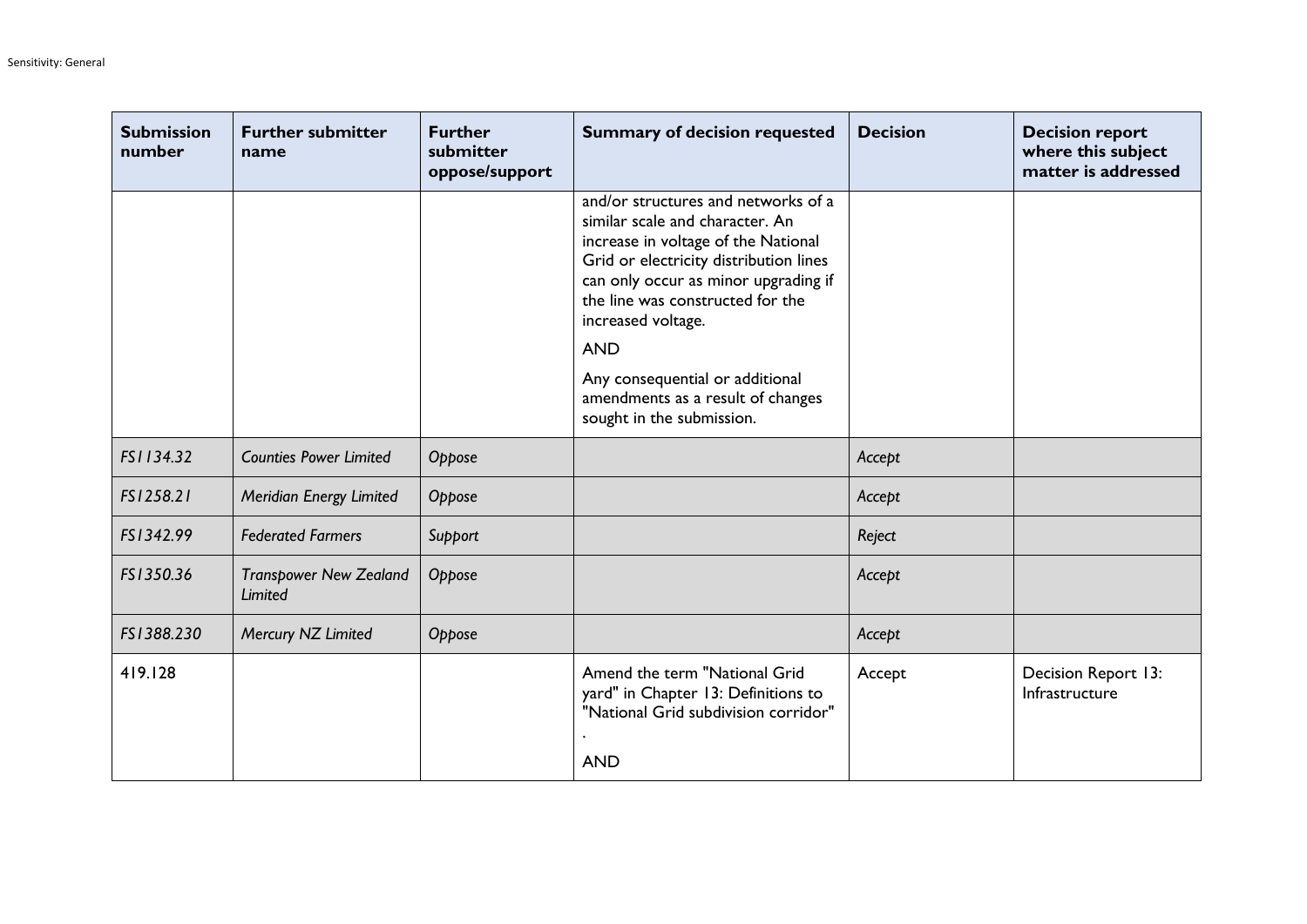| Submission number | Further submitter name | Further submitter oppose/support | Summary of decision requested | Decision | Decision report where this subject matter is addressed |
|---|---|---|---|---|---|
| | | | and/or structures and networks of a similar scale and character. An increase in voltage of the National Grid or electricity distribution lines can only occur as minor upgrading if the line was constructed for the increased voltage.<br><br>AND<br><br>Any consequential or additional amendments as a result of changes sought in the submission. | | |
| *FS1134.32* | *Counties Power Limited* | *Oppose* | | *Accept* | |
| *FS1258.21* | *Meridian Energy Limited* | *Oppose* | | *Accept* | |
| *FS1342.99* | *Federated Farmers* | *Support* | | *Reject* | |
| *FS1350.36* | *Transpower New Zealand Limited* | *Oppose* | | *Accept* | |
| *FS1388.230* | *Mercury NZ Limited* | *Oppose* | | *Accept* | |
| 419.128 | | | Amend the term "National Grid yard" in Chapter 13: Definitions to "National Grid subdivision corridor"<br><br>.<br><br>AND | Accept | Decision Report 13: Infrastructure |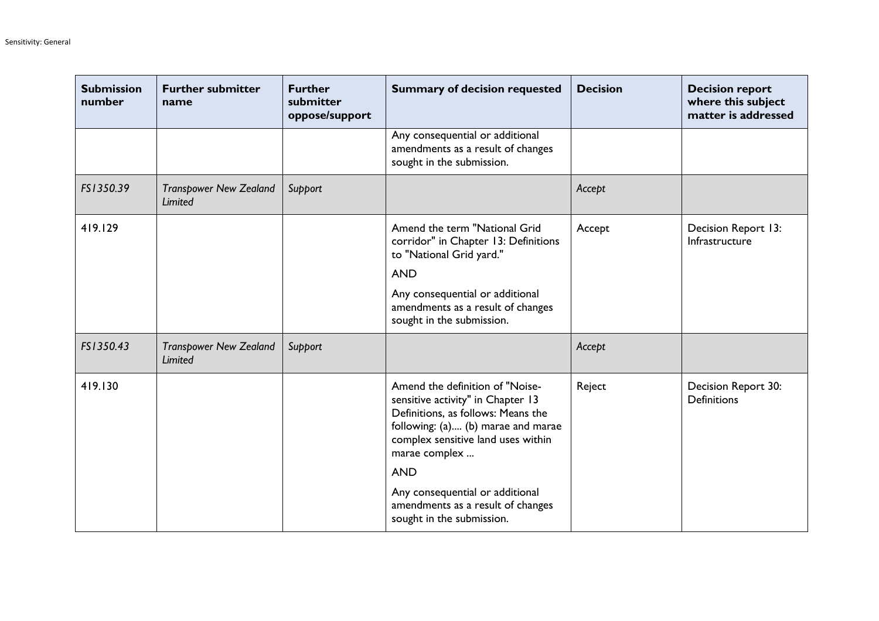| Submission number | Further submitter name | Further submitter oppose/support | Summary of decision requested | Decision | Decision report where this subject matter is addressed |
|---|---|---|---|---|---|
| | | | Any consequential or additional amendments as a result of changes sought in the submission. | | |
| *FS1350.39* | *Transpower New Zealand Limited* | *Support* | | *Accept* | |
| 419.129 | | | Amend the term "National Grid corridor" in Chapter 13: Definitions to "National Grid yard."<br><br>AND<br><br>Any consequential or additional amendments as a result of changes sought in the submission. | Accept | Decision Report 13: Infrastructure |
| *FS1350.43* | *Transpower New Zealand Limited* | *Support* | | *Accept* | |
| 419.130 | | | Amend the definition of "Noise-sensitive activity" in Chapter 13 Definitions, as follows: Means the following: (a).... (b) marae and marae complex sensitive land uses within marae complex ...<br><br>AND<br><br>Any consequential or additional amendments as a result of changes sought in the submission. | Reject | Decision Report 30: Definitions |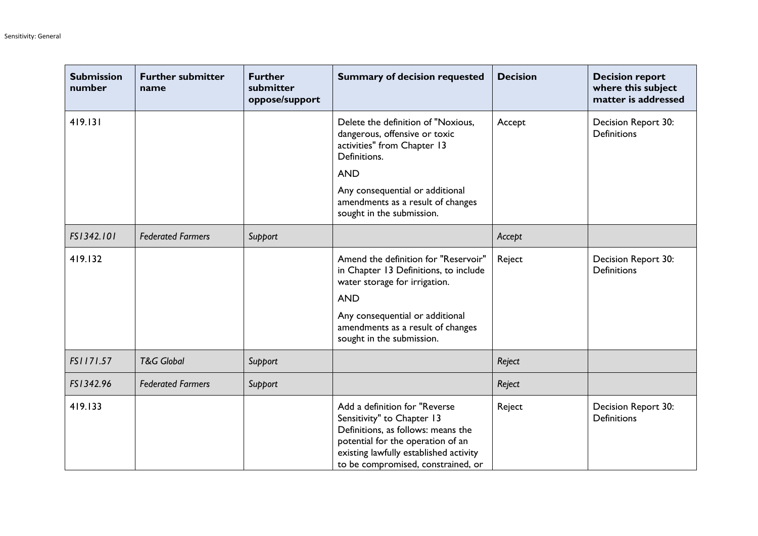| Submission number | Further submitter name | Further submitter oppose/support | Summary of decision requested | Decision | Decision report where this subject matter is addressed |
|---|---|---|---|---|---|
| 419.131 | | | Delete the definition of "Noxious, dangerous, offensive or toxic activities" from Chapter 13 Definitions.<br><br>AND<br><br>Any consequential or additional amendments as a result of changes sought in the submission. | Accept | Decision Report 30: Definitions |
| *FS1342.101* | *Federated Farmers* | *Support* | | *Accept* | |
| 419.132 | | | Amend the definition for "Reservoir" in Chapter 13 Definitions, to include water storage for irrigation.<br><br>AND<br><br>Any consequential or additional amendments as a result of changes sought in the submission. | Reject | Decision Report 30: Definitions |
| *FS1171.57* | *T&G Global* | *Support* | | *Reject* | |
| *FS1342.96* | *Federated Farmers* | *Support* | | *Reject* | |
| 419.133 | | | Add a definition for "Reverse Sensitivity" to Chapter 13 Definitions, as follows: means the potential for the operation of an existing lawfully established activity to be compromised, constrained, or | Reject | Decision Report 30: Definitions |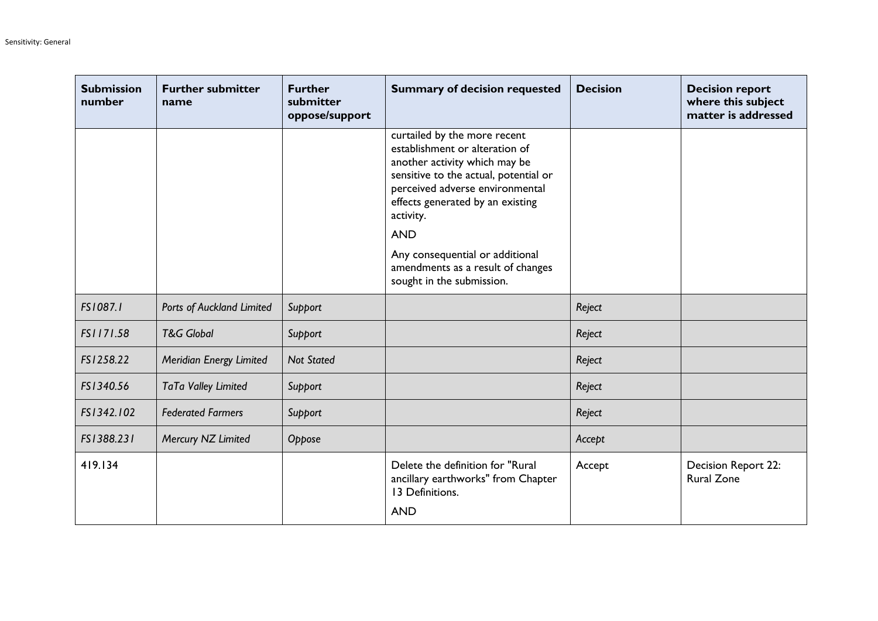| Submission number | Further submitter name | Further submitter oppose/support | Summary of decision requested | Decision | Decision report where this subject matter is addressed |
|---|---|---|---|---|---|
| | | | curtailed by the more recent establishment or alteration of another activity which may be sensitive to the actual, potential or perceived adverse environmental effects generated by an existing activity.<br><br>AND<br><br>Any consequential or additional amendments as a result of changes sought in the submission. | | |
| *FS1087.1* | *Ports of Auckland Limited* | *Support* | | *Reject* | |
| *FS1171.58* | *T&G Global* | *Support* | | *Reject* | |
| *FS1258.22* | *Meridian Energy Limited* | *Not Stated* | | *Reject* | |
| *FS1340.56* | *TaTa Valley Limited* | *Support* | | *Reject* | |
| *FS1342.102* | *Federated Farmers* | *Support* | | *Reject* | |
| *FS1388.231* | *Mercury NZ Limited* | *Oppose* | | *Accept* | |
| 419.134 | | | Delete the definition for "Rural ancillary earthworks" from Chapter 13 Definitions.<br><br>AND | Accept | Decision Report 22: Rural Zone |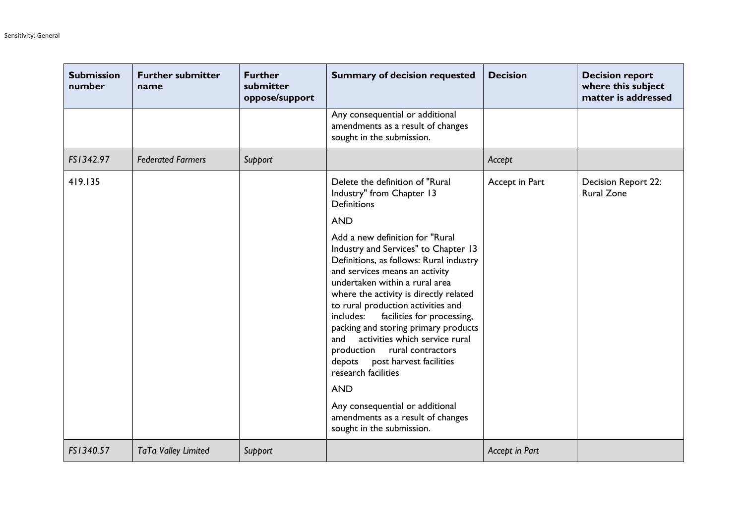| Submission number | Further submitter name | Further submitter oppose/support | Summary of decision requested | Decision | Decision report where this subject matter is addressed |
| --- | --- | --- | --- | --- | --- |
| | | | Any consequential or additional amendments as a result of changes sought in the submission. | | |
| *FS1342.97* | *Federated Farmers* | *Support* | | *Accept* | |
| 419.135 | | | Delete the definition of "Rural Industry" from Chapter 13 Definitions<br><br>AND<br><br>Add a new definition for "Rural Industry and Services" to Chapter 13 Definitions, as follows: Rural industry and services means an activity undertaken within a rural area where the activity is directly related to rural production activities and includes: facilities for processing, packing and storing primary products and activities which service rural production rural contractors depots post harvest facilities research facilities<br><br>AND<br><br>Any consequential or additional amendments as a result of changes sought in the submission. | Accept in Part | Decision Report 22: Rural Zone |
| *FS1340.57* | *TaTa Valley Limited* | *Support* | | *Accept in Part* | |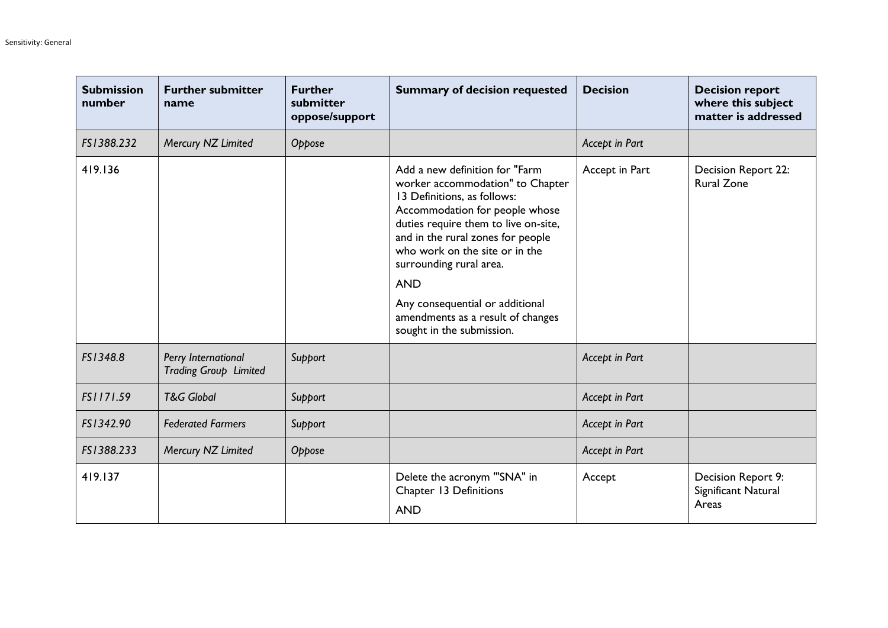| Submission number | Further submitter name | Further submitter oppose/support | Summary of decision requested | Decision | Decision report where this subject matter is addressed |
|---|---|---|---|---|---|
| *FS1388.232* | *Mercury NZ Limited* | *Oppose* | | *Accept in Part* | |
| 419.136 | | | Add a new definition for "Farm worker accommodation" to Chapter 13 Definitions, as follows: Accommodation for people whose duties require them to live on-site, and in the rural zones for people who work on the site or in the surrounding rural area.<br><br>AND<br><br>Any consequential or additional amendments as a result of changes sought in the submission. | Accept in Part | Decision Report 22: Rural Zone |
| *FS1348.8* | *Perry International Trading Group Limited* | *Support* | | *Accept in Part* | |
| *FS1171.59* | *T&G Global* | *Support* | | *Accept in Part* | |
| *FS1342.90* | *Federated Farmers* | *Support* | | *Accept in Part* | |
| *FS1388.233* | *Mercury NZ Limited* | *Oppose* | | *Accept in Part* | |
| 419.137 | | | Delete the acronym '"SNA" in Chapter 13 Definitions<br><br>AND | Accept | Decision Report 9: Significant Natural Areas |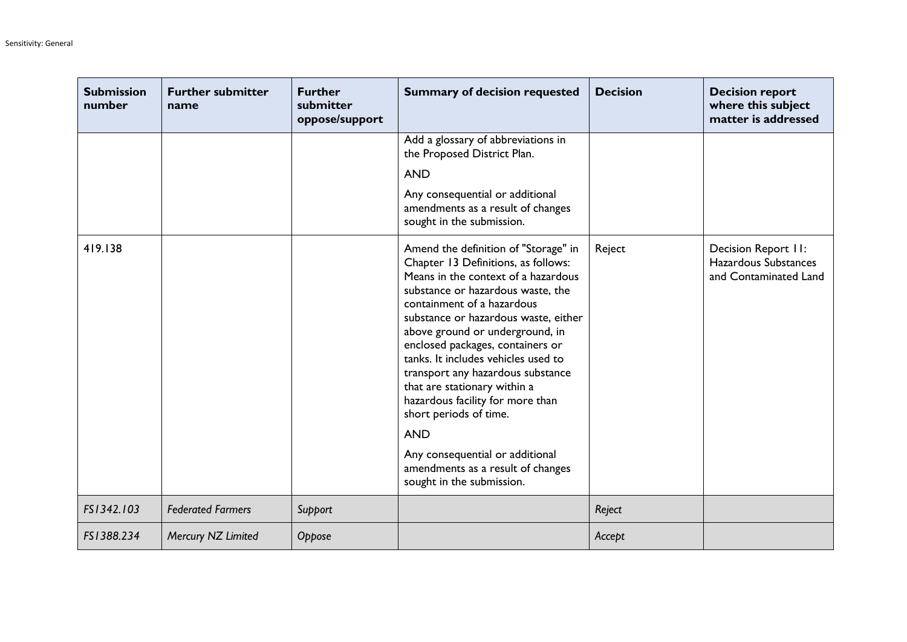| Submission number | Further submitter name | Further submitter oppose/support | Summary of decision requested | Decision | Decision report where this subject matter is addressed |
|---|---|---|---|---|---|
| | | | Add a glossary of abbreviations in the Proposed District Plan.<br><br>AND<br><br>Any consequential or additional amendments as a result of changes sought in the submission. | | |
| 419.138 | | | Amend the definition of "Storage" in Chapter 13 Definitions, as follows: Means in the context of a hazardous substance or hazardous waste, the containment of a hazardous substance or hazardous waste, either above ground or underground, in enclosed packages, containers or tanks. It includes vehicles used to transport any hazardous substance that are stationary within a hazardous facility for more than short periods of time.<br><br>AND<br><br>Any consequential or additional amendments as a result of changes sought in the submission. | Reject | Decision Report 11: Hazardous Substances and Contaminated Land |
| *FS1342.103* | *Federated Farmers* | *Support* | | *Reject* | |
| *FS1388.234* | *Mercury NZ Limited* | *Oppose* | | *Accept* | |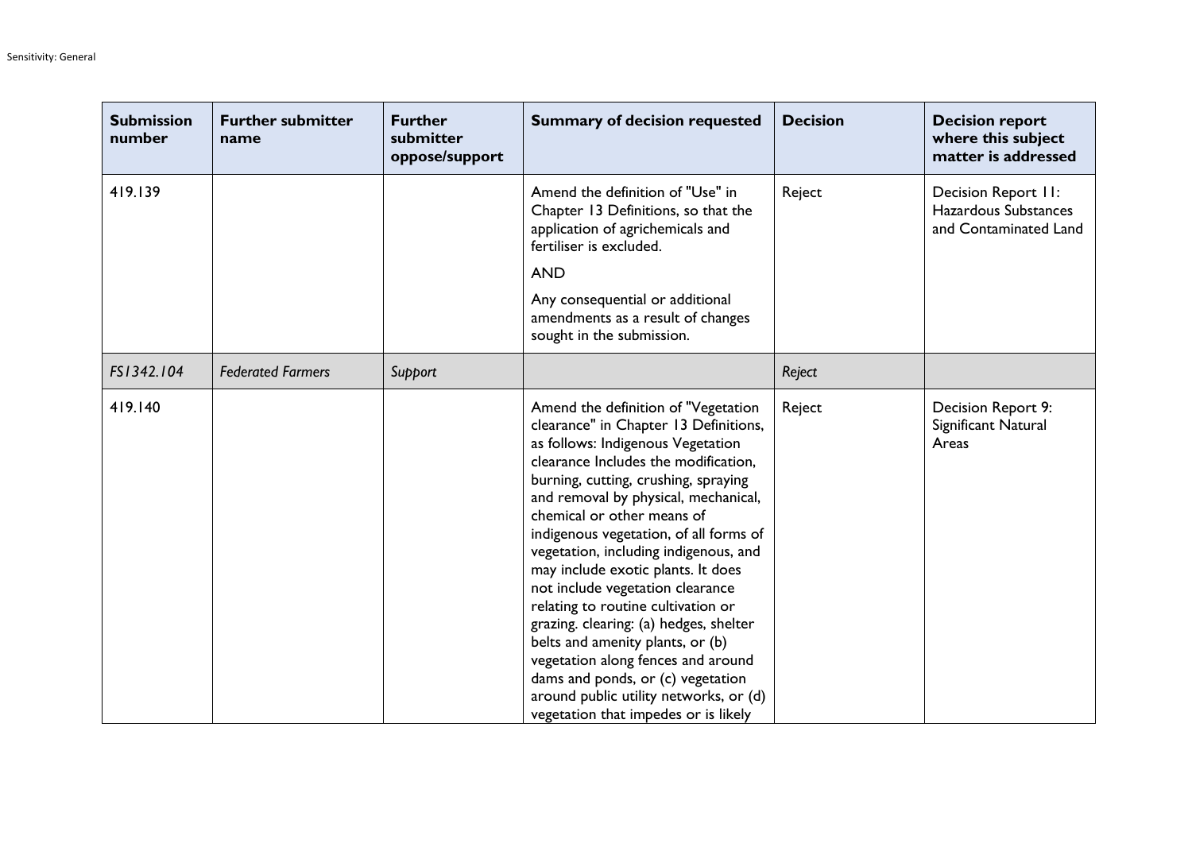| Submission number | Further submitter name | Further submitter oppose/support | Summary of decision requested | Decision | Decision report where this subject matter is addressed |
|---|---|---|---|---|---|
| 419.139 | | | Amend the definition of "Use" in Chapter 13 Definitions, so that the application of agrichemicals and fertiliser is excluded.<br><br>AND<br><br>Any consequential or additional amendments as a result of changes sought in the submission. | Reject | Decision Report 11: Hazardous Substances and Contaminated Land |
| *FS1342.104* | *Federated Farmers* | *Support* | | *Reject* | |
| 419.140 | | | Amend the definition of "Vegetation clearance" in Chapter 13 Definitions, as follows: Indigenous Vegetation clearance Includes the modification, burning, cutting, crushing, spraying and removal by physical, mechanical, chemical or other means of indigenous vegetation, of all forms of vegetation, including indigenous, and may include exotic plants. It does not include vegetation clearance relating to routine cultivation or grazing. clearing: (a) hedges, shelter belts and amenity plants, or (b) vegetation along fences and around dams and ponds, or (c) vegetation around public utility networks, or (d) vegetation that impedes or is likely | Reject | Decision Report 9: Significant Natural Areas |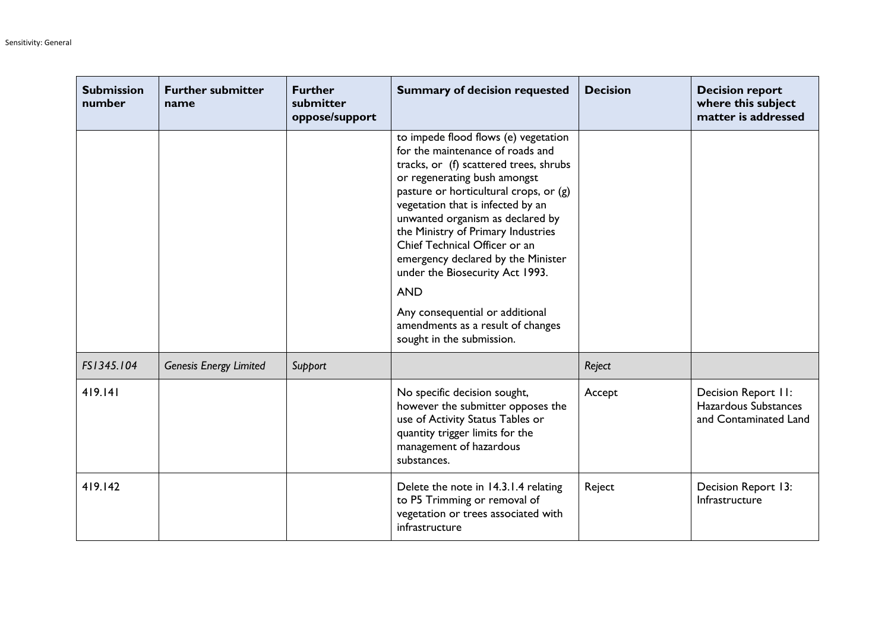| Submission number | Further submitter name | Further submitter oppose/support | Summary of decision requested | Decision | Decision report where this subject matter is addressed |
|---|---|---|---|---|---|
| | | | to impede flood flows (e) vegetation for the maintenance of roads and tracks, or (f) scattered trees, shrubs or regenerating bush amongst pasture or horticultural crops, or (g) vegetation that is infected by an unwanted organism as declared by the Ministry of Primary Industries Chief Technical Officer or an emergency declared by the Minister under the Biosecurity Act 1993. AND Any consequential or additional amendments as a result of changes sought in the submission. | | |
| *FS1345.104* | *Genesis Energy Limited* | *Support* | | *Reject* | |
| 419.141 | | | No specific decision sought, however the submitter opposes the use of Activity Status Tables or quantity trigger limits for the management of hazardous substances. | Accept | Decision Report 11: Hazardous Substances and Contaminated Land |
| 419.142 | | | Delete the note in 14.3.1.4 relating to P5 Trimming or removal of vegetation or trees associated with infrastructure | Reject | Decision Report 13: Infrastructure |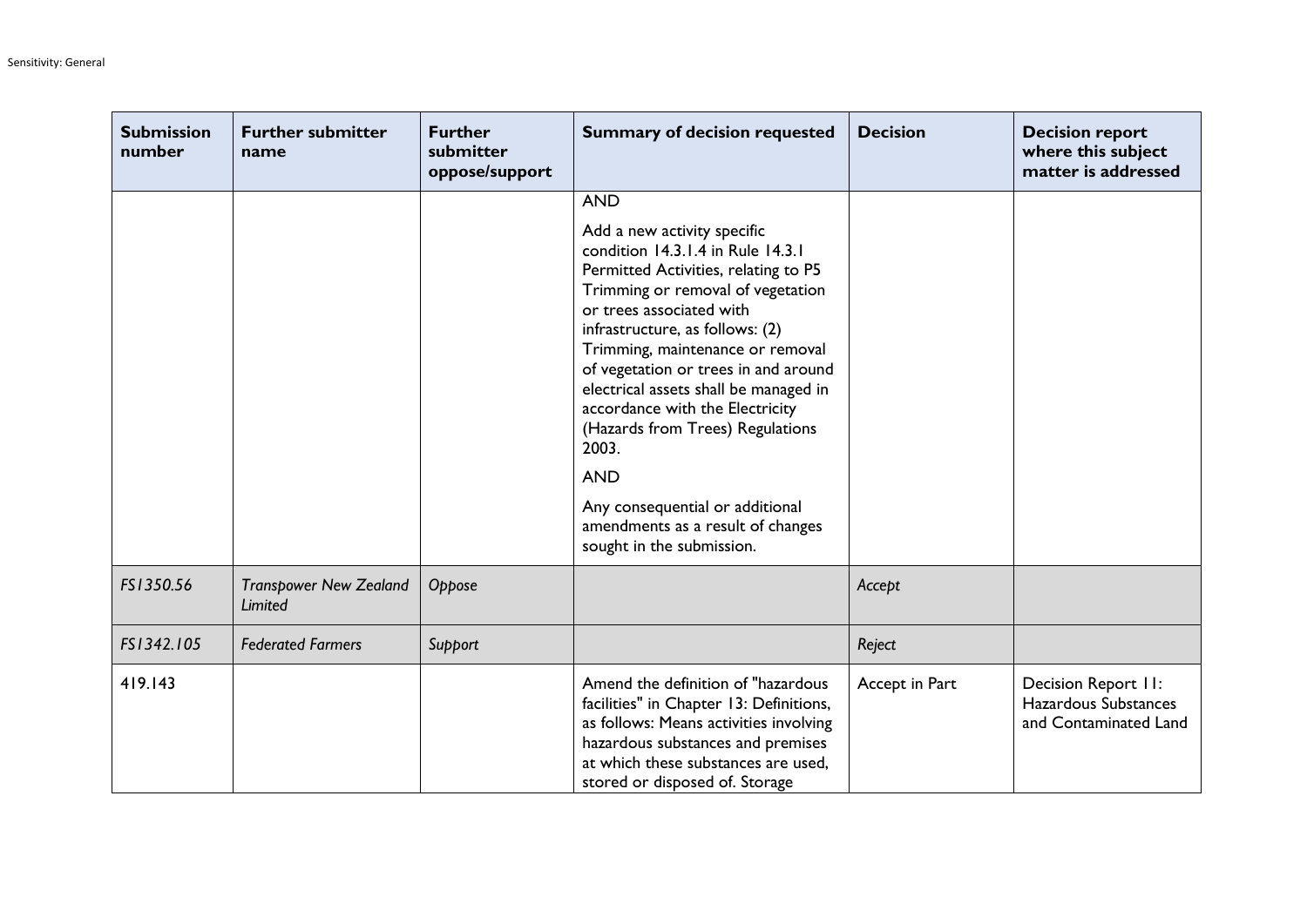| Submission number | Further submitter name | Further submitter oppose/support | Summary of decision requested | Decision | Decision report where this subject matter is addressed |
|---|---|---|---|---|---|
| | | | AND<br><br>Add a new activity specific condition 14.3.1.4 in Rule 14.3.1 Permitted Activities, relating to P5 Trimming or removal of vegetation or trees associated with infrastructure, as follows: (2) Trimming, maintenance or removal of vegetation or trees in and around electrical assets shall be managed in accordance with the Electricity (Hazards from Trees) Regulations 2003.<br><br>AND<br><br>Any consequential or additional amendments as a result of changes sought in the submission. | | |
| *FS1350.56* | *Transpower New Zealand Limited* | *Oppose* | | *Accept* | |
| *FS1342.105* | *Federated Farmers* | *Support* | | *Reject* | |
| 419.143 | | | Amend the definition of "hazardous facilities" in Chapter 13: Definitions, as follows: Means activities involving hazardous substances and premises at which these substances are used, stored or disposed of. Storage | Accept in Part | Decision Report 11: Hazardous Substances and Contaminated Land |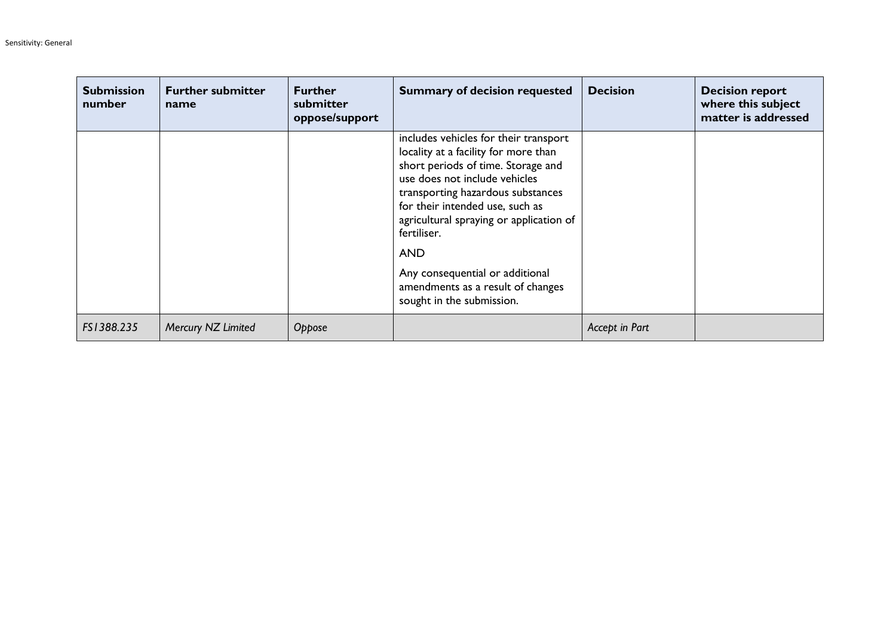| Submission number | Further submitter name | Further submitter oppose/support | Summary of decision requested | Decision | Decision report where this subject matter is addressed |
|---|---|---|---|---|---|
| | | | includes vehicles for their transport locality at a facility for more than short periods of time. Storage and use does not include vehicles transporting hazardous substances for their intended use, such as agricultural spraying or application of fertiliser.<br><br>AND<br><br>Any consequential or additional amendments as a result of changes sought in the submission. | | |
| *FS1388.235* | *Mercury NZ Limited* | *Oppose* | | *Accept in Part* | |